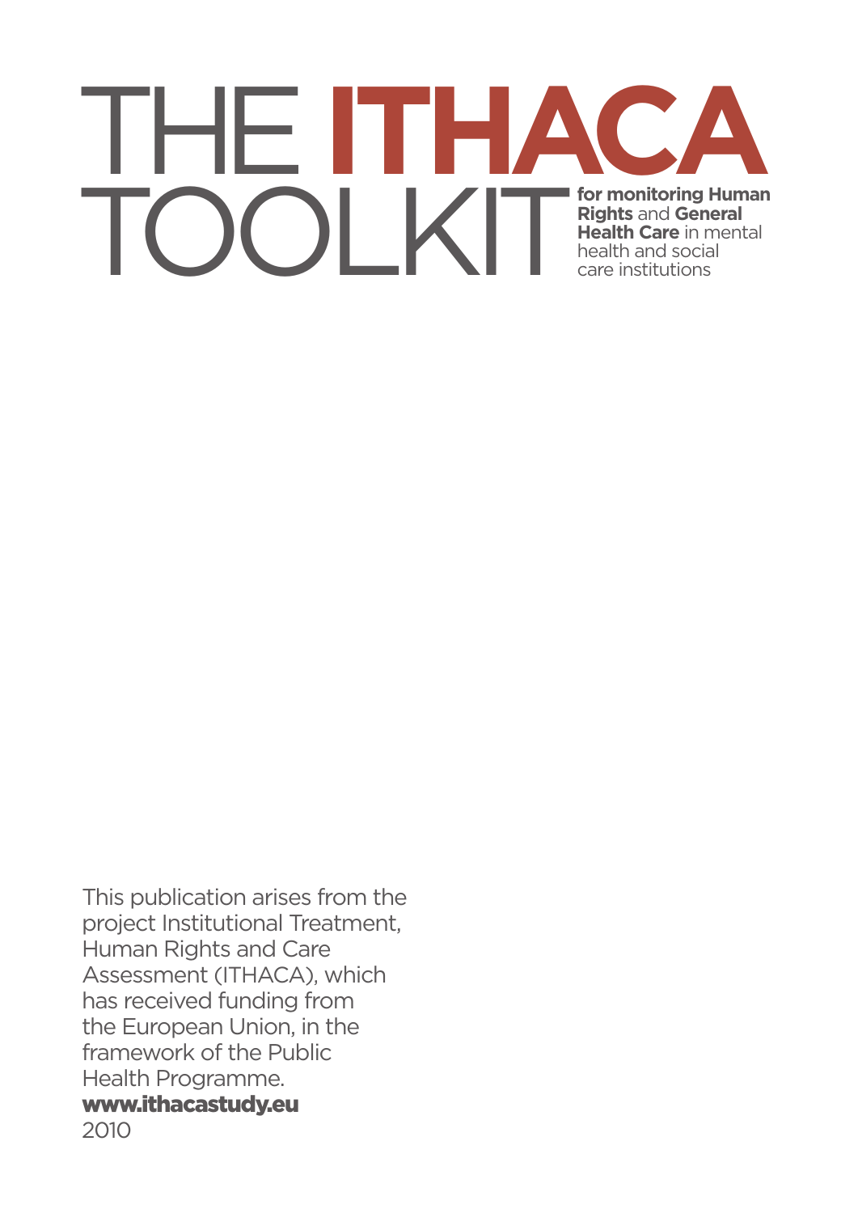# THE **ITHACA** TOOLKIT

**for monitoring Human Rights** and **General Health Care** in mental health and social care institutions

This publication arises from the project Institutional Treatment, Human Rights and Care Assessment (ITHACA), which has received funding from the European Union, in the framework of the Public Health Programme.

**www.ithacastudy.eu**

2010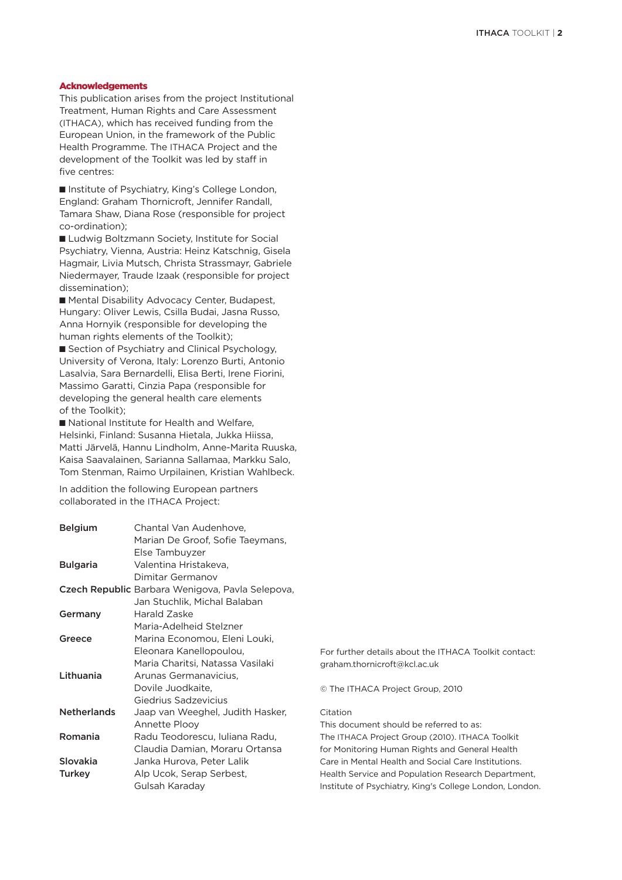## Acknowledgements

This publication arises from the project Institutional Treatment, Human Rights and Care Assessment (ITHACA), which has received funding from the European Union, in the framework of the Public Health Programme. The ITHACA Project and the development of the Toolkit was led by staff in five centres:

- Institute of Psychiatry, King's College London, England: Graham Thornicroft, Jennifer Randall, Tamara Shaw, Diana Rose (responsible for project co-ordination);
- Ludwig Boltzmann Society, Institute for Social Psychiatry, Vienna, Austria: Heinz Katschnig, Gisela Hagmair, Livia Mutsch, Christa Strassmayr, Gabriele Niedermayer, Traude Izaak (responsible for project dissemination);
- Mental Disability Advocacy Center, Budapest, Hungary: Oliver Lewis, Csilla Budai, Jasna Russo, Anna Hornyik (responsible for developing the human rights elements of the Toolkit);
- Section of Psychiatry and Clinical Psychology, University of Verona, Italy: Lorenzo Burti, Antonio Lasalvia, Sara Bernardelli, Elisa Berti, Irene Fiorini, Massimo Garatti, Cinzia Papa (responsible for developing the general health care elements of the Toolkit);
- National Institute for Health and Welfare, Helsinki, Finland: Susanna Hietala, Jukka Hiissa, Matti Järvelä, Hannu Lindholm, Anne-Marita Ruuska, Kaisa Saavalainen, Sarianna Sallamaa, Markku Salo, Tom Stenman, Raimo Urpilainen, Kristian Wahlbeck.

In addition the following European partners collaborated in the ITHACA Project:

| | |
|---|---|
| **Belgium** | Chantal Van Audenhove, Marian De Groof, Sofie Taeymans, Else Tambuyzer |
| **Bulgaria** | Valentina Hristakeva, Dimitar Germanov |
| **Czech Republic** | Barbara Wenigova, Pavla Selepova, Jan Stuchlik, Michal Balaban |
| **Germany** | Harald Zaske Maria-Adelheid Stelzner |
| **Greece** | Marina Economou, Eleni Louki, Eleonara Kanellopoulou, Maria Charitsi, Natassa Vasilaki |
| **Lithuania** | Arunas Germanavicius, Dovile Juodkaite, Giedrius Sadzevicius |
| **Netherlands** | Jaap van Weeghel, Judith Hasker, Annette Plooy |
| **Romania** | Radu Teodorescu, Iuliana Radu, Claudia Damian, Moraru Ortansa |
| **Slovakia** | Janka Hurova, Peter Lalik |
| **Turkey** | Alp Ucok, Serap Serbest, Gulsah Karaday |

For further details about the ITHACA Toolkit contact: graham.thornicroft@kcl.ac.uk

© The ITHACA Project Group, 2010

Citation

This document should be referred to as: The ITHACA Project Group (2010). ITHACA Toolkit for Monitoring Human Rights and General Health Care in Mental Health and Social Care Institutions. Health Service and Population Research Department, Institute of Psychiatry, King's College London, London.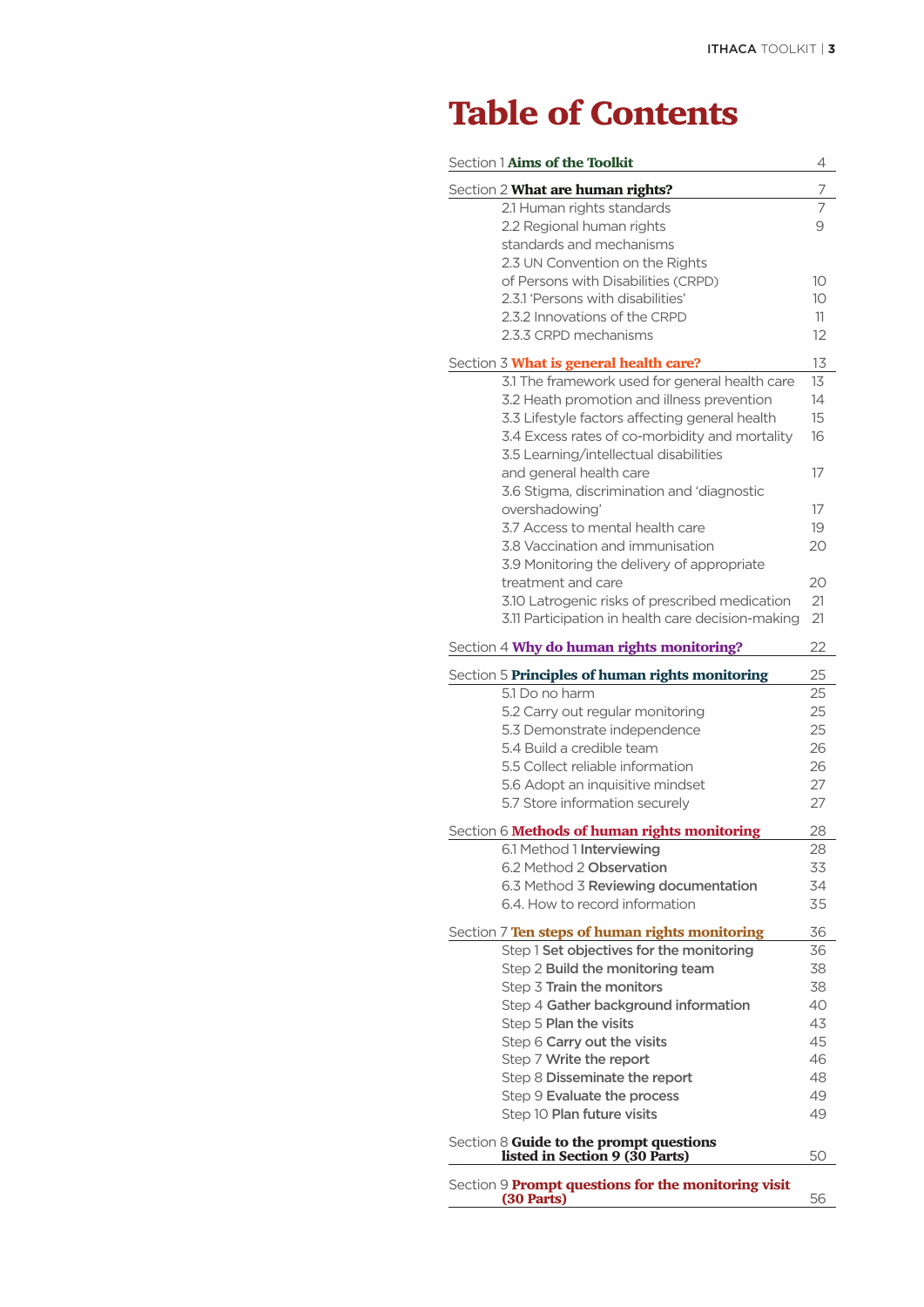# Table of Contents

| | |
|---|---|
| Section 1 **Aims of the Toolkit** | 4 |
| Section 2 **What are human rights?** | 7 |
| 2.1 Human rights standards | 7 |
| 2.2 Regional human rights standards and mechanisms | 9 |
| 2.3 UN Convention on the Rights of Persons with Disabilities (CRPD) | 10 |
| 2.3.1 'Persons with disabilities' | 10 |
| 2.3.2 Innovations of the CRPD | 11 |
| 2.3.3 CRPD mechanisms | 12 |
| Section 3 **What is general health care?** | 13 |
| 3.1 The framework used for general health care | 13 |
| 3.2 Heath promotion and illness prevention | 14 |
| 3.3 Lifestyle factors affecting general health | 15 |
| 3.4 Excess rates of co-morbidity and mortality | 16 |
| 3.5 Learning/intellectual disabilities and general health care | 17 |
| 3.6 Stigma, discrimination and 'diagnostic overshadowing' | 17 |
| 3.7 Access to mental health care | 19 |
| 3.8 Vaccination and immunisation | 20 |
| 3.9 Monitoring the delivery of appropriate treatment and care | 20 |
| 3.10 Latrogenic risks of prescribed medication | 21 |
| 3.11 Participation in health care decision-making | 21 |
| Section 4 **Why do human rights monitoring?** | 22 |
| Section 5 **Principles of human rights monitoring** | 25 |
| 5.1 Do no harm | 25 |
| 5.2 Carry out regular monitoring | 25 |
| 5.3 Demonstrate independence | 25 |
| 5.4 Build a credible team | 26 |
| 5.5 Collect reliable information | 26 |
| 5.6 Adopt an inquisitive mindset | 27 |
| 5.7 Store information securely | 27 |
| Section 6 **Methods of human rights monitoring** | 28 |
| 6.1 Method 1 **Interviewing** | 28 |
| 6.2 Method 2 **Observation** | 33 |
| 6.3 Method 3 **Reviewing documentation** | 34 |
| 6.4. How to record information | 35 |
| Section 7 **Ten steps of human rights monitoring** | 36 |
| Step 1 **Set objectives for the monitoring** | 36 |
| Step 2 **Build the monitoring team** | 38 |
| Step 3 **Train the monitors** | 38 |
| Step 4 **Gather background information** | 40 |
| Step 5 **Plan the visits** | 43 |
| Step 6 **Carry out the visits** | 45 |
| Step 7 **Write the report** | 46 |
| Step 8 **Disseminate the report** | 48 |
| Step 9 **Evaluate the process** | 49 |
| Step 10 **Plan future visits** | 49 |
| Section 8 **Guide to the prompt questions listed in Section 9 (30 Parts)** | 50 |
| Section 9 **Prompt questions for the monitoring visit (30 Parts)** | 56 |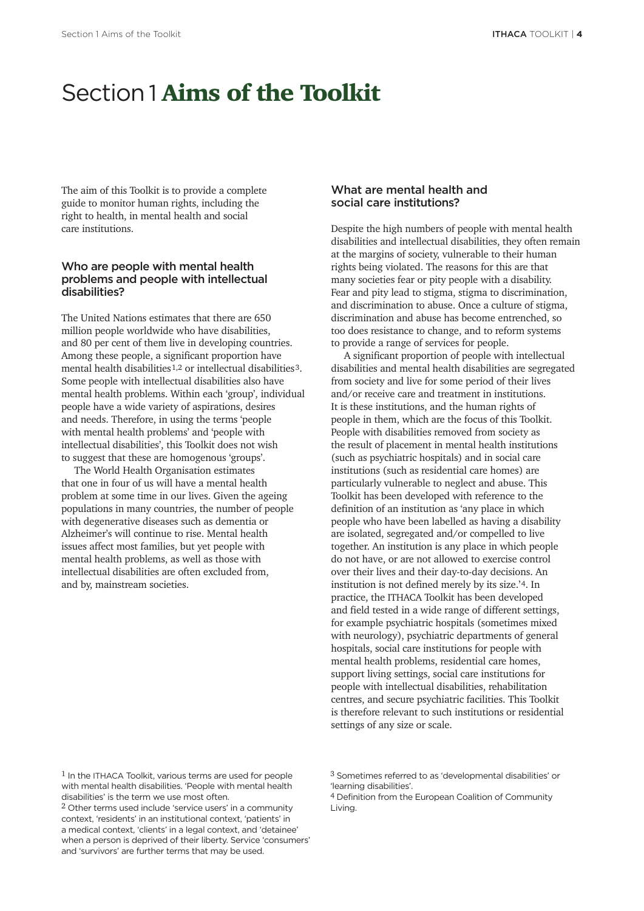# Section 1 **Aims of the Toolkit**

The aim of this Toolkit is to provide a complete guide to monitor human rights, including the right to health, in mental health and social care institutions.

### Who are people with mental health problems and people with intellectual disabilities?

The United Nations estimates that there are 650 million people worldwide who have disabilities, and 80 per cent of them live in developing countries. Among these people, a significant proportion have mental health disabilities[1,2] or intellectual disabilities[3]. Some people with intellectual disabilities also have mental health problems. Within each 'group', individual people have a wide variety of aspirations, desires and needs. Therefore, in using the terms 'people with mental health problems' and 'people with intellectual disabilities', this Toolkit does not wish to suggest that these are homogenous 'groups'.

The World Health Organisation estimates that one in four of us will have a mental health problem at some time in our lives. Given the ageing populations in many countries, the number of people with degenerative diseases such as dementia or Alzheimer's will continue to rise. Mental health issues affect most families, but yet people with mental health problems, as well as those with intellectual disabilities are often excluded from, and by, mainstream societies.

### What are mental health and social care institutions?

Despite the high numbers of people with mental health disabilities and intellectual disabilities, they often remain at the margins of society, vulnerable to their human rights being violated. The reasons for this are that many societies fear or pity people with a disability. Fear and pity lead to stigma, stigma to discrimination, and discrimination to abuse. Once a culture of stigma, discrimination and abuse has become entrenched, so too does resistance to change, and to reform systems to provide a range of services for people.

A significant proportion of people with intellectual disabilities and mental health disabilities are segregated from society and live for some period of their lives and/or receive care and treatment in institutions. It is these institutions, and the human rights of people in them, which are the focus of this Toolkit. People with disabilities removed from society as the result of placement in mental health institutions (such as psychiatric hospitals) and in social care institutions (such as residential care homes) are particularly vulnerable to neglect and abuse. This Toolkit has been developed with reference to the definition of an institution as 'any place in which people who have been labelled as having a disability are isolated, segregated and/or compelled to live together. An institution is any place in which people do not have, or are not allowed to exercise control over their lives and their day-to-day decisions. An institution is not defined merely by its size.'[4]. In practice, the ITHACA Toolkit has been developed and field tested in a wide range of different settings, for example psychiatric hospitals (sometimes mixed with neurology), psychiatric departments of general hospitals, social care institutions for people with mental health problems, residential care homes, support living settings, social care institutions for people with intellectual disabilities, rehabilitation centres, and secure psychiatric facilities. This Toolkit is therefore relevant to such institutions or residential settings of any size or scale.

---

[1] In the ITHACA Toolkit, various terms are used for people with mental health disabilities. 'People with mental health disabilities' is the term we use most often.

[2] Other terms used include 'service users' in a community context, 'residents' in an institutional context, 'patients' in a medical context, 'clients' in a legal context, and 'detainee' when a person is deprived of their liberty. Service 'consumers' and 'survivors' are further terms that may be used.

[3] Sometimes referred to as 'developmental disabilities' or 'learning disabilities'.

[4] Definition from the European Coalition of Community Living.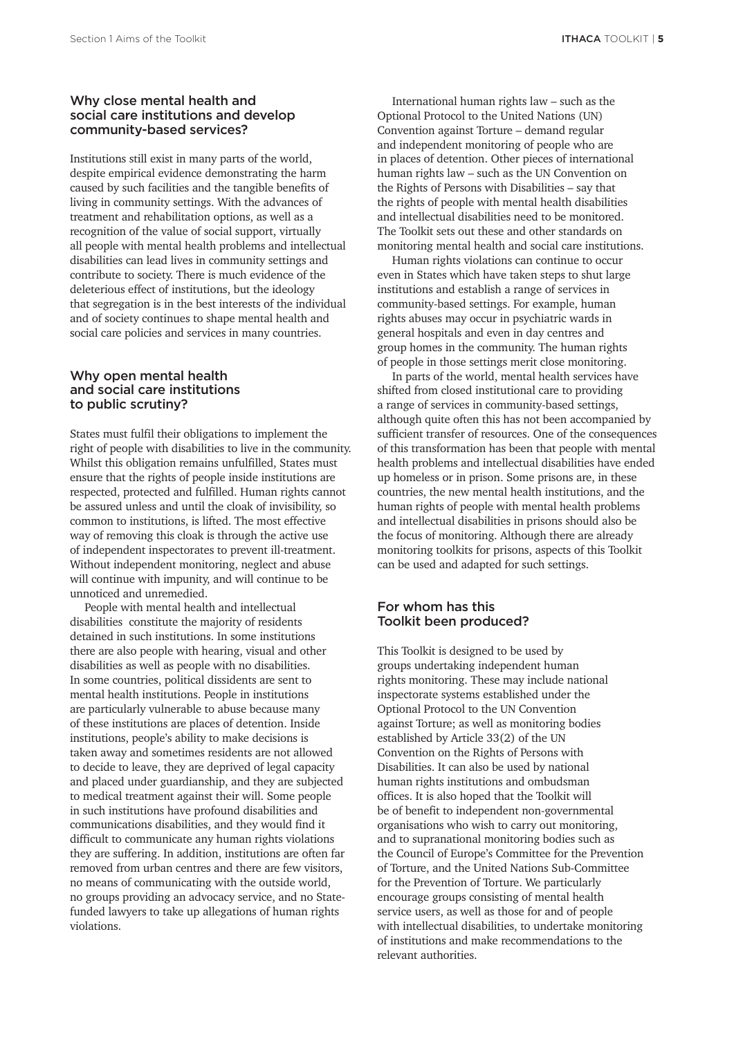## Why close mental health and social care institutions and develop community-based services?

Institutions still exist in many parts of the world, despite empirical evidence demonstrating the harm caused by such facilities and the tangible benefits of living in community settings. With the advances of treatment and rehabilitation options, as well as a recognition of the value of social support, virtually all people with mental health problems and intellectual disabilities can lead lives in community settings and contribute to society. There is much evidence of the deleterious effect of institutions, but the ideology that segregation is in the best interests of the individual and of society continues to shape mental health and social care policies and services in many countries.

## Why open mental health and social care institutions to public scrutiny?

States must fulfil their obligations to implement the right of people with disabilities to live in the community. Whilst this obligation remains unfulfilled, States must ensure that the rights of people inside institutions are respected, protected and fulfilled. Human rights cannot be assured unless and until the cloak of invisibility, so common to institutions, is lifted. The most effective way of removing this cloak is through the active use of independent inspectorates to prevent ill-treatment. Without independent monitoring, neglect and abuse will continue with impunity, and will continue to be unnoticed and unremedied.

People with mental health and intellectual disabilities constitute the majority of residents detained in such institutions. In some institutions there are also people with hearing, visual and other disabilities as well as people with no disabilities. In some countries, political dissidents are sent to mental health institutions. People in institutions are particularly vulnerable to abuse because many of these institutions are places of detention. Inside institutions, people's ability to make decisions is taken away and sometimes residents are not allowed to decide to leave, they are deprived of legal capacity and placed under guardianship, and they are subjected to medical treatment against their will. Some people in such institutions have profound disabilities and communications disabilities, and they would find it difficult to communicate any human rights violations they are suffering. In addition, institutions are often far removed from urban centres and there are few visitors, no means of communicating with the outside world, no groups providing an advocacy service, and no State-funded lawyers to take up allegations of human rights violations.

International human rights law – such as the Optional Protocol to the United Nations (UN) Convention against Torture – demand regular and independent monitoring of people who are in places of detention. Other pieces of international human rights law – such as the UN Convention on the Rights of Persons with Disabilities – say that the rights of people with mental health disabilities and intellectual disabilities need to be monitored. The Toolkit sets out these and other standards on monitoring mental health and social care institutions.

Human rights violations can continue to occur even in States which have taken steps to shut large institutions and establish a range of services in community-based settings. For example, human rights abuses may occur in psychiatric wards in general hospitals and even in day centres and group homes in the community. The human rights of people in those settings merit close monitoring.

In parts of the world, mental health services have shifted from closed institutional care to providing a range of services in community-based settings, although quite often this has not been accompanied by sufficient transfer of resources. One of the consequences of this transformation has been that people with mental health problems and intellectual disabilities have ended up homeless or in prison. Some prisons are, in these countries, the new mental health institutions, and the human rights of people with mental health problems and intellectual disabilities in prisons should also be the focus of monitoring. Although there are already monitoring toolkits for prisons, aspects of this Toolkit can be used and adapted for such settings.

## For whom has this Toolkit been produced?

This Toolkit is designed to be used by groups undertaking independent human rights monitoring. These may include national inspectorate systems established under the Optional Protocol to the UN Convention against Torture; as well as monitoring bodies established by Article 33(2) of the UN Convention on the Rights of Persons with Disabilities. It can also be used by national human rights institutions and ombudsman offices. It is also hoped that the Toolkit will be of benefit to independent non-governmental organisations who wish to carry out monitoring, and to supranational monitoring bodies such as the Council of Europe's Committee for the Prevention of Torture, and the United Nations Sub-Committee for the Prevention of Torture. We particularly encourage groups consisting of mental health service users, as well as those for and of people with intellectual disabilities, to undertake monitoring of institutions and make recommendations to the relevant authorities.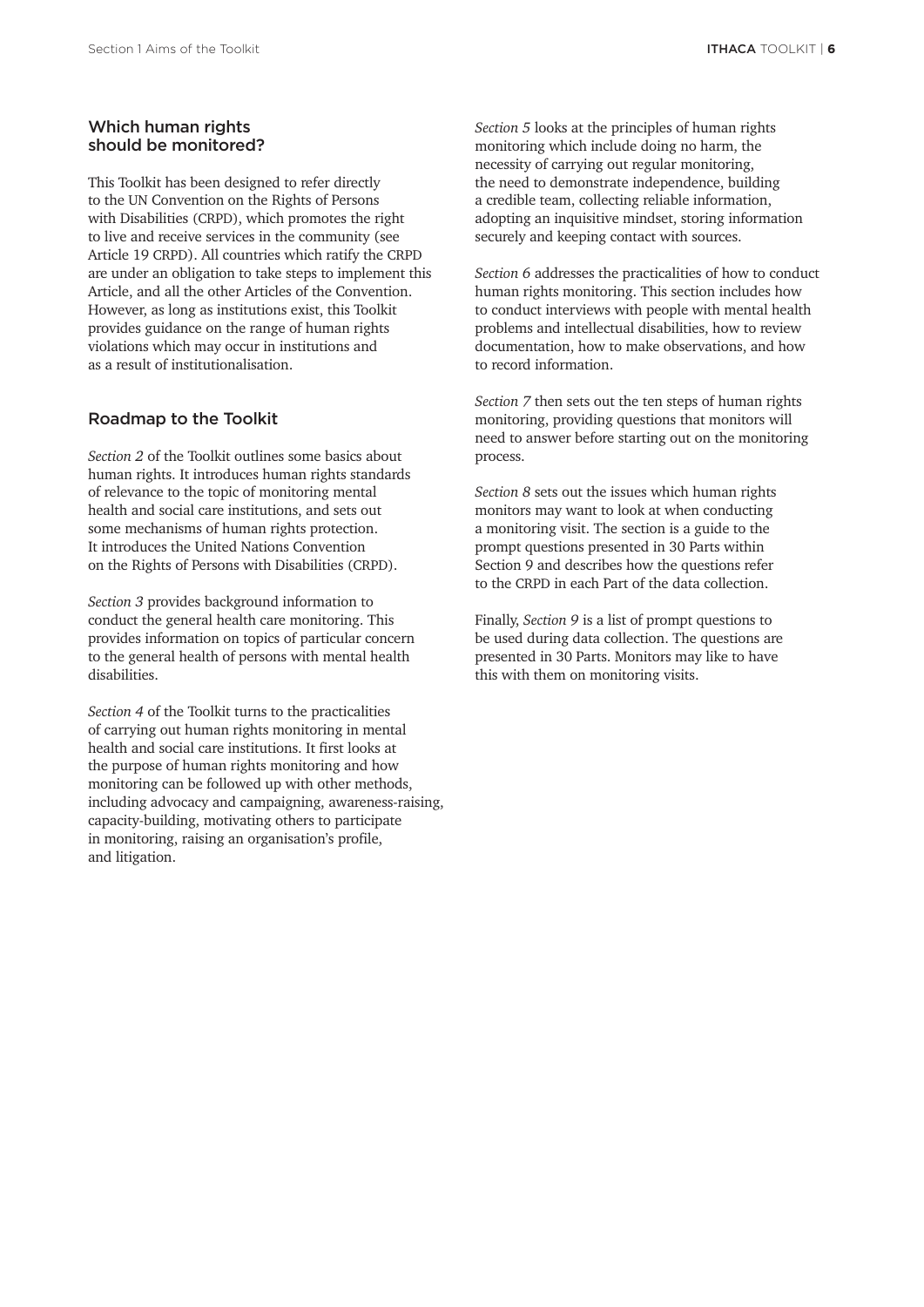## Which human rights should be monitored?

This Toolkit has been designed to refer directly to the UN Convention on the Rights of Persons with Disabilities (CRPD), which promotes the right to live and receive services in the community (see Article 19 CRPD). All countries which ratify the CRPD are under an obligation to take steps to implement this Article, and all the other Articles of the Convention. However, as long as institutions exist, this Toolkit provides guidance on the range of human rights violations which may occur in institutions and as a result of institutionalisation.

## Roadmap to the Toolkit

*Section 2* of the Toolkit outlines some basics about human rights. It introduces human rights standards of relevance to the topic of monitoring mental health and social care institutions, and sets out some mechanisms of human rights protection. It introduces the United Nations Convention on the Rights of Persons with Disabilities (CRPD).

*Section 3* provides background information to conduct the general health care monitoring. This provides information on topics of particular concern to the general health of persons with mental health disabilities.

*Section 4* of the Toolkit turns to the practicalities of carrying out human rights monitoring in mental health and social care institutions. It first looks at the purpose of human rights monitoring and how monitoring can be followed up with other methods, including advocacy and campaigning, awareness-raising, capacity-building, motivating others to participate in monitoring, raising an organisation's profile, and litigation.

*Section 5* looks at the principles of human rights monitoring which include doing no harm, the necessity of carrying out regular monitoring, the need to demonstrate independence, building a credible team, collecting reliable information, adopting an inquisitive mindset, storing information securely and keeping contact with sources.

*Section 6* addresses the practicalities of how to conduct human rights monitoring. This section includes how to conduct interviews with people with mental health problems and intellectual disabilities, how to review documentation, how to make observations, and how to record information.

*Section 7* then sets out the ten steps of human rights monitoring, providing questions that monitors will need to answer before starting out on the monitoring process.

*Section 8* sets out the issues which human rights monitors may want to look at when conducting a monitoring visit. The section is a guide to the prompt questions presented in 30 Parts within Section 9 and describes how the questions refer to the CRPD in each Part of the data collection.

Finally, *Section 9* is a list of prompt questions to be used during data collection. The questions are presented in 30 Parts. Monitors may like to have this with them on monitoring visits.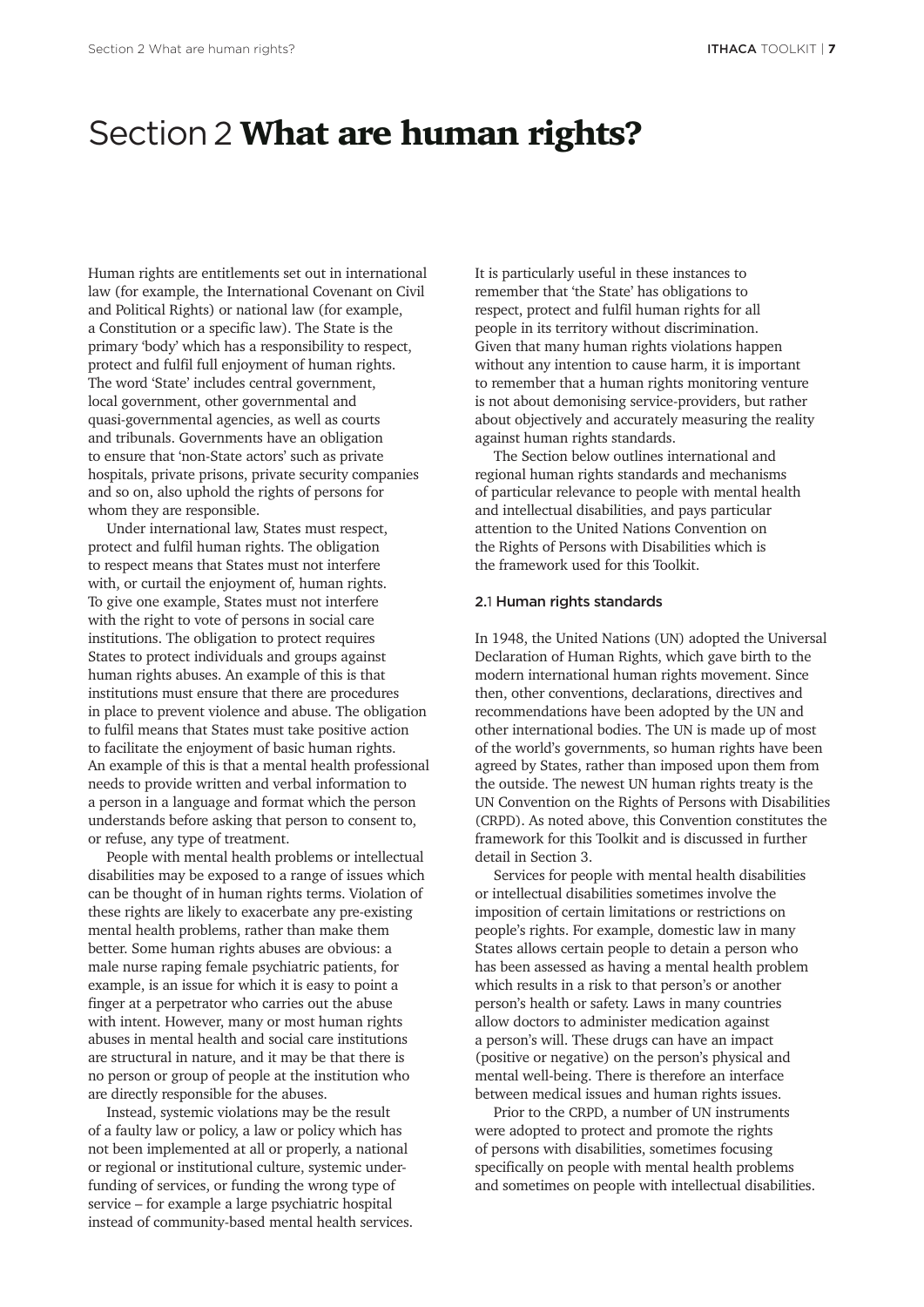# Section 2 **What are human rights?**

Human rights are entitlements set out in international law (for example, the International Covenant on Civil and Political Rights) or national law (for example, a Constitution or a specific law). The State is the primary 'body' which has a responsibility to respect, protect and fulfil full enjoyment of human rights. The word 'State' includes central government, local government, other governmental and quasi-governmental agencies, as well as courts and tribunals. Governments have an obligation to ensure that 'non-State actors' such as private hospitals, private prisons, private security companies and so on, also uphold the rights of persons for whom they are responsible.

Under international law, States must respect, protect and fulfil human rights. The obligation to respect means that States must not interfere with, or curtail the enjoyment of, human rights. To give one example, States must not interfere with the right to vote of persons in social care institutions. The obligation to protect requires States to protect individuals and groups against human rights abuses. An example of this is that institutions must ensure that there are procedures in place to prevent violence and abuse. The obligation to fulfil means that States must take positive action to facilitate the enjoyment of basic human rights. An example of this is that a mental health professional needs to provide written and verbal information to a person in a language and format which the person understands before asking that person to consent to, or refuse, any type of treatment.

People with mental health problems or intellectual disabilities may be exposed to a range of issues which can be thought of in human rights terms. Violation of these rights are likely to exacerbate any pre-existing mental health problems, rather than make them better. Some human rights abuses are obvious: a male nurse raping female psychiatric patients, for example, is an issue for which it is easy to point a finger at a perpetrator who carries out the abuse with intent. However, many or most human rights abuses in mental health and social care institutions are structural in nature, and it may be that there is no person or group of people at the institution who are directly responsible for the abuses.

Instead, systemic violations may be the result of a faulty law or policy, a law or policy which has not been implemented at all or properly, a national or regional or institutional culture, systemic under-funding of services, or funding the wrong type of service – for example a large psychiatric hospital instead of community-based mental health services.

It is particularly useful in these instances to remember that 'the State' has obligations to respect, protect and fulfil human rights for all people in its territory without discrimination. Given that many human rights violations happen without any intention to cause harm, it is important to remember that a human rights monitoring venture is not about demonising service-providers, but rather about objectively and accurately measuring the reality against human rights standards.

The Section below outlines international and regional human rights standards and mechanisms of particular relevance to people with mental health and intellectual disabilities, and pays particular attention to the United Nations Convention on the Rights of Persons with Disabilities which is the framework used for this Toolkit.

### 2.1 Human rights standards

In 1948, the United Nations (UN) adopted the Universal Declaration of Human Rights, which gave birth to the modern international human rights movement. Since then, other conventions, declarations, directives and recommendations have been adopted by the UN and other international bodies. The UN is made up of most of the world's governments, so human rights have been agreed by States, rather than imposed upon them from the outside. The newest UN human rights treaty is the UN Convention on the Rights of Persons with Disabilities (CRPD). As noted above, this Convention constitutes the framework for this Toolkit and is discussed in further detail in Section 3.

Services for people with mental health disabilities or intellectual disabilities sometimes involve the imposition of certain limitations or restrictions on people's rights. For example, domestic law in many States allows certain people to detain a person who has been assessed as having a mental health problem which results in a risk to that person's or another person's health or safety. Laws in many countries allow doctors to administer medication against a person's will. These drugs can have an impact (positive or negative) on the person's physical and mental well-being. There is therefore an interface between medical issues and human rights issues.

Prior to the CRPD, a number of UN instruments were adopted to protect and promote the rights of persons with disabilities, sometimes focusing specifically on people with mental health problems and sometimes on people with intellectual disabilities.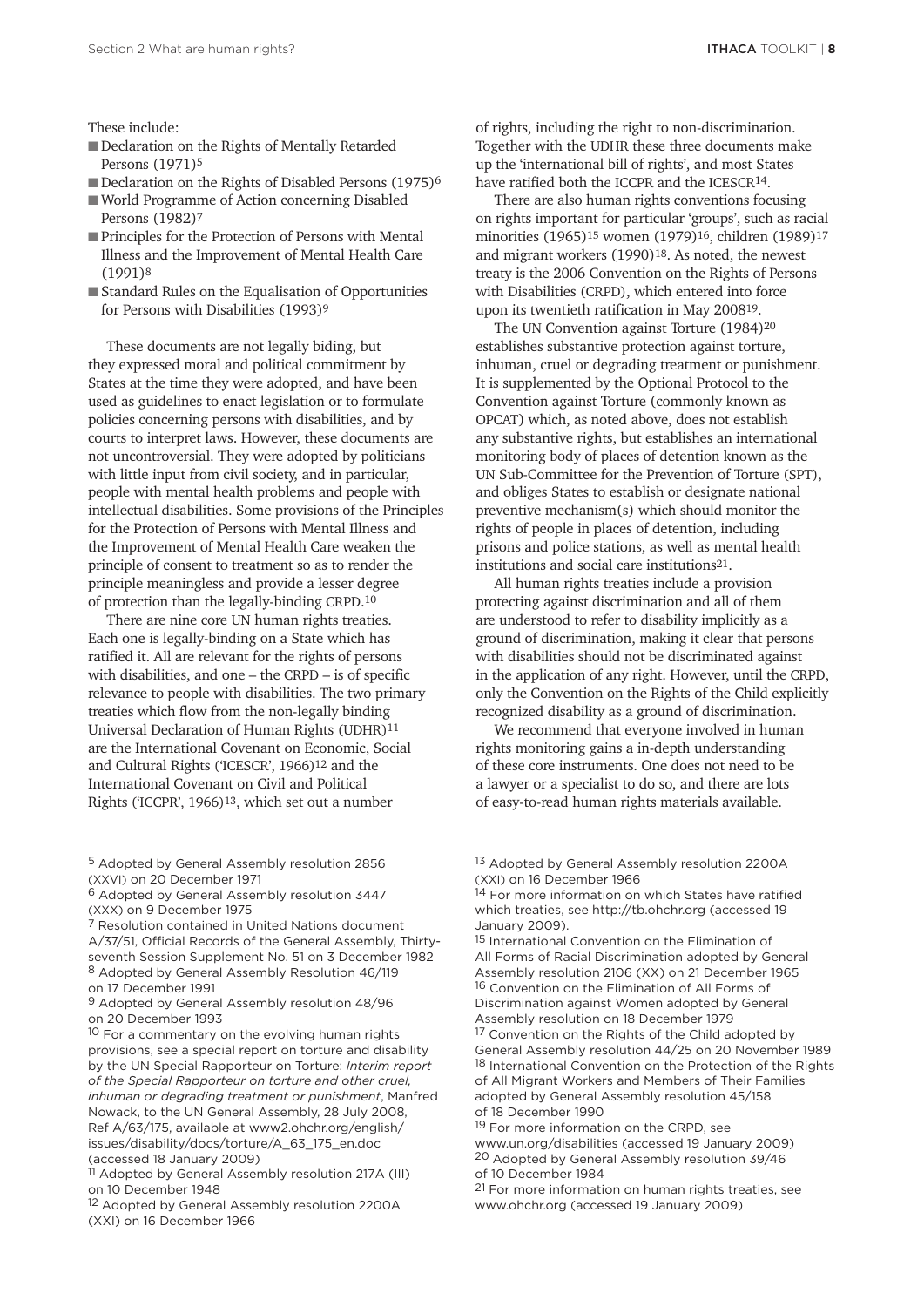These include:

- Declaration on the Rights of Mentally Retarded Persons (1971)[5]
- Declaration on the Rights of Disabled Persons (1975)[6]
- World Programme of Action concerning Disabled Persons (1982)[7]
- Principles for the Protection of Persons with Mental Illness and the Improvement of Mental Health Care (1991)[8]
- Standard Rules on the Equalisation of Opportunities for Persons with Disabilities (1993)[9]

These documents are not legally biding, but they expressed moral and political commitment by States at the time they were adopted, and have been used as guidelines to enact legislation or to formulate policies concerning persons with disabilities, and by courts to interpret laws. However, these documents are not uncontroversial. They were adopted by politicians with little input from civil society, and in particular, people with mental health problems and people with intellectual disabilities. Some provisions of the Principles for the Protection of Persons with Mental Illness and the Improvement of Mental Health Care weaken the principle of consent to treatment so as to render the principle meaningless and provide a lesser degree of protection than the legally-binding CRPD.[10]

There are nine core UN human rights treaties. Each one is legally-binding on a State which has ratified it. All are relevant for the rights of persons with disabilities, and one – the CRPD – is of specific relevance to people with disabilities. The two primary treaties which flow from the non-legally binding Universal Declaration of Human Rights (UDHR)[11] are the International Covenant on Economic, Social and Cultural Rights ('ICESCR', 1966)[12] and the International Covenant on Civil and Political Rights ('ICCPR', 1966)[13], which set out a number of rights, including the right to non-discrimination. Together with the UDHR these three documents make up the 'international bill of rights', and most States have ratified both the ICCPR and the ICESCR[14].

There are also human rights conventions focusing on rights important for particular 'groups', such as racial minorities (1965)[15] women (1979)[16], children (1989)[17] and migrant workers (1990)[18]. As noted, the newest treaty is the 2006 Convention on the Rights of Persons with Disabilities (CRPD), which entered into force upon its twentieth ratification in May 2008[19].

The UN Convention against Torture (1984)[20] establishes substantive protection against torture, inhuman, cruel or degrading treatment or punishment. It is supplemented by the Optional Protocol to the Convention against Torture (commonly known as OPCAT) which, as noted above, does not establish any substantive rights, but establishes an international monitoring body of places of detention known as the UN Sub-Committee for the Prevention of Torture (SPT), and obliges States to establish or designate national preventive mechanism(s) which should monitor the rights of people in places of detention, including prisons and police stations, as well as mental health institutions and social care institutions[21].

All human rights treaties include a provision protecting against discrimination and all of them are understood to refer to disability implicitly as a ground of discrimination, making it clear that persons with disabilities should not be discriminated against in the application of any right. However, until the CRPD, only the Convention on the Rights of the Child explicitly recognized disability as a ground of discrimination.

We recommend that everyone involved in human rights monitoring gains a in-depth understanding of these core instruments. One does not need to be a lawyer or a specialist to do so, and there are lots of easy-to-read human rights materials available.

---

[5] Adopted by General Assembly resolution 2856 (XXVI) on 20 December 1971

[6] Adopted by General Assembly resolution 3447 (XXX) on 9 December 1975

[7] Resolution contained in United Nations document A/37/51, Official Records of the General Assembly, Thirty-seventh Session Supplement No. 51 on 3 December 1982

[8] Adopted by General Assembly Resolution 46/119 on 17 December 1991

[9] Adopted by General Assembly resolution 48/96 on 20 December 1993

[10] For a commentary on the evolving human rights provisions, see a special report on torture and disability by the UN Special Rapporteur on Torture: *Interim report of the Special Rapporteur on torture and other cruel, inhuman or degrading treatment or punishment*, Manfred Nowack, to the UN General Assembly, 28 July 2008, Ref A/63/175, available at www2.ohchr.org/english/issues/disability/docs/torture/A_63_175_en.doc (accessed 18 January 2009)

[11] Adopted by General Assembly resolution 217A (III) on 10 December 1948

[12] Adopted by General Assembly resolution 2200A (XXI) on 16 December 1966

[13] Adopted by General Assembly resolution 2200A (XXI) on 16 December 1966

[14] For more information on which States have ratified which treaties, see http://tb.ohchr.org (accessed 19 January 2009).

[15] International Convention on the Elimination of All Forms of Racial Discrimination adopted by General Assembly resolution 2106 (XX) on 21 December 1965

[16] Convention on the Elimination of All Forms of Discrimination against Women adopted by General Assembly resolution on 18 December 1979

[17] Convention on the Rights of the Child adopted by General Assembly resolution 44/25 on 20 November 1989

[18] International Convention on the Protection of the Rights of All Migrant Workers and Members of Their Families adopted by General Assembly resolution 45/158 of 18 December 1990

[19] For more information on the CRPD, see www.un.org/disabilities (accessed 19 January 2009)

[20] Adopted by General Assembly resolution 39/46 of 10 December 1984

[21] For more information on human rights treaties, see www.ohchr.org (accessed 19 January 2009)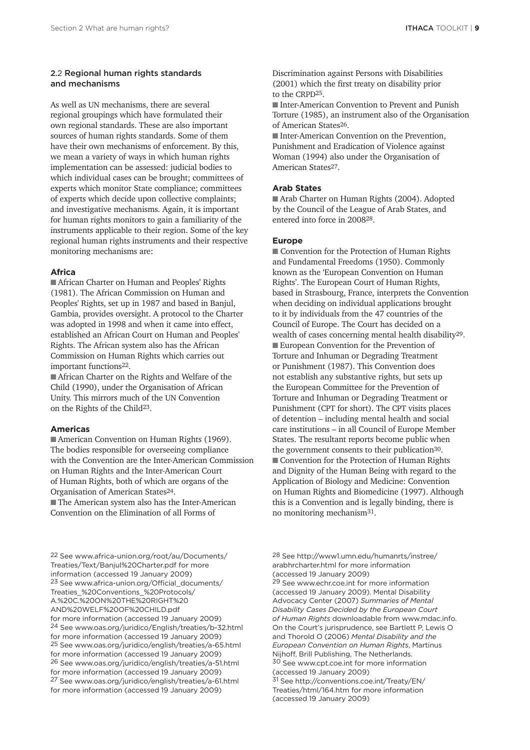## 2.2 Regional human rights standards and mechanisms

As well as UN mechanisms, there are several regional groupings which have formulated their own regional standards. These are also important sources of human rights standards. Some of them have their own mechanisms of enforcement. By this, we mean a variety of ways in which human rights implementation can be assessed: judicial bodies to which individual cases can be brought; committees of experts which monitor State compliance; committees of experts which decide upon collective complaints; and investigative mechanisms. Again, it is important for human rights monitors to gain a familiarity of the instruments applicable to their region. Some of the key regional human rights instruments and their respective monitoring mechanisms are:

### Africa

- African Charter on Human and Peoples' Rights (1981). The African Commission on Human and Peoples' Rights, set up in 1987 and based in Banjul, Gambia, provides oversight. A protocol to the Charter was adopted in 1998 and when it came into effect, established an African Court on Human and Peoples' Rights. The African system also has the African Commission on Human Rights which carries out important functions[22].
- African Charter on the Rights and Welfare of the Child (1990), under the Organisation of African Unity. This mirrors much of the UN Convention on the Rights of the Child[23].

### Americas

- American Convention on Human Rights (1969). The bodies responsible for overseeing compliance with the Convention are the Inter-American Commission on Human Rights and the Inter-American Court of Human Rights, both of which are organs of the Organisation of American States[24].
- The American system also has the Inter-American Convention on the Elimination of all Forms of Discrimination against Persons with Disabilities (2001) which the first treaty on disability prior to the CRPD[25].
- Inter-American Convention to Prevent and Punish Torture (1985), an instrument also of the Organisation of American States[26].
- Inter-American Convention on the Prevention, Punishment and Eradication of Violence against Woman (1994) also under the Organisation of American States[27].

### Arab States

- Arab Charter on Human Rights (2004). Adopted by the Council of the League of Arab States, and entered into force in 2008[28].

### Europe

- Convention for the Protection of Human Rights and Fundamental Freedoms (1950). Commonly known as the 'European Convention on Human Rights'. The European Court of Human Rights, based in Strasbourg, France, interprets the Convention when deciding on individual applications brought to it by individuals from the 47 countries of the Council of Europe. The Court has decided on a wealth of cases concerning mental health disability[29].
- European Convention for the Prevention of Torture and Inhuman or Degrading Treatment or Punishment (1987). This Convention does not establish any substantive rights, but sets up the European Committee for the Prevention of Torture and Inhuman or Degrading Treatment or Punishment (CPT for short). The CPT visits places of detention – including mental health and social care institutions – in all Council of Europe Member States. The resultant reports become public when the government consents to their publication[30].
- Convention for the Protection of Human Rights and Dignity of the Human Being with regard to the Application of Biology and Medicine: Convention on Human Rights and Biomedicine (1997). Although this is a Convention and is legally binding, there is no monitoring mechanism[31].

---

22 See www.africa-union.org/root/au/Documents/Treaties/Text/Banjul%20Charter.pdf for more information (accessed 19 January 2009)

23 See www.africa-union.org/Official_documents/Treaties_%20Conventions_%20Protocols/A.%20C.%20ON%20THE%20RIGHT%20AND%20WELF%20OF%20CHILD.pdf for more information (accessed 19 January 2009)

24 See www.oas.org/juridico/English/treaties/b-32.html for more information (accessed 19 January 2009)

25 See www.oas.org/juridico/english/treaties/a-65.html for more information (accessed 19 January 2009)

26 See www.oas.org/juridico/english/treaties/a-51.html for more information (accessed 19 January 2009)

27 See www.oas.org/juridico/english/treaties/a-61.html for more information (accessed 19 January 2009)

28 See http://www1.umn.edu/humanrts/instree/arabhrcharter.html for more information (accessed 19 January 2009)

29 See www.echr.coe.int for more information (accessed 19 January 2009). Mental Disability Advocacy Center (2007) *Summaries of Mental Disability Cases Decided by the European Court of Human Rights* downloadable from www.mdac.info. On the Court's jurisprudence, see Bartlett P, Lewis O and Thorold O (2006) *Mental Disability and the European Convention on Human Rights*, Martinus Nijhoff, Brill Publishing, The Netherlands.

30 See www.cpt.coe.int for more information (accessed 19 January 2009)

31 See http://conventions.coe.int/Treaty/EN/Treaties/html/164.htm for more information (accessed 19 January 2009)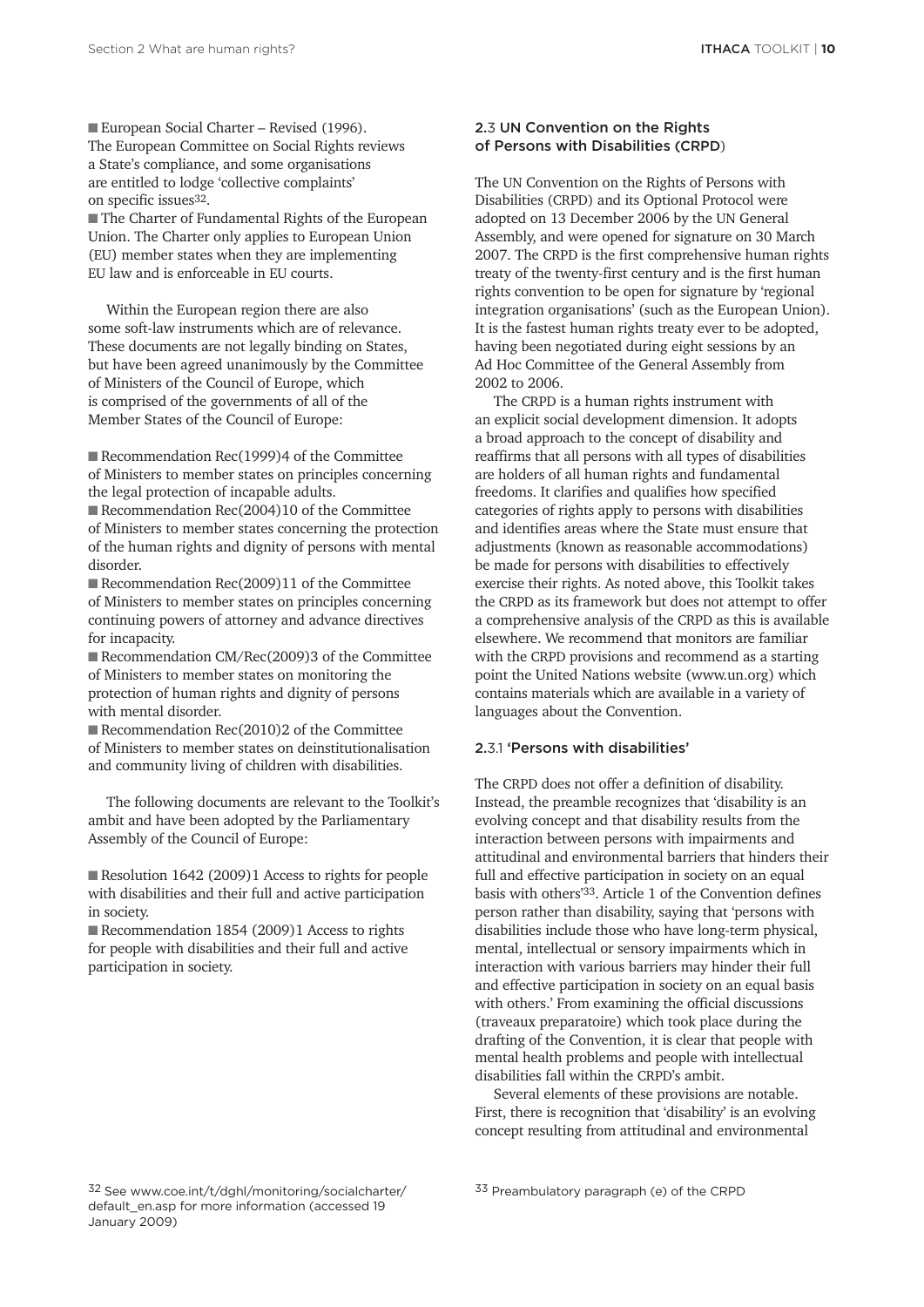- European Social Charter – Revised (1996). The European Committee on Social Rights reviews a State's compliance, and some organisations are entitled to lodge 'collective complaints' on specific issues[32].
- The Charter of Fundamental Rights of the European Union. The Charter only applies to European Union (EU) member states when they are implementing EU law and is enforceable in EU courts.

Within the European region there are also some soft-law instruments which are of relevance. These documents are not legally binding on States, but have been agreed unanimously by the Committee of Ministers of the Council of Europe, which is comprised of the governments of all of the Member States of the Council of Europe:

- Recommendation Rec(1999)4 of the Committee of Ministers to member states on principles concerning the legal protection of incapable adults.
- Recommendation Rec(2004)10 of the Committee of Ministers to member states concerning the protection of the human rights and dignity of persons with mental disorder.
- Recommendation Rec(2009)11 of the Committee of Ministers to member states on principles concerning continuing powers of attorney and advance directives for incapacity.
- Recommendation CM/Rec(2009)3 of the Committee of Ministers to member states on monitoring the protection of human rights and dignity of persons with mental disorder.
- Recommendation Rec(2010)2 of the Committee of Ministers to member states on deinstitutionalisation and community living of children with disabilities.

The following documents are relevant to the Toolkit's ambit and have been adopted by the Parliamentary Assembly of the Council of Europe:

- Resolution 1642 (2009)1 Access to rights for people with disabilities and their full and active participation in society.
- Recommendation 1854 (2009)1 Access to rights for people with disabilities and their full and active participation in society.

### 2.3 UN Convention on the Rights of Persons with Disabilities (CRPD)

The UN Convention on the Rights of Persons with Disabilities (CRPD) and its Optional Protocol were adopted on 13 December 2006 by the UN General Assembly, and were opened for signature on 30 March 2007. The CRPD is the first comprehensive human rights treaty of the twenty-first century and is the first human rights convention to be open for signature by 'regional integration organisations' (such as the European Union). It is the fastest human rights treaty ever to be adopted, having been negotiated during eight sessions by an Ad Hoc Committee of the General Assembly from 2002 to 2006.

The CRPD is a human rights instrument with an explicit social development dimension. It adopts a broad approach to the concept of disability and reaffirms that all persons with all types of disabilities are holders of all human rights and fundamental freedoms. It clarifies and qualifies how specified categories of rights apply to persons with disabilities and identifies areas where the State must ensure that adjustments (known as reasonable accommodations) be made for persons with disabilities to effectively exercise their rights. As noted above, this Toolkit takes the CRPD as its framework but does not attempt to offer a comprehensive analysis of the CRPD as this is available elsewhere. We recommend that monitors are familiar with the CRPD provisions and recommend as a starting point the United Nations website (www.un.org) which contains materials which are available in a variety of languages about the Convention.

#### 2.3.1 'Persons with disabilities'

The CRPD does not offer a definition of disability. Instead, the preamble recognizes that 'disability is an evolving concept and that disability results from the interaction between persons with impairments and attitudinal and environmental barriers that hinders their full and effective participation in society on an equal basis with others'[33]. Article 1 of the Convention defines person rather than disability, saying that 'persons with disabilities include those who have long-term physical, mental, intellectual or sensory impairments which in interaction with various barriers may hinder their full and effective participation in society on an equal basis with others.' From examining the official discussions (traveaux preparatoire) which took place during the drafting of the Convention, it is clear that people with mental health problems and people with intellectual disabilities fall within the CRPD's ambit.

Several elements of these provisions are notable. First, there is recognition that 'disability' is an evolving concept resulting from attitudinal and environmental

[32] See www.coe.int/t/dghl/monitoring/socialcharter/default_en.asp for more information (accessed 19 January 2009)

[33] Preambulatory paragraph (e) of the CRPD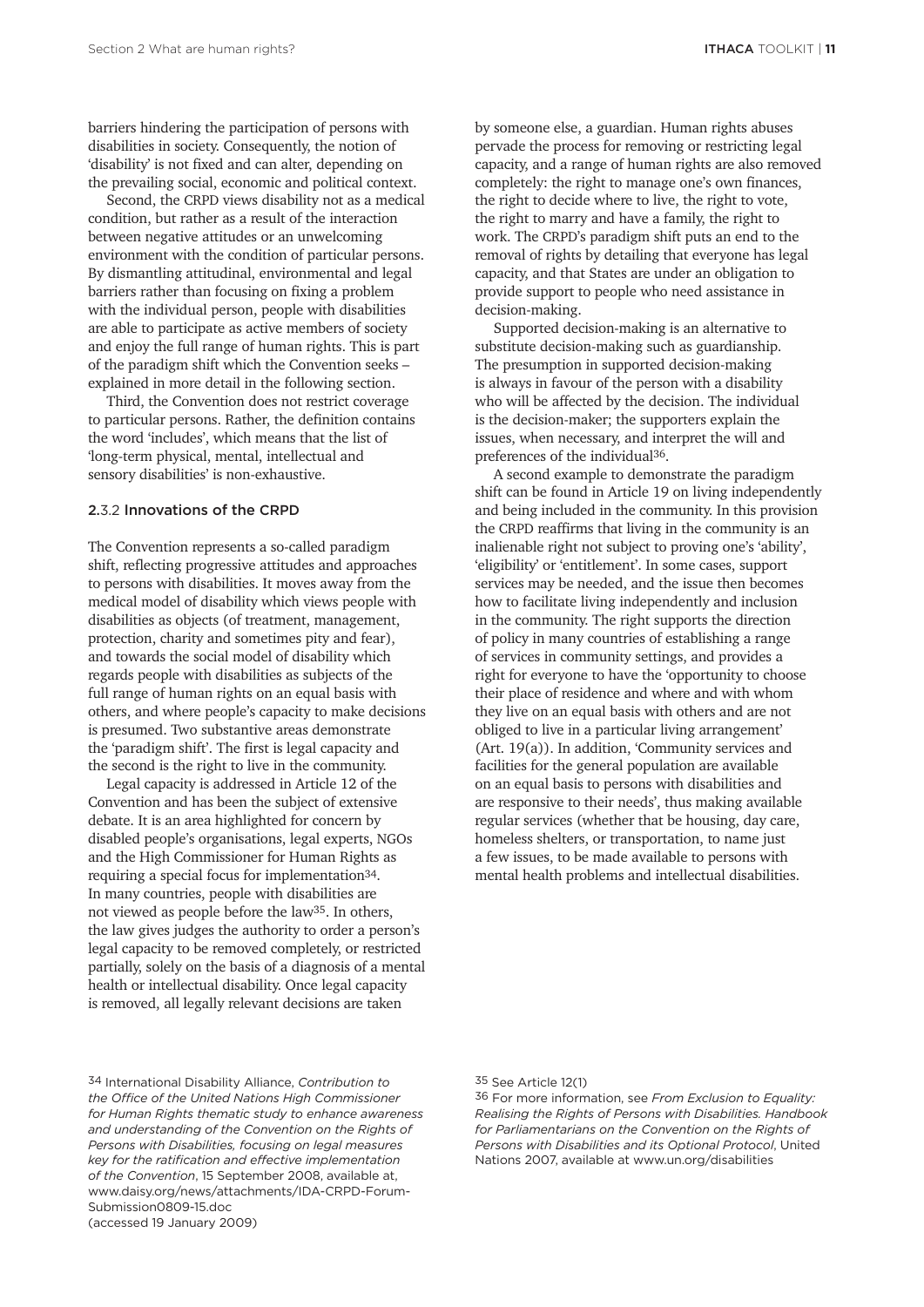barriers hindering the participation of persons with disabilities in society. Consequently, the notion of 'disability' is not fixed and can alter, depending on the prevailing social, economic and political context.

Second, the CRPD views disability not as a medical condition, but rather as a result of the interaction between negative attitudes or an unwelcoming environment with the condition of particular persons. By dismantling attitudinal, environmental and legal barriers rather than focusing on fixing a problem with the individual person, people with disabilities are able to participate as active members of society and enjoy the full range of human rights. This is part of the paradigm shift which the Convention seeks – explained in more detail in the following section.

Third, the Convention does not restrict coverage to particular persons. Rather, the definition contains the word 'includes', which means that the list of 'long-term physical, mental, intellectual and sensory disabilities' is non-exhaustive.

### 2.3.2 Innovations of the CRPD

The Convention represents a so-called paradigm shift, reflecting progressive attitudes and approaches to persons with disabilities. It moves away from the medical model of disability which views people with disabilities as objects (of treatment, management, protection, charity and sometimes pity and fear), and towards the social model of disability which regards people with disabilities as subjects of the full range of human rights on an equal basis with others, and where people's capacity to make decisions is presumed. Two substantive areas demonstrate the 'paradigm shift'. The first is legal capacity and the second is the right to live in the community.

Legal capacity is addressed in Article 12 of the Convention and has been the subject of extensive debate. It is an area highlighted for concern by disabled people's organisations, legal experts, NGOs and the High Commissioner for Human Rights as requiring a special focus for implementation[34]. In many countries, people with disabilities are not viewed as people before the law[35]. In others, the law gives judges the authority to order a person's legal capacity to be removed completely, or restricted partially, solely on the basis of a diagnosis of a mental health or intellectual disability. Once legal capacity is removed, all legally relevant decisions are taken by someone else, a guardian. Human rights abuses pervade the process for removing or restricting legal capacity, and a range of human rights are also removed completely: the right to manage one's own finances, the right to decide where to live, the right to vote, the right to marry and have a family, the right to work. The CRPD's paradigm shift puts an end to the removal of rights by detailing that everyone has legal capacity, and that States are under an obligation to provide support to people who need assistance in decision-making.

Supported decision-making is an alternative to substitute decision-making such as guardianship. The presumption in supported decision-making is always in favour of the person with a disability who will be affected by the decision. The individual is the decision-maker; the supporters explain the issues, when necessary, and interpret the will and preferences of the individual[36].

A second example to demonstrate the paradigm shift can be found in Article 19 on living independently and being included in the community. In this provision the CRPD reaffirms that living in the community is an inalienable right not subject to proving one's 'ability', 'eligibility' or 'entitlement'. In some cases, support services may be needed, and the issue then becomes how to facilitate living independently and inclusion in the community. The right supports the direction of policy in many countries of establishing a range of services in community settings, and provides a right for everyone to have the 'opportunity to choose their place of residence and where and with whom they live on an equal basis with others and are not obliged to live in a particular living arrangement' (Art. 19(a)). In addition, 'Community services and facilities for the general population are available on an equal basis to persons with disabilities and are responsive to their needs', thus making available regular services (whether that be housing, day care, homeless shelters, or transportation, to name just a few issues, to be made available to persons with mental health problems and intellectual disabilities.

---

[34] International Disability Alliance, *Contribution to the Office of the United Nations High Commissioner for Human Rights thematic study to enhance awareness and understanding of the Convention on the Rights of Persons with Disabilities, focusing on legal measures key for the ratification and effective implementation of the Convention*, 15 September 2008, available at, www.daisy.org/news/attachments/IDA-CRPD-Forum-Submission0809-15.doc (accessed 19 January 2009)

[35] See Article 12(1)

[36] For more information, see *From Exclusion to Equality: Realising the Rights of Persons with Disabilities. Handbook for Parliamentarians on the Convention on the Rights of Persons with Disabilities and its Optional Protocol*, United Nations 2007, available at www.un.org/disabilities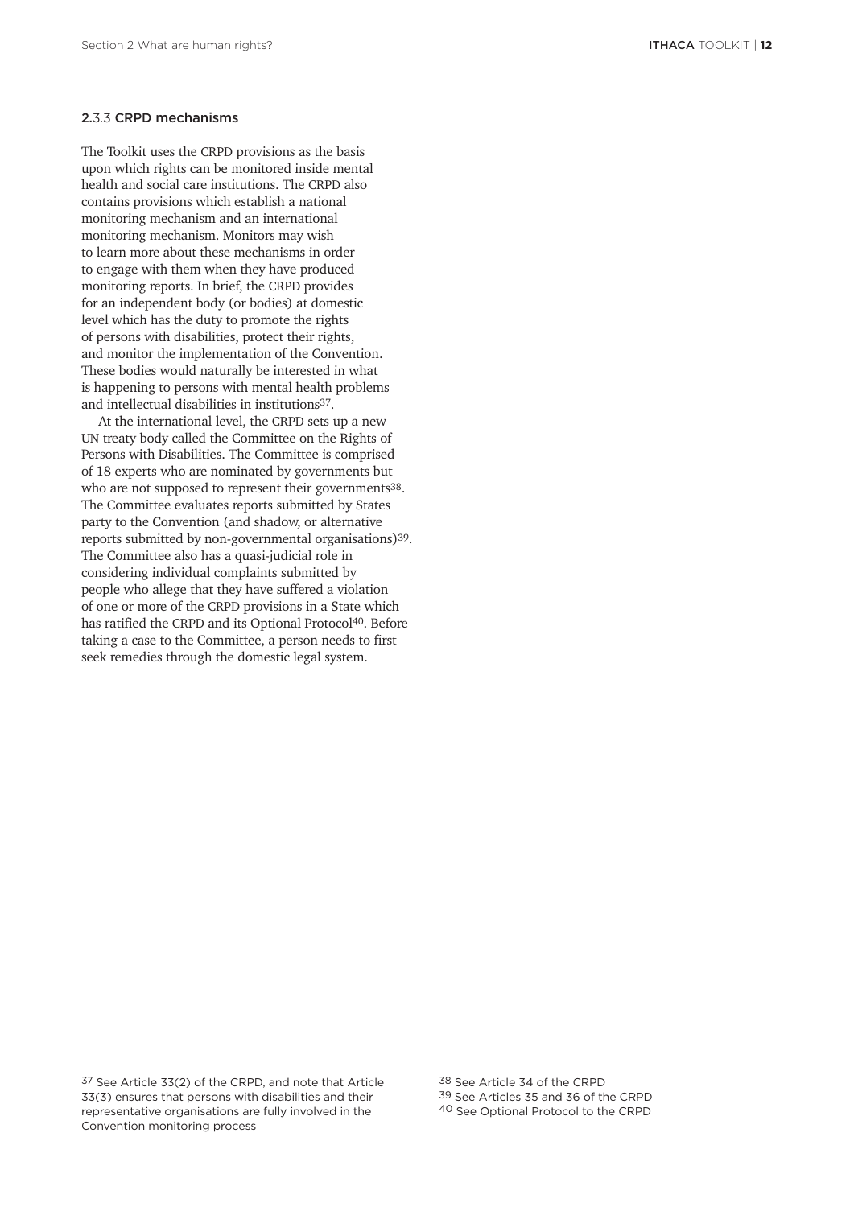### 2.3.3 CRPD mechanisms

The Toolkit uses the CRPD provisions as the basis upon which rights can be monitored inside mental health and social care institutions. The CRPD also contains provisions which establish a national monitoring mechanism and an international monitoring mechanism. Monitors may wish to learn more about these mechanisms in order to engage with them when they have produced monitoring reports. In brief, the CRPD provides for an independent body (or bodies) at domestic level which has the duty to promote the rights of persons with disabilities, protect their rights, and monitor the implementation of the Convention. These bodies would naturally be interested in what is happening to persons with mental health problems and intellectual disabilities in institutions[37].

At the international level, the CRPD sets up a new UN treaty body called the Committee on the Rights of Persons with Disabilities. The Committee is comprised of 18 experts who are nominated by governments but who are not supposed to represent their governments[38]. The Committee evaluates reports submitted by States party to the Convention (and shadow, or alternative reports submitted by non-governmental organisations)[39]. The Committee also has a quasi-judicial role in considering individual complaints submitted by people who allege that they have suffered a violation of one or more of the CRPD provisions in a State which has ratified the CRPD and its Optional Protocol[40]. Before taking a case to the Committee, a person needs to first seek remedies through the domestic legal system.

[37] See Article 33(2) of the CRPD, and note that Article 33(3) ensures that persons with disabilities and their representative organisations are fully involved in the Convention monitoring process

[38] See Article 34 of the CRPD

[39] See Articles 35 and 36 of the CRPD

[40] See Optional Protocol to the CRPD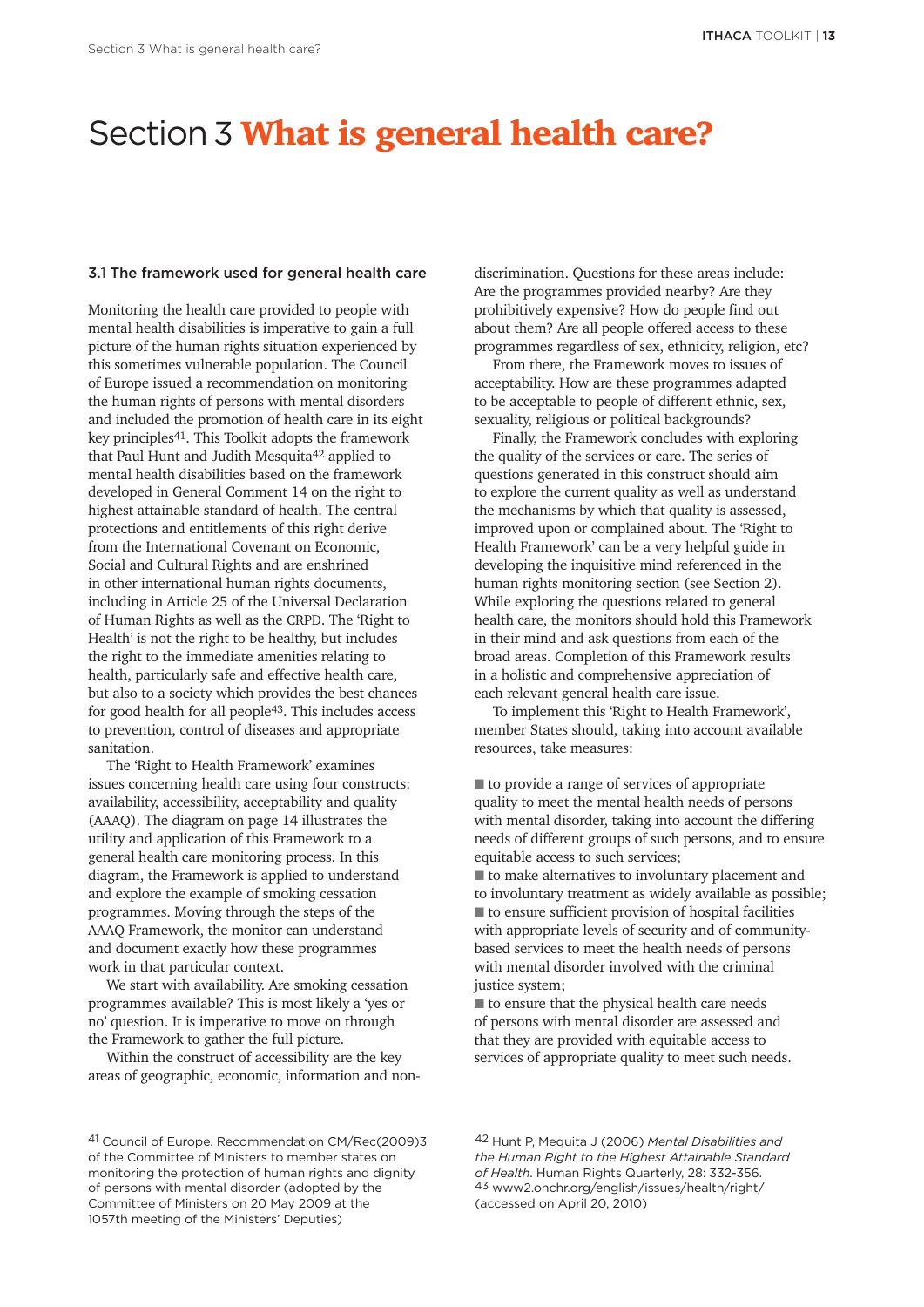# Section 3 **What is general health care?**

### 3.1 The framework used for general health care

Monitoring the health care provided to people with mental health disabilities is imperative to gain a full picture of the human rights situation experienced by this sometimes vulnerable population. The Council of Europe issued a recommendation on monitoring the human rights of persons with mental disorders and included the promotion of health care in its eight key principles[41]. This Toolkit adopts the framework that Paul Hunt and Judith Mesquita[42] applied to mental health disabilities based on the framework developed in General Comment 14 on the right to highest attainable standard of health. The central protections and entitlements of this right derive from the International Covenant on Economic, Social and Cultural Rights and are enshrined in other international human rights documents, including in Article 25 of the Universal Declaration of Human Rights as well as the CRPD. The 'Right to Health' is not the right to be healthy, but includes the right to the immediate amenities relating to health, particularly safe and effective health care, but also to a society which provides the best chances for good health for all people[43]. This includes access to prevention, control of diseases and appropriate sanitation.

The 'Right to Health Framework' examines issues concerning health care using four constructs: availability, accessibility, acceptability and quality (AAAQ). The diagram on page 14 illustrates the utility and application of this Framework to a general health care monitoring process. In this diagram, the Framework is applied to understand and explore the example of smoking cessation programmes. Moving through the steps of the AAAQ Framework, the monitor can understand and document exactly how these programmes work in that particular context.

We start with availability. Are smoking cessation programmes available? This is most likely a 'yes or no' question. It is imperative to move on through the Framework to gather the full picture.

Within the construct of accessibility are the key areas of geographic, economic, information and non-discrimination. Questions for these areas include: Are the programmes provided nearby? Are they prohibitively expensive? How do people find out about them? Are all people offered access to these programmes regardless of sex, ethnicity, religion, etc?

From there, the Framework moves to issues of acceptability. How are these programmes adapted to be acceptable to people of different ethnic, sex, sexuality, religious or political backgrounds?

Finally, the Framework concludes with exploring the quality of the services or care. The series of questions generated in this construct should aim to explore the current quality as well as understand the mechanisms by which that quality is assessed, improved upon or complained about. The 'Right to Health Framework' can be a very helpful guide in developing the inquisitive mind referenced in the human rights monitoring section (see Section 2). While exploring the questions related to general health care, the monitors should hold this Framework in their mind and ask questions from each of the broad areas. Completion of this Framework results in a holistic and comprehensive appreciation of each relevant general health care issue.

To implement this 'Right to Health Framework', member States should, taking into account available resources, take measures:

- to provide a range of services of appropriate quality to meet the mental health needs of persons with mental disorder, taking into account the differing needs of different groups of such persons, and to ensure equitable access to such services;
- to make alternatives to involuntary placement and to involuntary treatment as widely available as possible;
- to ensure sufficient provision of hospital facilities with appropriate levels of security and of community-based services to meet the health needs of persons with mental disorder involved with the criminal justice system;
- to ensure that the physical health care needs of persons with mental disorder are assessed and that they are provided with equitable access to services of appropriate quality to meet such needs.

---

[41] Council of Europe. Recommendation CM/Rec(2009)3 of the Committee of Ministers to member states on monitoring the protection of human rights and dignity of persons with mental disorder (adopted by the Committee of Ministers on 20 May 2009 at the 1057th meeting of the Ministers' Deputies)

[42] Hunt P, Mequita J (2006) *Mental Disabilities and the Human Right to the Highest Attainable Standard of Health*. Human Rights Quarterly, 28: 332-356.

[43] www2.ohchr.org/english/issues/health/right/ (accessed on April 20, 2010)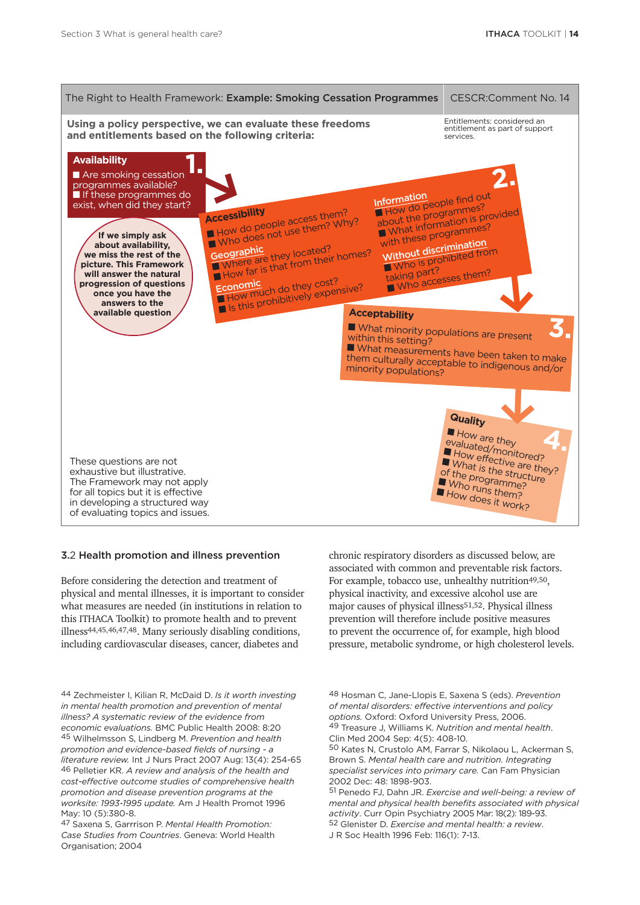The Right to Health Framework: **Example: Smoking Cessation Programmes** | CESCR:Comment No. 14

**Using a policy perspective, we can evaluate these freedoms and entitlements based on the following criteria:**

Entitlements: considered an entitlement as part of support services.

**1. Availability**
- Are smoking cessation programmes available?
- If these programmes do exist, when did they start?

**If we simply ask about availability, we miss the rest of the picture. This Framework will answer the natural progression of questions once you have the answers to the available question**

**2.**

**Accessibility**
- How do people access them?
- Who does not use them? Why?

**Geographic**
- Where are they located?
- How far is that from their homes?

**Economic**
- How much do they cost?
- Is this prohibitively expensive?

**Information**
- How do people find out about the programmes?
- What information is provided with these programmes?

**Without discrimination**
- Who is prohibited from taking part?
- Who accesses them?

**3. Acceptability**
- What minority populations are present within this setting?
- What measurements have been taken to make them culturally acceptable to indigenous and/or minority populations?

**4. Quality**
- How are they evaluated/monitored?
- How effective are they?
- What is the structure of the programme?
- Who runs them?
- How does it work?

These questions are not exhaustive but illustrative. The Framework may not apply for all topics but it is effective in developing a structured way of evaluating topics and issues.

### 3.2 Health promotion and illness prevention

Before considering the detection and treatment of physical and mental illnesses, it is important to consider what measures are needed (in institutions in relation to this ITHACA Toolkit) to promote health and to prevent illness[44,45,46,47,48]. Many seriously disabling conditions, including cardiovascular diseases, cancer, diabetes and chronic respiratory disorders as discussed below, are associated with common and preventable risk factors. For example, tobacco use, unhealthy nutrition[49,50], physical inactivity, and excessive alcohol use are major causes of physical illness[51,52]. Physical illness prevention will therefore include positive measures to prevent the occurrence of, for example, high blood pressure, metabolic syndrome, or high cholesterol levels.

---

44 Zechmeister I, Kilian R, McDaid D. *Is it worth investing in mental health promotion and prevention of mental illness? A systematic review of the evidence from economic evaluations.* BMC Public Health 2008: 8:20

45 Wilhelmsson S, Lindberg M. *Prevention and health promotion and evidence-based fields of nursing - a literature review.* Int J Nurs Pract 2007 Aug: 13(4): 254-65

46 Pelletier KR. *A review and analysis of the health and cost-effective outcome studies of comprehensive health promotion and disease prevention programs at the worksite: 1993-1995 update.* Am J Health Promot 1996 May: 10 (5):380-8.

47 Saxena S, Garrrison P. *Mental Health Promotion: Case Studies from Countries.* Geneva: World Health Organisation; 2004

48 Hosman C, Jane-Llopis E, Saxena S (eds). *Prevention of mental disorders: effective interventions and policy options.* Oxford: Oxford University Press, 2006.

49 Treasure J, Williams K. *Nutrition and mental health.* Clin Med 2004 Sep: 4(5): 408-10.

50 Kates N, Crustolo AM, Farrar S, Nikolaou L, Ackerman S, Brown S. *Mental health care and nutrition. Integrating specialist services into primary care.* Can Fam Physician 2002 Dec: 48: 1898-903.

51 Penedo FJ, Dahn JR. *Exercise and well-being: a review of mental and physical health benefits associated with physical activity.* Curr Opin Psychiatry 2005 Mar: 18(2): 189-93.

52 Glenister D. *Exercise and mental health: a review.* J R Soc Health 1996 Feb: 116(1): 7-13.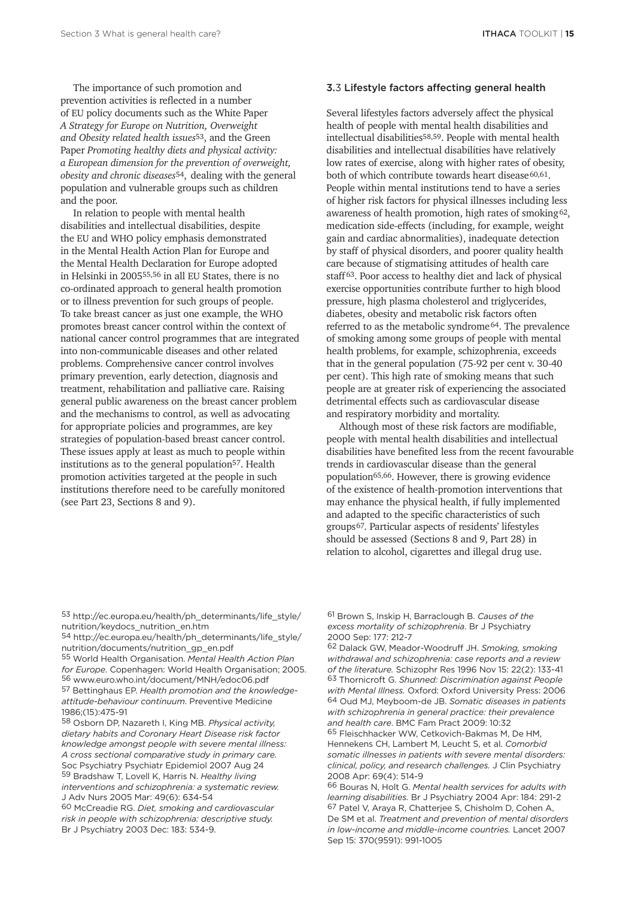The importance of such promotion and prevention activities is reflected in a number of EU policy documents such as the White Paper *A Strategy for Europe on Nutrition, Overweight and Obesity related health issues*[53], and the Green Paper *Promoting healthy diets and physical activity: a European dimension for the prevention of overweight, obesity and chronic diseases*[54], dealing with the general population and vulnerable groups such as children and the poor.

In relation to people with mental health disabilities and intellectual disabilities, despite the EU and WHO policy emphasis demonstrated in the Mental Health Action Plan for Europe and the Mental Health Declaration for Europe adopted in Helsinki in 2005[55,56] in all EU States, there is no co-ordinated approach to general health promotion or to illness prevention for such groups of people. To take breast cancer as just one example, the WHO promotes breast cancer control within the context of national cancer control programmes that are integrated into non-communicable diseases and other related problems. Comprehensive cancer control involves primary prevention, early detection, diagnosis and treatment, rehabilitation and palliative care. Raising general public awareness on the breast cancer problem and the mechanisms to control, as well as advocating for appropriate policies and programmes, are key strategies of population-based breast cancer control. These issues apply at least as much to people within institutions as to the general population[57]. Health promotion activities targeted at the people in such institutions therefore need to be carefully monitored (see Part 23, Sections 8 and 9).

### 3.3 Lifestyle factors affecting general health

Several lifestyles factors adversely affect the physical health of people with mental health disabilities and intellectual disabilities[58,59]. People with mental health disabilities and intellectual disabilities have relatively low rates of exercise, along with higher rates of obesity, both of which contribute towards heart disease[60,61]. People within mental institutions tend to have a series of higher risk factors for physical illnesses including less awareness of health promotion, high rates of smoking[62], medication side-effects (including, for example, weight gain and cardiac abnormalities), inadequate detection by staff of physical disorders, and poorer quality health care because of stigmatising attitudes of health care staff[63]. Poor access to healthy diet and lack of physical exercise opportunities contribute further to high blood pressure, high plasma cholesterol and triglycerides, diabetes, obesity and metabolic risk factors often referred to as the metabolic syndrome[64]. The prevalence of smoking among some groups of people with mental health problems, for example, schizophrenia, exceeds that in the general population (75-92 per cent v. 30-40 per cent). This high rate of smoking means that such people are at greater risk of experiencing the associated detrimental effects such as cardiovascular disease and respiratory morbidity and mortality.

Although most of these risk factors are modifiable, people with mental health disabilities and intellectual disabilities have benefited less from the recent favourable trends in cardiovascular disease than the general population[65,66]. However, there is growing evidence of the existence of health-promotion interventions that may enhance the physical health, if fully implemented and adapted to the specific characteristics of such groups[67]. Particular aspects of residents' lifestyles should be assessed (Sections 8 and 9, Part 28) in relation to alcohol, cigarettes and illegal drug use.

---

53 http://ec.europa.eu/health/ph_determinants/life_style/nutrition/keydocs_nutrition_en.htm

54 http://ec.europa.eu/health/ph_determinants/life_style/nutrition/documents/nutrition_gp_en.pdf

55 World Health Organisation. *Mental Health Action Plan for Europe*. Copenhagen: World Health Organisation; 2005.

56 www.euro.who.int/document/MNH/edoc06.pdf

57 Bettinghaus EP. *Health promotion and the knowledge-attitude-behaviour continuum*. Preventive Medicine 1986;(15):475-91

58 Osborn DP, Nazareth I, King MB. *Physical activity, dietary habits and Coronary Heart Disease risk factor knowledge amongst people with severe mental illness: A cross sectional comparative study in primary care.* Soc Psychiatry Psychiatr Epidemiol 2007 Aug 24

59 Bradshaw T, Lovell K, Harris N. *Healthy living interventions and schizophrenia: a systematic review.* J Adv Nurs 2005 Mar: 49(6): 634-54

60 McCreadie RG. *Diet, smoking and cardiovascular risk in people with schizophrenia: descriptive study.* Br J Psychiatry 2003 Dec: 183: 534-9.

61 Brown S, Inskip H, Barraclough B. *Causes of the excess mortality of schizophrenia*. Br J Psychiatry 2000 Sep: 177: 212-7

62 Dalack GW, Meador-Woodruff JH. *Smoking, smoking withdrawal and schizophrenia: case reports and a review of the literature.* Schizophr Res 1996 Nov 15: 22(2): 133-41

63 Thornicroft G. *Shunned: Discrimination against People with Mental Illness.* Oxford: Oxford University Press: 2006

64 Oud MJ, Meyboom-de JB. *Somatic diseases in patients with schizophrenia in general practice: their prevalence and health care*. BMC Fam Pract 2009: 10:32

65 Fleischhacker WW, Cetkovich-Bakmas M, De HM, Hennekens CH, Lambert M, Leucht S, et al. *Comorbid somatic illnesses in patients with severe mental disorders: clinical, policy, and research challenges.* J Clin Psychiatry 2008 Apr: 69(4): 514-9

66 Bouras N, Holt G. *Mental health services for adults with learning disabilities.* Br J Psychiatry 2004 Apr: 184: 291-2

67 Patel V, Araya R, Chatterjee S, Chisholm D, Cohen A, De SM et al. *Treatment and prevention of mental disorders in low-income and middle-income countries.* Lancet 2007 Sep 15: 370(9591): 991-1005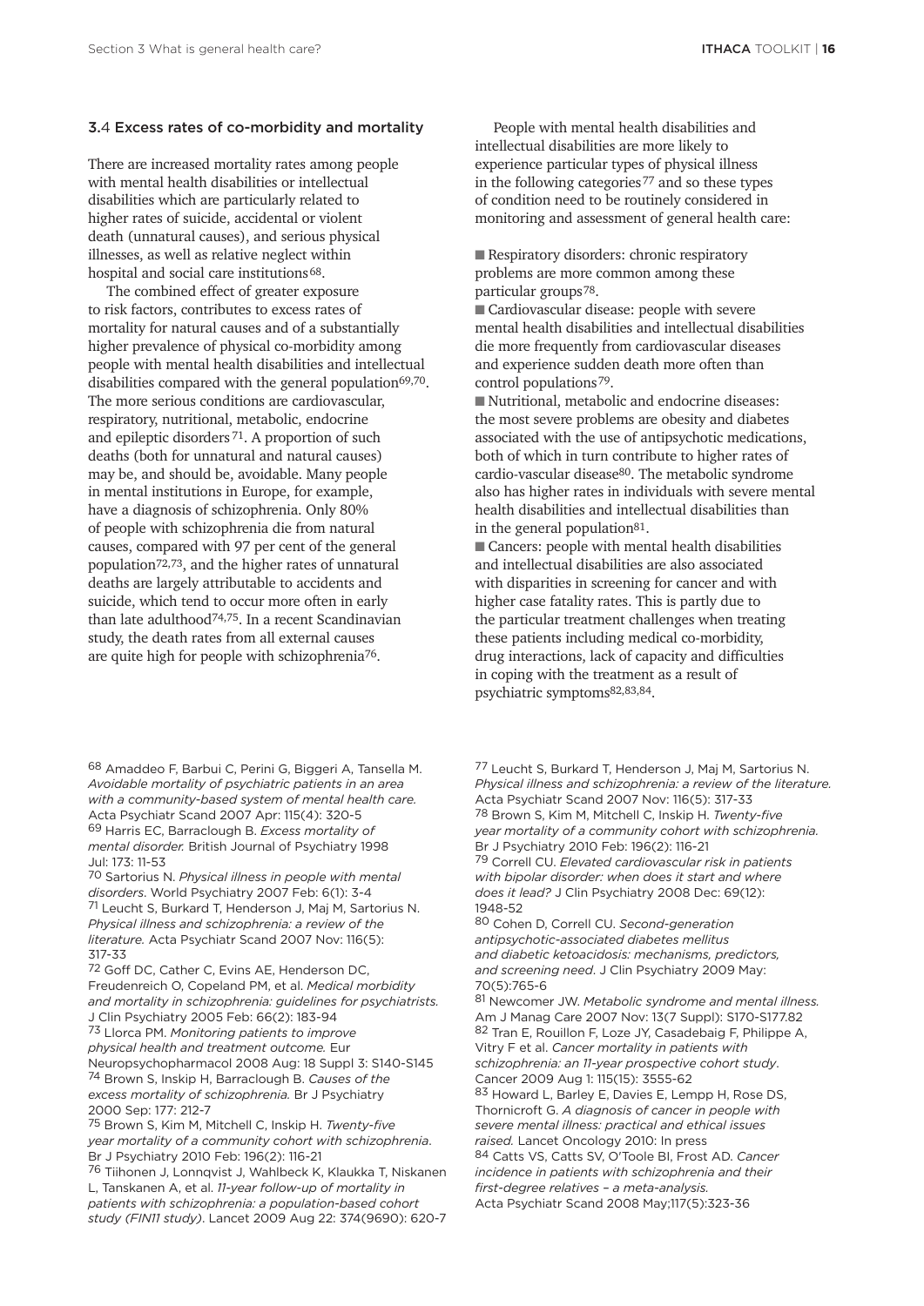### 3.4 Excess rates of co-morbidity and mortality

There are increased mortality rates among people with mental health disabilities or intellectual disabilities which are particularly related to higher rates of suicide, accidental or violent death (unnatural causes), and serious physical illnesses, as well as relative neglect within hospital and social care institutions[68].

The combined effect of greater exposure to risk factors, contributes to excess rates of mortality for natural causes and of a substantially higher prevalence of physical co-morbidity among people with mental health disabilities and intellectual disabilities compared with the general population[69,70]. The more serious conditions are cardiovascular, respiratory, nutritional, metabolic, endocrine and epileptic disorders[71]. A proportion of such deaths (both for unnatural and natural causes) may be, and should be, avoidable. Many people in mental institutions in Europe, for example, have a diagnosis of schizophrenia. Only 80% of people with schizophrenia die from natural causes, compared with 97 per cent of the general population[72,73], and the higher rates of unnatural deaths are largely attributable to accidents and suicide, which tend to occur more often in early than late adulthood[74,75]. In a recent Scandinavian study, the death rates from all external causes are quite high for people with schizophrenia[76].

People with mental health disabilities and intellectual disabilities are more likely to experience particular types of physical illness in the following categories[77] and so these types of condition need to be routinely considered in monitoring and assessment of general health care:

- Respiratory disorders: chronic respiratory problems are more common among these particular groups[78].
- Cardiovascular disease: people with severe mental health disabilities and intellectual disabilities die more frequently from cardiovascular diseases and experience sudden death more often than control populations[79].
- Nutritional, metabolic and endocrine diseases: the most severe problems are obesity and diabetes associated with the use of antipsychotic medications, both of which in turn contribute to higher rates of cardio-vascular disease[80]. The metabolic syndrome also has higher rates in individuals with severe mental health disabilities and intellectual disabilities than in the general population[81].
- Cancers: people with mental health disabilities and intellectual disabilities are also associated with disparities in screening for cancer and with higher case fatality rates. This is partly due to the particular treatment challenges when treating these patients including medical co-morbidity, drug interactions, lack of capacity and difficulties in coping with the treatment as a result of psychiatric symptoms[82,83,84].

68 Amaddeo F, Barbui C, Perini G, Biggeri A, Tansella M. *Avoidable mortality of psychiatric patients in an area with a community-based system of mental health care.* Acta Psychiatr Scand 2007 Apr: 115(4): 320-5

69 Harris EC, Barraclough B. *Excess mortality of mental disorder.* British Journal of Psychiatry 1998 Jul: 173: 11-53

70 Sartorius N. *Physical illness in people with mental disorders.* World Psychiatry 2007 Feb: 6(1): 3-4

71 Leucht S, Burkard T, Henderson J, Maj M, Sartorius N. *Physical illness and schizophrenia: a review of the literature.* Acta Psychiatr Scand 2007 Nov: 116(5): 317-33

72 Goff DC, Cather C, Evins AE, Henderson DC, Freudenreich O, Copeland PM, et al. *Medical morbidity and mortality in schizophrenia: guidelines for psychiatrists.* J Clin Psychiatry 2005 Feb: 66(2): 183-94

73 Llorca PM. *Monitoring patients to improve physical health and treatment outcome.* Eur Neuropsychopharmacol 2008 Aug: 18 Suppl 3: S140-S145

74 Brown S, Inskip H, Barraclough B. *Causes of the excess mortality of schizophrenia.* Br J Psychiatry 2000 Sep: 177: 212-7

75 Brown S, Kim M, Mitchell C, Inskip H. *Twenty-five year mortality of a community cohort with schizophrenia*. Br J Psychiatry 2010 Feb: 196(2): 116-21

76 Tiihonen J, Lonnqvist J, Wahlbeck K, Klaukka T, Niskanen L, Tanskanen A, et al. *11-year follow-up of mortality in patients with schizophrenia: a population-based cohort study (FIN11 study)*. Lancet 2009 Aug 22: 374(9690): 620-7

77 Leucht S, Burkard T, Henderson J, Maj M, Sartorius N. *Physical illness and schizophrenia: a review of the literature.* Acta Psychiatr Scand 2007 Nov: 116(5): 317-33

78 Brown S, Kim M, Mitchell C, Inskip H. *Twenty-five year mortality of a community cohort with schizophrenia.* Br J Psychiatry 2010 Feb: 196(2): 116-21

79 Correll CU. *Elevated cardiovascular risk in patients with bipolar disorder: when does it start and where does it lead?* J Clin Psychiatry 2008 Dec: 69(12): 1948-52

80 Cohen D, Correll CU. *Second-generation antipsychotic-associated diabetes mellitus and diabetic ketoacidosis: mechanisms, predictors, and screening need*. J Clin Psychiatry 2009 May: 70(5):765-6

81 Newcomer JW. *Metabolic syndrome and mental illness.* Am J Manag Care 2007 Nov: 13(7 Suppl): S170-S177.82

82 Tran E, Rouillon F, Loze JY, Casadebaig F, Philippe A, Vitry F et al. *Cancer mortality in patients with schizophrenia: an 11-year prospective cohort study*. Cancer 2009 Aug 1: 115(15): 3555-62

83 Howard L, Barley E, Davies E, Lempp H, Rose DS, Thornicroft G. *A diagnosis of cancer in people with severe mental illness: practical and ethical issues raised.* Lancet Oncology 2010: In press

84 Catts VS, Catts SV, O'Toole BI, Frost AD. *Cancer incidence in patients with schizophrenia and their first-degree relatives – a meta-analysis.* Acta Psychiatr Scand 2008 May;117(5):323-36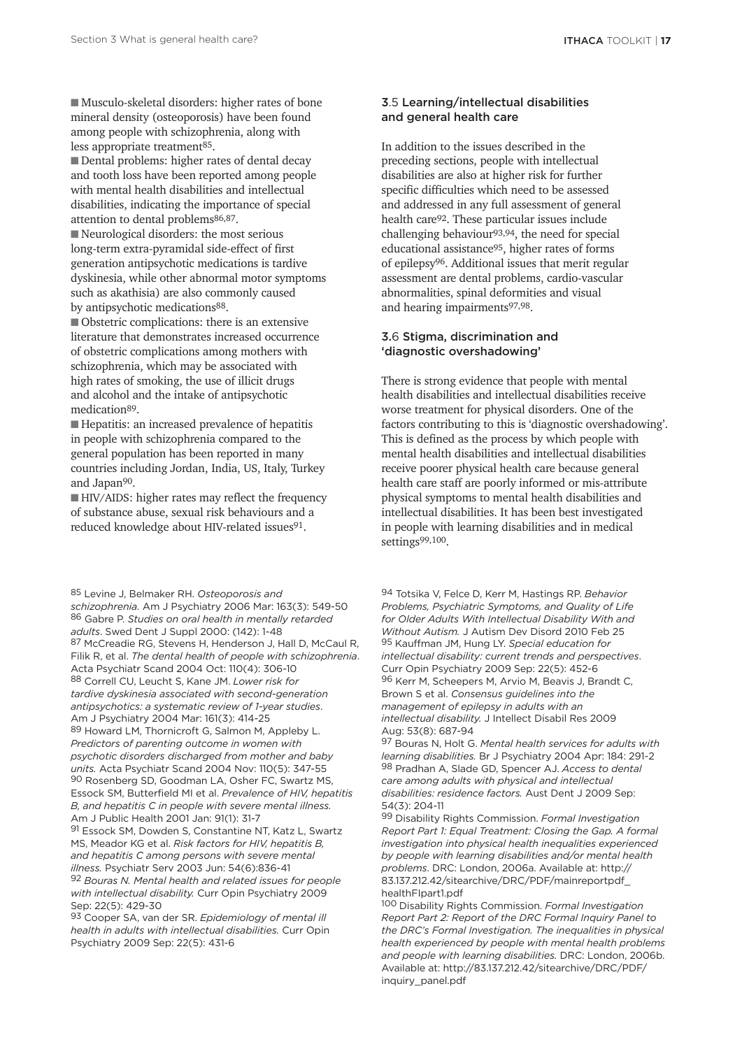- Musculo-skeletal disorders: higher rates of bone mineral density (osteoporosis) have been found among people with schizophrenia, along with less appropriate treatment[85].
- Dental problems: higher rates of dental decay and tooth loss have been reported among people with mental health disabilities and intellectual disabilities, indicating the importance of special attention to dental problems[86,87].
- Neurological disorders: the most serious long-term extra-pyramidal side-effect of first generation antipsychotic medications is tardive dyskinesia, while other abnormal motor symptoms such as akathisia) are also commonly caused by antipsychotic medications[88].
- Obstetric complications: there is an extensive literature that demonstrates increased occurrence of obstetric complications among mothers with schizophrenia, which may be associated with high rates of smoking, the use of illicit drugs and alcohol and the intake of antipsychotic medication[89].
- Hepatitis: an increased prevalence of hepatitis in people with schizophrenia compared to the general population has been reported in many countries including Jordan, India, US, Italy, Turkey and Japan[90].
- HIV/AIDS: higher rates may reflect the frequency of substance abuse, sexual risk behaviours and a reduced knowledge about HIV-related issues[91].

## 3.5 Learning/intellectual disabilities and general health care

In addition to the issues described in the preceding sections, people with intellectual disabilities are also at higher risk for further specific difficulties which need to be assessed and addressed in any full assessment of general health care[92]. These particular issues include challenging behaviour[93,94], the need for special educational assistance[95], higher rates of forms of epilepsy[96]. Additional issues that merit regular assessment are dental problems, cardio-vascular abnormalities, spinal deformities and visual and hearing impairments[97,98].

## 3.6 Stigma, discrimination and 'diagnostic overshadowing'

There is strong evidence that people with mental health disabilities and intellectual disabilities receive worse treatment for physical disorders. One of the factors contributing to this is 'diagnostic overshadowing'. This is defined as the process by which people with mental health disabilities and intellectual disabilities receive poorer physical health care because general health care staff are poorly informed or mis-attribute physical symptoms to mental health disabilities and intellectual disabilities. It has been best investigated in people with learning disabilities and in medical settings[99,100].

---

85 Levine J, Belmaker RH. *Osteoporosis and schizophrenia.* Am J Psychiatry 2006 Mar: 163(3): 549-50

86 Gabre P. *Studies on oral health in mentally retarded adults*. Swed Dent J Suppl 2000: (142): 1-48

87 McCreadie RG, Stevens H, Henderson J, Hall D, McCaul R, Filik R, et al. *The dental health of people with schizophrenia*. Acta Psychiatr Scand 2004 Oct: 110(4): 306-10

88 Correll CU, Leucht S, Kane JM. *Lower risk for tardive dyskinesia associated with second-generation antipsychotics: a systematic review of 1-year studies*. Am J Psychiatry 2004 Mar: 161(3): 414-25

89 Howard LM, Thornicroft G, Salmon M, Appleby L. *Predictors of parenting outcome in women with psychotic disorders discharged from mother and baby units.* Acta Psychiatr Scand 2004 Nov: 110(5): 347-55

90 Rosenberg SD, Goodman LA, Osher FC, Swartz MS, Essock SM, Butterfield MI et al. *Prevalence of HIV, hepatitis B, and hepatitis C in people with severe mental illness.* Am J Public Health 2001 Jan: 91(1): 31-7

91 Essock SM, Dowden S, Constantine NT, Katz L, Swartz MS, Meador KG et al. *Risk factors for HIV, hepatitis B, and hepatitis C among persons with severe mental illness.* Psychiatr Serv 2003 Jun: 54(6):836-41

92 *Bouras N. Mental health and related issues for people with intellectual disability.* Curr Opin Psychiatry 2009 Sep: 22(5): 429-30

93 Cooper SA, van der SR. *Epidemiology of mental ill health in adults with intellectual disabilities.* Curr Opin Psychiatry 2009 Sep: 22(5): 431-6

94 Totsika V, Felce D, Kerr M, Hastings RP. *Behavior Problems, Psychiatric Symptoms, and Quality of Life for Older Adults With Intellectual Disability With and Without Autism.* J Autism Dev Disord 2010 Feb 25

95 Kauffman JM, Hung LY. *Special education for intellectual disability: current trends and perspectives*. Curr Opin Psychiatry 2009 Sep: 22(5): 452-6

96 Kerr M, Scheepers M, Arvio M, Beavis J, Brandt C, Brown S et al. *Consensus guidelines into the management of epilepsy in adults with an intellectual disability.* J Intellect Disabil Res 2009 Aug: 53(8): 687-94

97 Bouras N, Holt G. *Mental health services for adults with learning disabilities.* Br J Psychiatry 2004 Apr: 184: 291-2

98 Pradhan A, Slade GD, Spencer AJ. *Access to dental care among adults with physical and intellectual disabilities: residence factors.* Aust Dent J 2009 Sep: 54(3): 204-11

99 Disability Rights Commission. *Formal Investigation Report Part 1: Equal Treatment: Closing the Gap. A formal investigation into physical health inequalities experienced by people with learning disabilities and/or mental health problems*. DRC: London, 2006a. Available at: http://83.137.212.42/sitearchive/DRC/PDF/mainreportpdf_healthFIpart1.pdf

100 Disability Rights Commission. *Formal Investigation Report Part 2: Report of the DRC Formal Inquiry Panel to the DRC's Formal Investigation. The inequalities in physical health experienced by people with mental health problems and people with learning disabilities.* DRC: London, 2006b. Available at: http://83.137.212.42/sitearchive/DRC/PDF/inquiry_panel.pdf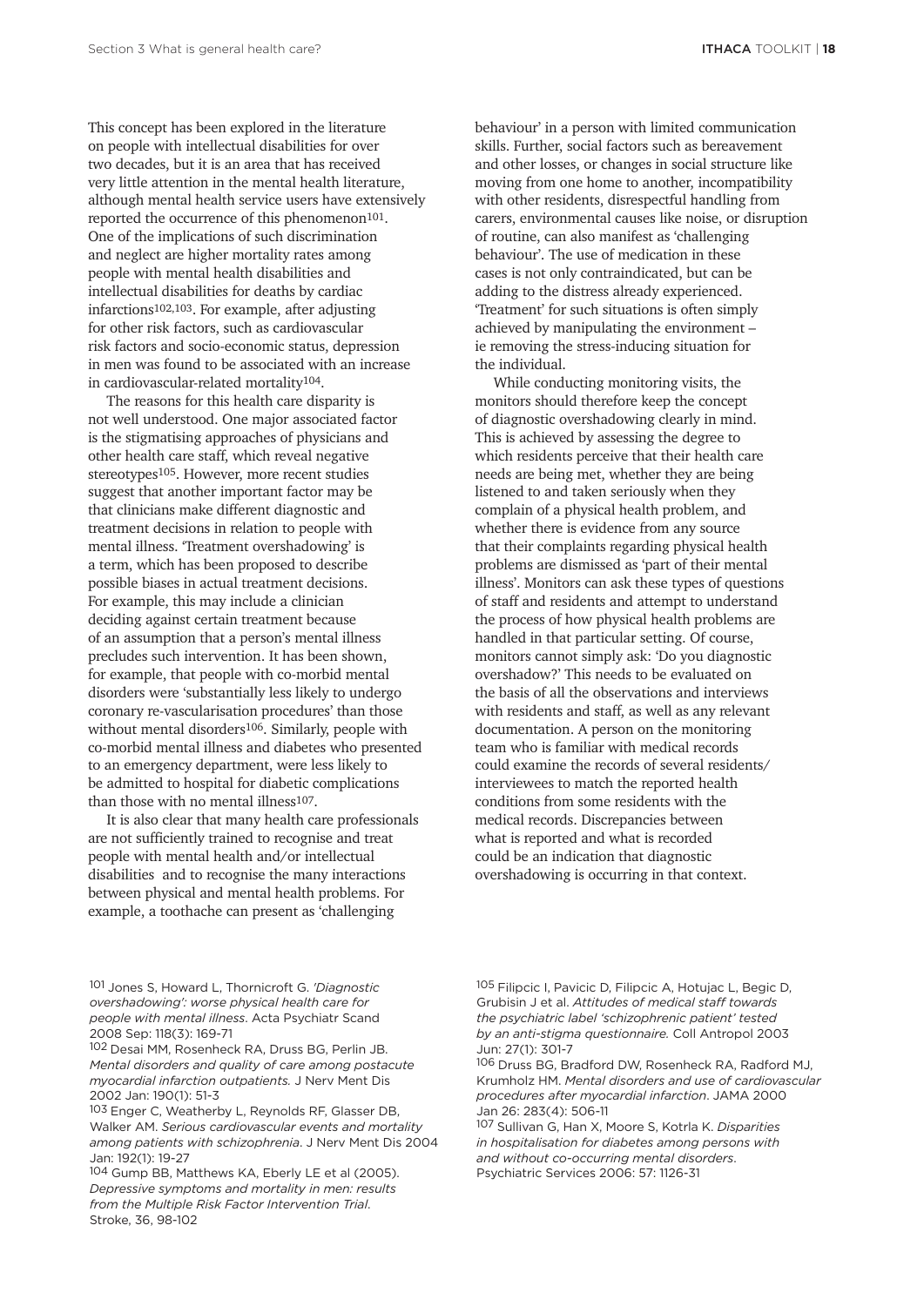This concept has been explored in the literature on people with intellectual disabilities for over two decades, but it is an area that has received very little attention in the mental health literature, although mental health service users have extensively reported the occurrence of this phenomenon[101]. One of the implications of such discrimination and neglect are higher mortality rates among people with mental health disabilities and intellectual disabilities for deaths by cardiac infarctions[102,103]. For example, after adjusting for other risk factors, such as cardiovascular risk factors and socio-economic status, depression in men was found to be associated with an increase in cardiovascular-related mortality[104].

The reasons for this health care disparity is not well understood. One major associated factor is the stigmatising approaches of physicians and other health care staff, which reveal negative stereotypes[105]. However, more recent studies suggest that another important factor may be that clinicians make different diagnostic and treatment decisions in relation to people with mental illness. 'Treatment overshadowing' is a term, which has been proposed to describe possible biases in actual treatment decisions. For example, this may include a clinician deciding against certain treatment because of an assumption that a person's mental illness precludes such intervention. It has been shown, for example, that people with co-morbid mental disorders were 'substantially less likely to undergo coronary re-vascularisation procedures' than those without mental disorders[106]. Similarly, people with co-morbid mental illness and diabetes who presented to an emergency department, were less likely to be admitted to hospital for diabetic complications than those with no mental illness[107].

It is also clear that many health care professionals are not sufficiently trained to recognise and treat people with mental health and/or intellectual disabilities and to recognise the many interactions between physical and mental health problems. For example, a toothache can present as 'challenging behaviour' in a person with limited communication skills. Further, social factors such as bereavement and other losses, or changes in social structure like moving from one home to another, incompatibility with other residents, disrespectful handling from carers, environmental causes like noise, or disruption of routine, can also manifest as 'challenging behaviour'. The use of medication in these cases is not only contraindicated, but can be adding to the distress already experienced. 'Treatment' for such situations is often simply achieved by manipulating the environment – ie removing the stress-inducing situation for the individual.

While conducting monitoring visits, the monitors should therefore keep the concept of diagnostic overshadowing clearly in mind. This is achieved by assessing the degree to which residents perceive that their health care needs are being met, whether they are being listened to and taken seriously when they complain of a physical health problem, and whether there is evidence from any source that their complaints regarding physical health problems are dismissed as 'part of their mental illness'. Monitors can ask these types of questions of staff and residents and attempt to understand the process of how physical health problems are handled in that particular setting. Of course, monitors cannot simply ask: 'Do you diagnostic overshadow?' This needs to be evaluated on the basis of all the observations and interviews with residents and staff, as well as any relevant documentation. A person on the monitoring team who is familiar with medical records could examine the records of several residents/interviewees to match the reported health conditions from some residents with the medical records. Discrepancies between what is reported and what is recorded could be an indication that diagnostic overshadowing is occurring in that context.

---

101 Jones S, Howard L, Thornicroft G. *'Diagnostic overshadowing': worse physical health care for people with mental illness*. Acta Psychiatr Scand 2008 Sep: 118(3): 169-71

102 Desai MM, Rosenheck RA, Druss BG, Perlin JB. *Mental disorders and quality of care among postacute myocardial infarction outpatients.* J Nerv Ment Dis 2002 Jan: 190(1): 51-3

103 Enger C, Weatherby L, Reynolds RF, Glasser DB, Walker AM. *Serious cardiovascular events and mortality among patients with schizophrenia*. J Nerv Ment Dis 2004 Jan: 192(1): 19-27

104 Gump BB, Matthews KA, Eberly LE et al (2005). *Depressive symptoms and mortality in men: results from the Multiple Risk Factor Intervention Trial.* Stroke, 36, 98-102

105 Filipcic I, Pavicic D, Filipcic A, Hotujac L, Begic D, Grubisin J et al. *Attitudes of medical staff towards the psychiatric label 'schizophrenic patient' tested by an anti-stigma questionnaire.* Coll Antropol 2003 Jun: 27(1): 301-7

106 Druss BG, Bradford DW, Rosenheck RA, Radford MJ, Krumholz HM. *Mental disorders and use of cardiovascular procedures after myocardial infarction*. JAMA 2000 Jan 26: 283(4): 506-11

107 Sullivan G, Han X, Moore S, Kotrla K. *Disparities in hospitalisation for diabetes among persons with and without co-occurring mental disorders*. Psychiatric Services 2006: 57: 1126-31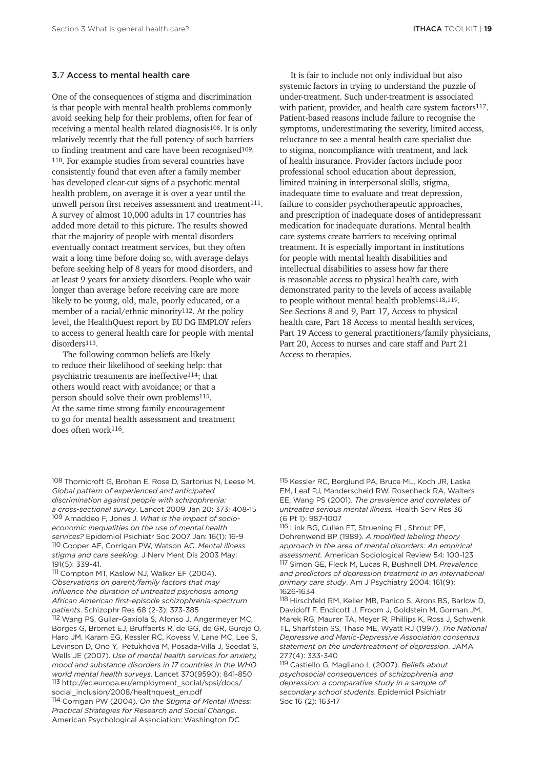### 3.7 Access to mental health care

One of the consequences of stigma and discrimination is that people with mental health problems commonly avoid seeking help for their problems, often for fear of receiving a mental health related diagnosis[108]. It is only relatively recently that the full potency of such barriers to finding treatment and care have been recognised[109, 110]. For example studies from several countries have consistently found that even after a family member has developed clear-cut signs of a psychotic mental health problem, on average it is over a year until the unwell person first receives assessment and treatment[111]. A survey of almost 10,000 adults in 17 countries has added more detail to this picture. The results showed that the majority of people with mental disorders eventually contact treatment services, but they often wait a long time before doing so, with average delays before seeking help of 8 years for mood disorders, and at least 9 years for anxiety disorders. People who wait longer than average before receiving care are more likely to be young, old, male, poorly educated, or a member of a racial/ethnic minority[112]. At the policy level, the HealthQuest report by EU DG EMPLOY refers to access to general health care for people with mental disorders[113].

The following common beliefs are likely to reduce their likelihood of seeking help: that psychiatric treatments are ineffective[114]; that others would react with avoidance; or that a person should solve their own problems[115]. At the same time strong family encouragement to go for mental health assessment and treatment does often work[116].

It is fair to include not only individual but also systemic factors in trying to understand the puzzle of under-treatment. Such under-treatment is associated with patient, provider, and health care system factors[117]. Patient-based reasons include failure to recognise the symptoms, underestimating the severity, limited access, reluctance to see a mental health care specialist due to stigma, noncompliance with treatment, and lack of health insurance. Provider factors include poor professional school education about depression, limited training in interpersonal skills, stigma, inadequate time to evaluate and treat depression, failure to consider psychotherapeutic approaches, and prescription of inadequate doses of antidepressant medication for inadequate durations. Mental health care systems create barriers to receiving optimal treatment. It is especially important in institutions for people with mental health disabilities and intellectual disabilities to assess how far there is reasonable access to physical health care, with demonstrated parity to the levels of access available to people without mental health problems[118,119]. See Sections 8 and 9, Part 17, Access to physical health care, Part 18 Access to mental health services, Part 19 Access to general practitioners/family physicians, Part 20, Access to nurses and care staff and Part 21 Access to therapies.

---

108 Thornicroft G, Brohan E, Rose D, Sartorius N, Leese M. *Global pattern of experienced and anticipated discrimination against people with schizophrenia: a cross-sectional survey*. Lancet 2009 Jan 20: 373: 408-15

109 Amaddeo F, Jones J. *What is the impact of socio-economic inequalities on the use of mental health services?* Epidemiol Psichiatr Soc 2007 Jan: 16(1): 16-9

110 Cooper AE, Corrigan PW, Watson AC. *Mental illness stigma and care seeking.* J Nerv Ment Dis 2003 May: 191(5): 339-41.

111 Compton MT, Kaslow NJ, Walker EF (2004). *Observations on parent/family factors that may influence the duration of untreated psychosis among African American first-episode schizophrenia-spectrum patients*. Schizophr Res 68 (2-3): 373-385

112 Wang PS, Guilar-Gaxiola S, Alonso J, Angermeyer MC, Borges G, Bromet EJ, Bruffaerts R, de GG, de GR, Gureje O, Haro JM. Karam EG, Kessler RC, Kovess V, Lane MC, Lee S, Levinson D, Ono Y, Petukhova M, Posada-Villa J, Seedat S, Wells JE (2007). *Use of mental health services for anxiety, mood and substance disorders in 17 countries in the WHO world mental health surveys*. Lancet 370(9590): 841-850

113 http://ec.europa.eu/employment_social/spsi/docs/social_inclusion/2008/healthquest_en.pdf

114 Corrigan PW (2004). *On the Stigma of Mental Illness: Practical Strategies for Research and Social Change*. American Psychological Association: Washington DC

115 Kessler RC, Berglund PA, Bruce ML, Koch JR, Laska EM, Leaf PJ, Manderscheid RW, Rosenheck RA, Walters EE, Wang PS (2001). *The prevalence and correlates of untreated serious mental illness.* Health Serv Res 36 (6 Pt 1): 987-1007

116 Link BG, Cullen FT, Struening EL, Shrout PE, Dohrenwend BP (1989). *A modified labeling theory approach in the area of mental disorders: An empirical assessment.* American Sociological Review 54: 100-123

117 Simon GE, Fleck M, Lucas R, Bushnell DM. *Prevalence and predictors of depression treatment in an international primary care study*. Am J Psychiatry 2004: 161(9): 1626-1634

118 Hirschfeld RM, Keller MB, Panico S, Arons BS, Barlow D, Davidoff F, Endicott J, Froom J, Goldstein M, Gorman JM, Marek RG, Maurer TA, Meyer R, Phillips K, Ross J, Schwenk TL, Sharfstein SS, Thase ME, Wyatt RJ (1997). *The National Depressive and Manic-Depressive Association consensus statement on the undertreatment of depression*. JAMA 277(4): 333-340

119 Castiello G, Magliano L (2007). *Beliefs about psychosocial consequences of schizophrenia and depression: a comparative study in a sample of secondary school students*. Epidemiol Psichiatr Soc 16 (2): 163-17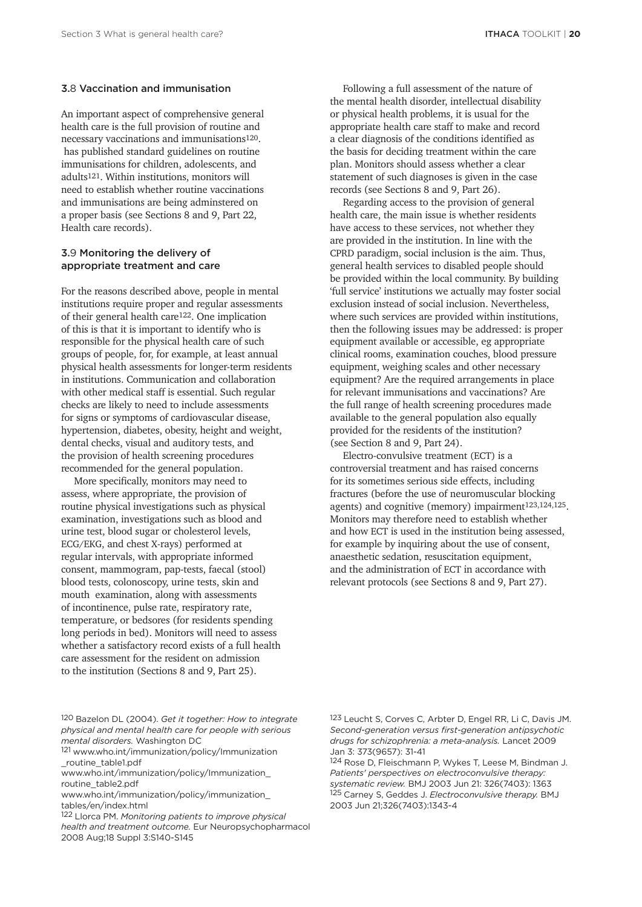### 3.8 Vaccination and immunisation

An important aspect of comprehensive general health care is the full provision of routine and necessary vaccinations and immunisations[120]. has published standard guidelines on routine immunisations for children, adolescents, and adults[121]. Within institutions, monitors will need to establish whether routine vaccinations and immunisations are being adminstered on a proper basis (see Sections 8 and 9, Part 22, Health care records).

### 3.9 Monitoring the delivery of appropriate treatment and care

For the reasons described above, people in mental institutions require proper and regular assessments of their general health care[122]. One implication of this is that it is important to identify who is responsible for the physical health care of such groups of people, for, for example, at least annual physical health assessments for longer-term residents in institutions. Communication and collaboration with other medical staff is essential. Such regular checks are likely to need to include assessments for signs or symptoms of cardiovascular disease, hypertension, diabetes, obesity, height and weight, dental checks, visual and auditory tests, and the provision of health screening procedures recommended for the general population.

More specifically, monitors may need to assess, where appropriate, the provision of routine physical investigations such as physical examination, investigations such as blood and urine test, blood sugar or cholesterol levels, ECG/EKG, and chest X-rays) performed at regular intervals, with appropriate informed consent, mammogram, pap-tests, faecal (stool) blood tests, colonoscopy, urine tests, skin and mouth examination, along with assessments of incontinence, pulse rate, respiratory rate, temperature, or bedsores (for residents spending long periods in bed). Monitors will need to assess whether a satisfactory record exists of a full health care assessment for the resident on admission to the institution (Sections 8 and 9, Part 25).

Following a full assessment of the nature of the mental health disorder, intellectual disability or physical health problems, it is usual for the appropriate health care staff to make and record a clear diagnosis of the conditions identified as the basis for deciding treatment within the care plan. Monitors should assess whether a clear statement of such diagnoses is given in the case records (see Sections 8 and 9, Part 26).

Regarding access to the provision of general health care, the main issue is whether residents have access to these services, not whether they are provided in the institution. In line with the CPRD paradigm, social inclusion is the aim. Thus, general health services to disabled people should be provided within the local community. By building 'full service' institutions we actually may foster social exclusion instead of social inclusion. Nevertheless, where such services are provided within institutions, then the following issues may be addressed: is proper equipment available or accessible, eg appropriate clinical rooms, examination couches, blood pressure equipment, weighing scales and other necessary equipment? Are the required arrangements in place for relevant immunisations and vaccinations? Are the full range of health screening procedures made available to the general population also equally provided for the residents of the institution? (see Section 8 and 9, Part 24).

Electro-convulsive treatment (ECT) is a controversial treatment and has raised concerns for its sometimes serious side effects, including fractures (before the use of neuromuscular blocking agents) and cognitive (memory) impairment[123,124,125]. Monitors may therefore need to establish whether and how ECT is used in the institution being assessed, for example by inquiring about the use of consent, anaesthetic sedation, resuscitation equipment, and the administration of ECT in accordance with relevant protocols (see Sections 8 and 9, Part 27).

---

[120] Bazelon DL (2004). *Get it together: How to integrate physical and mental health care for people with serious mental disorders.* Washington DC

[121] www.who.int/immunization/policy/Immunization_routine_table1.pdf
www.who.int/immunization/policy/Immunization_routine_table2.pdf
www.who.int/immunization/policy/immunization_tables/en/index.html

[122] Llorca PM. *Monitoring patients to improve physical health and treatment outcome.* Eur Neuropsychopharmacol 2008 Aug;18 Suppl 3:S140-S145

[123] Leucht S, Corves C, Arbter D, Engel RR, Li C, Davis JM. *Second-generation versus first-generation antipsychotic drugs for schizophrenia: a meta-analysis.* Lancet 2009 Jan 3: 373(9657): 31-41

[124] Rose D, Fleischmann P, Wykes T, Leese M, Bindman J. *Patients' perspectives on electroconvulsive therapy: systematic review.* BMJ 2003 Jun 21: 326(7403): 1363

[125] Carney S, Geddes J. *Electroconvulsive therapy.* BMJ 2003 Jun 21;326(7403):1343-4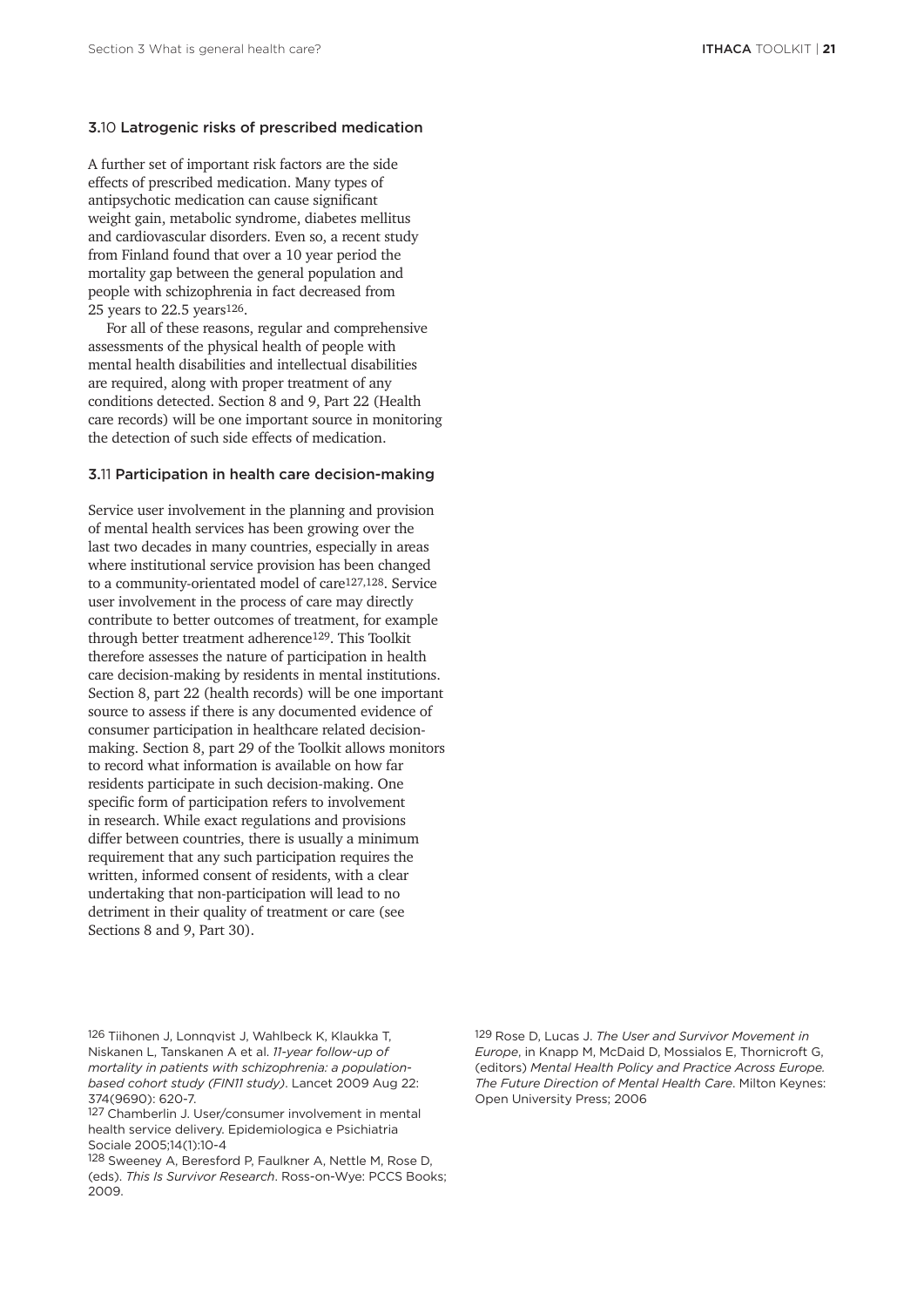### 3.10 Latrogenic risks of prescribed medication

A further set of important risk factors are the side effects of prescribed medication. Many types of antipsychotic medication can cause significant weight gain, metabolic syndrome, diabetes mellitus and cardiovascular disorders. Even so, a recent study from Finland found that over a 10 year period the mortality gap between the general population and people with schizophrenia in fact decreased from 25 years to 22.5 years[126].

For all of these reasons, regular and comprehensive assessments of the physical health of people with mental health disabilities and intellectual disabilities are required, along with proper treatment of any conditions detected. Section 8 and 9, Part 22 (Health care records) will be one important source in monitoring the detection of such side effects of medication.

### 3.11 Participation in health care decision-making

Service user involvement in the planning and provision of mental health services has been growing over the last two decades in many countries, especially in areas where institutional service provision has been changed to a community-orientated model of care[127,128]. Service user involvement in the process of care may directly contribute to better outcomes of treatment, for example through better treatment adherence[129]. This Toolkit therefore assesses the nature of participation in health care decision-making by residents in mental institutions. Section 8, part 22 (health records) will be one important source to assess if there is any documented evidence of consumer participation in healthcare related decision-making. Section 8, part 29 of the Toolkit allows monitors to record what information is available on how far residents participate in such decision-making. One specific form of participation refers to involvement in research. While exact regulations and provisions differ between countries, there is usually a minimum requirement that any such participation requires the written, informed consent of residents, with a clear undertaking that non-participation will lead to no detriment in their quality of treatment or care (see Sections 8 and 9, Part 30).

---

126 Tiihonen J, Lonnqvist J, Wahlbeck K, Klaukka T, Niskanen L, Tanskanen A et al. *11-year follow-up of mortality in patients with schizophrenia: a population-based cohort study (FIN11 study)*. Lancet 2009 Aug 22: 374(9690): 620-7.

127 Chamberlin J. User/consumer involvement in mental health service delivery. Epidemiologica e Psichiatria Sociale 2005;14(1):10-4

128 Sweeney A, Beresford P, Faulkner A, Nettle M, Rose D, (eds). *This Is Survivor Research*. Ross-on-Wye: PCCS Books; 2009.

129 Rose D, Lucas J. *The User and Survivor Movement in Europe*, in Knapp M, McDaid D, Mossialos E, Thornicroft G, (editors) *Mental Health Policy and Practice Across Europe. The Future Direction of Mental Health Care*. Milton Keynes: Open University Press; 2006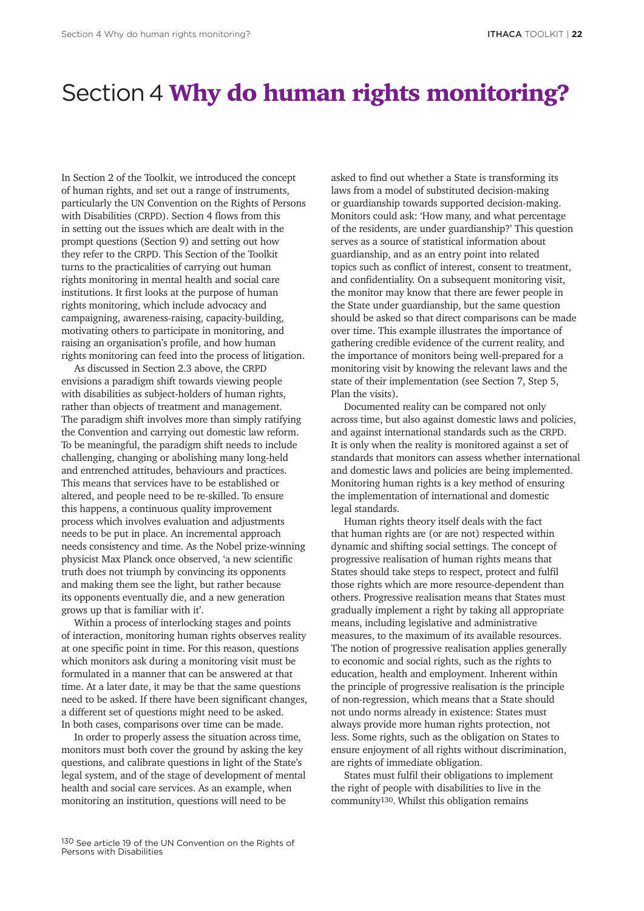# Section 4 **Why do human rights monitoring?**

In Section 2 of the Toolkit, we introduced the concept of human rights, and set out a range of instruments, particularly the UN Convention on the Rights of Persons with Disabilities (CRPD). Section 4 flows from this in setting out the issues which are dealt with in the prompt questions (Section 9) and setting out how they refer to the CRPD. This Section of the Toolkit turns to the practicalities of carrying out human rights monitoring in mental health and social care institutions. It first looks at the purpose of human rights monitoring, which include advocacy and campaigning, awareness-raising, capacity-building, motivating others to participate in monitoring, and raising an organisation's profile, and how human rights monitoring can feed into the process of litigation.

As discussed in Section 2.3 above, the CRPD envisions a paradigm shift towards viewing people with disabilities as subject-holders of human rights, rather than objects of treatment and management. The paradigm shift involves more than simply ratifying the Convention and carrying out domestic law reform. To be meaningful, the paradigm shift needs to include challenging, changing or abolishing many long-held and entrenched attitudes, behaviours and practices. This means that services have to be established or altered, and people need to be re-skilled. To ensure this happens, a continuous quality improvement process which involves evaluation and adjustments needs to be put in place. An incremental approach needs consistency and time. As the Nobel prize-winning physicist Max Planck once observed, 'a new scientific truth does not triumph by convincing its opponents and making them see the light, but rather because its opponents eventually die, and a new generation grows up that is familiar with it'.

Within a process of interlocking stages and points of interaction, monitoring human rights observes reality at one specific point in time. For this reason, questions which monitors ask during a monitoring visit must be formulated in a manner that can be answered at that time. At a later date, it may be that the same questions need to be asked. If there have been significant changes, a different set of questions might need to be asked. In both cases, comparisons over time can be made.

In order to properly assess the situation across time, monitors must both cover the ground by asking the key questions, and calibrate questions in light of the State's legal system, and of the stage of development of mental health and social care services. As an example, when monitoring an institution, questions will need to be asked to find out whether a State is transforming its laws from a model of substituted decision-making or guardianship towards supported decision-making. Monitors could ask: 'How many, and what percentage of the residents, are under guardianship?' This question serves as a source of statistical information about guardianship, and as an entry point into related topics such as conflict of interest, consent to treatment, and confidentiality. On a subsequent monitoring visit, the monitor may know that there are fewer people in the State under guardianship, but the same question should be asked so that direct comparisons can be made over time. This example illustrates the importance of gathering credible evidence of the current reality, and the importance of monitors being well-prepared for a monitoring visit by knowing the relevant laws and the state of their implementation (see Section 7, Step 5, Plan the visits).

Documented reality can be compared not only across time, but also against domestic laws and policies, and against international standards such as the CRPD. It is only when the reality is monitored against a set of standards that monitors can assess whether international and domestic laws and policies are being implemented. Monitoring human rights is a key method of ensuring the implementation of international and domestic legal standards.

Human rights theory itself deals with the fact that human rights are (or are not) respected within dynamic and shifting social settings. The concept of progressive realisation of human rights means that States should take steps to respect, protect and fulfil those rights which are more resource-dependent than others. Progressive realisation means that States must gradually implement a right by taking all appropriate means, including legislative and administrative measures, to the maximum of its available resources. The notion of progressive realisation applies generally to economic and social rights, such as the rights to education, health and employment. Inherent within the principle of progressive realisation is the principle of non-regression, which means that a State should not undo norms already in existence: States must always provide more human rights protection, not less. Some rights, such as the obligation on States to ensure enjoyment of all rights without discrimination, are rights of immediate obligation.

States must fulfil their obligations to implement the right of people with disabilities to live in the community[130]. Whilst this obligation remains

[130] See article 19 of the UN Convention on the Rights of Persons with Disabilities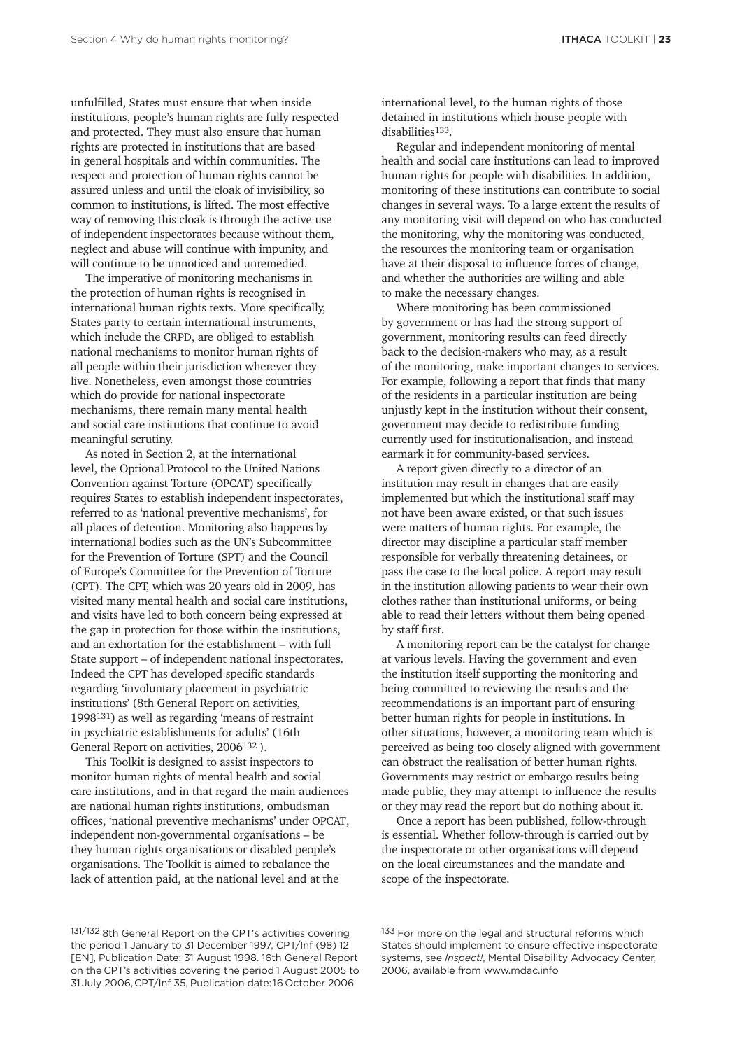unfulfilled, States must ensure that when inside institutions, people's human rights are fully respected and protected. They must also ensure that human rights are protected in institutions that are based in general hospitals and within communities. The respect and protection of human rights cannot be assured unless and until the cloak of invisibility, so common to institutions, is lifted. The most effective way of removing this cloak is through the active use of independent inspectorates because without them, neglect and abuse will continue with impunity, and will continue to be unnoticed and unremedied.

The imperative of monitoring mechanisms in the protection of human rights is recognised in international human rights texts. More specifically, States party to certain international instruments, which include the CRPD, are obliged to establish national mechanisms to monitor human rights of all people within their jurisdiction wherever they live. Nonetheless, even amongst those countries which do provide for national inspectorate mechanisms, there remain many mental health and social care institutions that continue to avoid meaningful scrutiny.

As noted in Section 2, at the international level, the Optional Protocol to the United Nations Convention against Torture (OPCAT) specifically requires States to establish independent inspectorates, referred to as 'national preventive mechanisms', for all places of detention. Monitoring also happens by international bodies such as the UN's Subcommittee for the Prevention of Torture (SPT) and the Council of Europe's Committee for the Prevention of Torture (CPT). The CPT, which was 20 years old in 2009, has visited many mental health and social care institutions, and visits have led to both concern being expressed at the gap in protection for those within the institutions, and an exhortation for the establishment – with full State support – of independent national inspectorates. Indeed the CPT has developed specific standards regarding 'involuntary placement in psychiatric institutions' (8th General Report on activities, 1998[131]) as well as regarding 'means of restraint in psychiatric establishments for adults' (16th General Report on activities, 2006[132]).

This Toolkit is designed to assist inspectors to monitor human rights of mental health and social care institutions, and in that regard the main audiences are national human rights institutions, ombudsman offices, 'national preventive mechanisms' under OPCAT, independent non-governmental organisations – be they human rights organisations or disabled people's organisations. The Toolkit is aimed to rebalance the lack of attention paid, at the national level and at the international level, to the human rights of those detained in institutions which house people with disabilities[133].

Regular and independent monitoring of mental health and social care institutions can lead to improved human rights for people with disabilities. In addition, monitoring of these institutions can contribute to social changes in several ways. To a large extent the results of any monitoring visit will depend on who has conducted the monitoring, why the monitoring was conducted, the resources the monitoring team or organisation have at their disposal to influence forces of change, and whether the authorities are willing and able to make the necessary changes.

Where monitoring has been commissioned by government or has had the strong support of government, monitoring results can feed directly back to the decision-makers who may, as a result of the monitoring, make important changes to services. For example, following a report that finds that many of the residents in a particular institution are being unjustly kept in the institution without their consent, government may decide to redistribute funding currently used for institutionalisation, and instead earmark it for community-based services.

A report given directly to a director of an institution may result in changes that are easily implemented but which the institutional staff may not have been aware existed, or that such issues were matters of human rights. For example, the director may discipline a particular staff member responsible for verbally threatening detainees, or pass the case to the local police. A report may result in the institution allowing patients to wear their own clothes rather than institutional uniforms, or being able to read their letters without them being opened by staff first.

A monitoring report can be the catalyst for change at various levels. Having the government and even the institution itself supporting the monitoring and being committed to reviewing the results and the recommendations is an important part of ensuring better human rights for people in institutions. In other situations, however, a monitoring team which is perceived as being too closely aligned with government can obstruct the realisation of better human rights. Governments may restrict or embargo results being made public, they may attempt to influence the results or they may read the report but do nothing about it.

Once a report has been published, follow-through is essential. Whether follow-through is carried out by the inspectorate or other organisations will depend on the local circumstances and the mandate and scope of the inspectorate.

---

[131/132] 8th General Report on the CPT's activities covering the period 1 January to 31 December 1997, CPT/Inf (98) 12 [EN], Publication Date: 31 August 1998. 16th General Report on the CPT's activities covering the period 1 August 2005 to 31 July 2006, CPT/Inf 35, Publication date: 16 October 2006

[133] For more on the legal and structural reforms which States should implement to ensure effective inspectorate systems, see *Inspect!*, Mental Disability Advocacy Center, 2006, available from www.mdac.info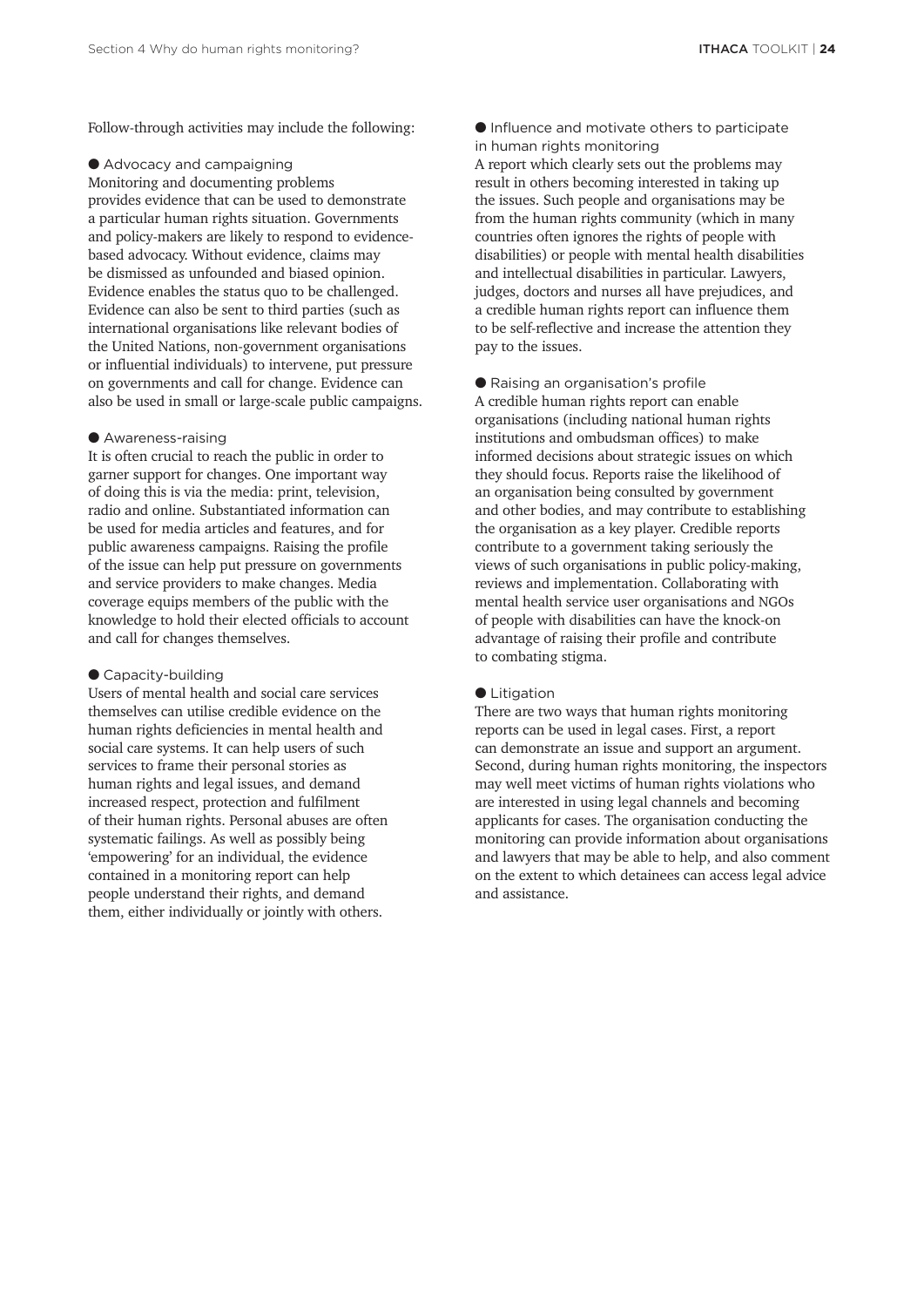Follow-through activities may include the following:

- Advocacy and campaigning

Monitoring and documenting problems provides evidence that can be used to demonstrate a particular human rights situation. Governments and policy-makers are likely to respond to evidence-based advocacy. Without evidence, claims may be dismissed as unfounded and biased opinion. Evidence enables the status quo to be challenged. Evidence can also be sent to third parties (such as international organisations like relevant bodies of the United Nations, non-government organisations or influential individuals) to intervene, put pressure on governments and call for change. Evidence can also be used in small or large-scale public campaigns.

- Awareness-raising

It is often crucial to reach the public in order to garner support for changes. One important way of doing this is via the media: print, television, radio and online. Substantiated information can be used for media articles and features, and for public awareness campaigns. Raising the profile of the issue can help put pressure on governments and service providers to make changes. Media coverage equips members of the public with the knowledge to hold their elected officials to account and call for changes themselves.

- Capacity-building

Users of mental health and social care services themselves can utilise credible evidence on the human rights deficiencies in mental health and social care systems. It can help users of such services to frame their personal stories as human rights and legal issues, and demand increased respect, protection and fulfilment of their human rights. Personal abuses are often systematic failings. As well as possibly being 'empowering' for an individual, the evidence contained in a monitoring report can help people understand their rights, and demand them, either individually or jointly with others.

- Influence and motivate others to participate in human rights monitoring

A report which clearly sets out the problems may result in others becoming interested in taking up the issues. Such people and organisations may be from the human rights community (which in many countries often ignores the rights of people with disabilities) or people with mental health disabilities and intellectual disabilities in particular. Lawyers, judges, doctors and nurses all have prejudices, and a credible human rights report can influence them to be self-reflective and increase the attention they pay to the issues.

- Raising an organisation's profile

A credible human rights report can enable organisations (including national human rights institutions and ombudsman offices) to make informed decisions about strategic issues on which they should focus. Reports raise the likelihood of an organisation being consulted by government and other bodies, and may contribute to establishing the organisation as a key player. Credible reports contribute to a government taking seriously the views of such organisations in public policy-making, reviews and implementation. Collaborating with mental health service user organisations and NGOs of people with disabilities can have the knock-on advantage of raising their profile and contribute to combating stigma.

- Litigation

There are two ways that human rights monitoring reports can be used in legal cases. First, a report can demonstrate an issue and support an argument. Second, during human rights monitoring, the inspectors may well meet victims of human rights violations who are interested in using legal channels and becoming applicants for cases. The organisation conducting the monitoring can provide information about organisations and lawyers that may be able to help, and also comment on the extent to which detainees can access legal advice and assistance.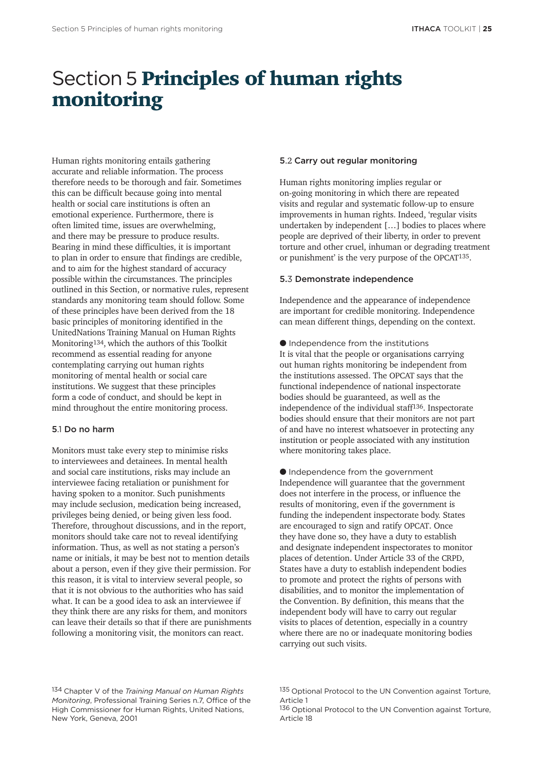# Section 5 Principles of human rights monitoring

Human rights monitoring entails gathering accurate and reliable information. The process therefore needs to be thorough and fair. Sometimes this can be difficult because going into mental health or social care institutions is often an emotional experience. Furthermore, there is often limited time, issues are overwhelming, and there may be pressure to produce results. Bearing in mind these difficulties, it is important to plan in order to ensure that findings are credible, and to aim for the highest standard of accuracy possible within the circumstances. The principles outlined in this Section, or normative rules, represent standards any monitoring team should follow. Some of these principles have been derived from the 18 basic principles of monitoring identified in the UnitedNations Training Manual on Human Rights Monitoring[134], which the authors of this Toolkit recommend as essential reading for anyone contemplating carrying out human rights monitoring of mental health or social care institutions. We suggest that these principles form a code of conduct, and should be kept in mind throughout the entire monitoring process.

### 5.1 Do no harm

Monitors must take every step to minimise risks to interviewees and detainees. In mental health and social care institutions, risks may include an interviewee facing retaliation or punishment for having spoken to a monitor. Such punishments may include seclusion, medication being increased, privileges being denied, or being given less food. Therefore, throughout discussions, and in the report, monitors should take care not to reveal identifying information. Thus, as well as not stating a person's name or initials, it may be best not to mention details about a person, even if they give their permission. For this reason, it is vital to interview several people, so that it is not obvious to the authorities who has said what. It can be a good idea to ask an interviewee if they think there are any risks for them, and monitors can leave their details so that if there are punishments following a monitoring visit, the monitors can react.

### 5.2 Carry out regular monitoring

Human rights monitoring implies regular or on-going monitoring in which there are repeated visits and regular and systematic follow-up to ensure improvements in human rights. Indeed, 'regular visits undertaken by independent […] bodies to places where people are deprived of their liberty, in order to prevent torture and other cruel, inhuman or degrading treatment or punishment' is the very purpose of the OPCAT[135].

### 5.3 Demonstrate independence

Independence and the appearance of independence are important for credible monitoring. Independence can mean different things, depending on the context.

- Independence from the institutions
It is vital that the people or organisations carrying out human rights monitoring be independent from the institutions assessed. The OPCAT says that the functional independence of national inspectorate bodies should be guaranteed, as well as the independence of the individual staff[136]. Inspectorate bodies should ensure that their monitors are not part of and have no interest whatsoever in protecting any institution or people associated with any institution where monitoring takes place.

- Independence from the government
Independence will guarantee that the government does not interfere in the process, or influence the results of monitoring, even if the government is funding the independent inspectorate body. States are encouraged to sign and ratify OPCAT. Once they have done so, they have a duty to establish and designate independent inspectorates to monitor places of detention. Under Article 33 of the CRPD, States have a duty to establish independent bodies to promote and protect the rights of persons with disabilities, and to monitor the implementation of the Convention. By definition, this means that the independent body will have to carry out regular visits to places of detention, especially in a country where there are no or inadequate monitoring bodies carrying out such visits.

---

[134] Chapter V of the *Training Manual on Human Rights Monitoring*, Professional Training Series n.7, Office of the High Commissioner for Human Rights, United Nations, New York, Geneva, 2001

[135] Optional Protocol to the UN Convention against Torture, Article 1

[136] Optional Protocol to the UN Convention against Torture, Article 18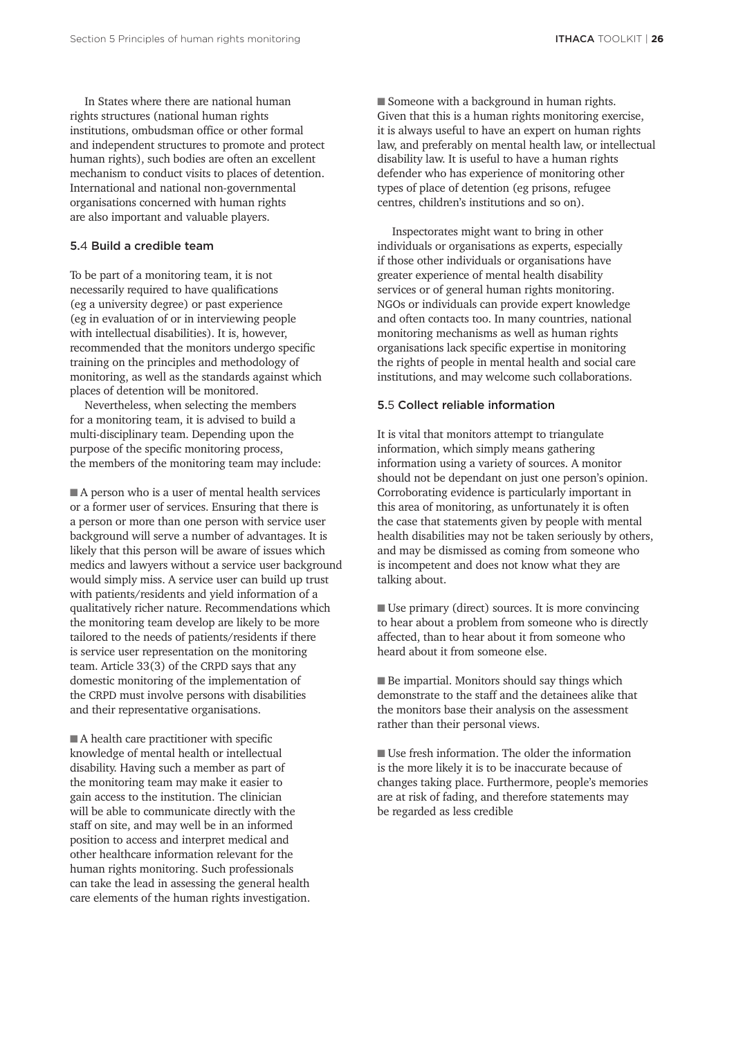In States where there are national human rights structures (national human rights institutions, ombudsman office or other formal and independent structures to promote and protect human rights), such bodies are often an excellent mechanism to conduct visits to places of detention. International and national non-governmental organisations concerned with human rights are also important and valuable players.

### 5.4 Build a credible team

To be part of a monitoring team, it is not necessarily required to have qualifications (eg a university degree) or past experience (eg in evaluation of or in interviewing people with intellectual disabilities). It is, however, recommended that the monitors undergo specific training on the principles and methodology of monitoring, as well as the standards against which places of detention will be monitored.

Nevertheless, when selecting the members for a monitoring team, it is advised to build a multi-disciplinary team. Depending upon the purpose of the specific monitoring process, the members of the monitoring team may include:

- A person who is a user of mental health services or a former user of services. Ensuring that there is a person or more than one person with service user background will serve a number of advantages. It is likely that this person will be aware of issues which medics and lawyers without a service user background would simply miss. A service user can build up trust with patients/residents and yield information of a qualitatively richer nature. Recommendations which the monitoring team develop are likely to be more tailored to the needs of patients/residents if there is service user representation on the monitoring team. Article 33(3) of the CRPD says that any domestic monitoring of the implementation of the CRPD must involve persons with disabilities and their representative organisations.

- A health care practitioner with specific knowledge of mental health or intellectual disability. Having such a member as part of the monitoring team may make it easier to gain access to the institution. The clinician will be able to communicate directly with the staff on site, and may well be in an informed position to access and interpret medical and other healthcare information relevant for the human rights monitoring. Such professionals can take the lead in assessing the general health care elements of the human rights investigation.

- Someone with a background in human rights. Given that this is a human rights monitoring exercise, it is always useful to have an expert on human rights law, and preferably on mental health law, or intellectual disability law. It is useful to have a human rights defender who has experience of monitoring other types of place of detention (eg prisons, refugee centres, children's institutions and so on).

Inspectorates might want to bring in other individuals or organisations as experts, especially if those other individuals or organisations have greater experience of mental health disability services or of general human rights monitoring. NGOs or individuals can provide expert knowledge and often contacts too. In many countries, national monitoring mechanisms as well as human rights organisations lack specific expertise in monitoring the rights of people in mental health and social care institutions, and may welcome such collaborations.

### 5.5 Collect reliable information

It is vital that monitors attempt to triangulate information, which simply means gathering information using a variety of sources. A monitor should not be dependant on just one person's opinion. Corroborating evidence is particularly important in this area of monitoring, as unfortunately it is often the case that statements given by people with mental health disabilities may not be taken seriously by others, and may be dismissed as coming from someone who is incompetent and does not know what they are talking about.

- Use primary (direct) sources. It is more convincing to hear about a problem from someone who is directly affected, than to hear about it from someone who heard about it from someone else.

- Be impartial. Monitors should say things which demonstrate to the staff and the detainees alike that the monitors base their analysis on the assessment rather than their personal views.

- Use fresh information. The older the information is the more likely it is to be inaccurate because of changes taking place. Furthermore, people's memories are at risk of fading, and therefore statements may be regarded as less credible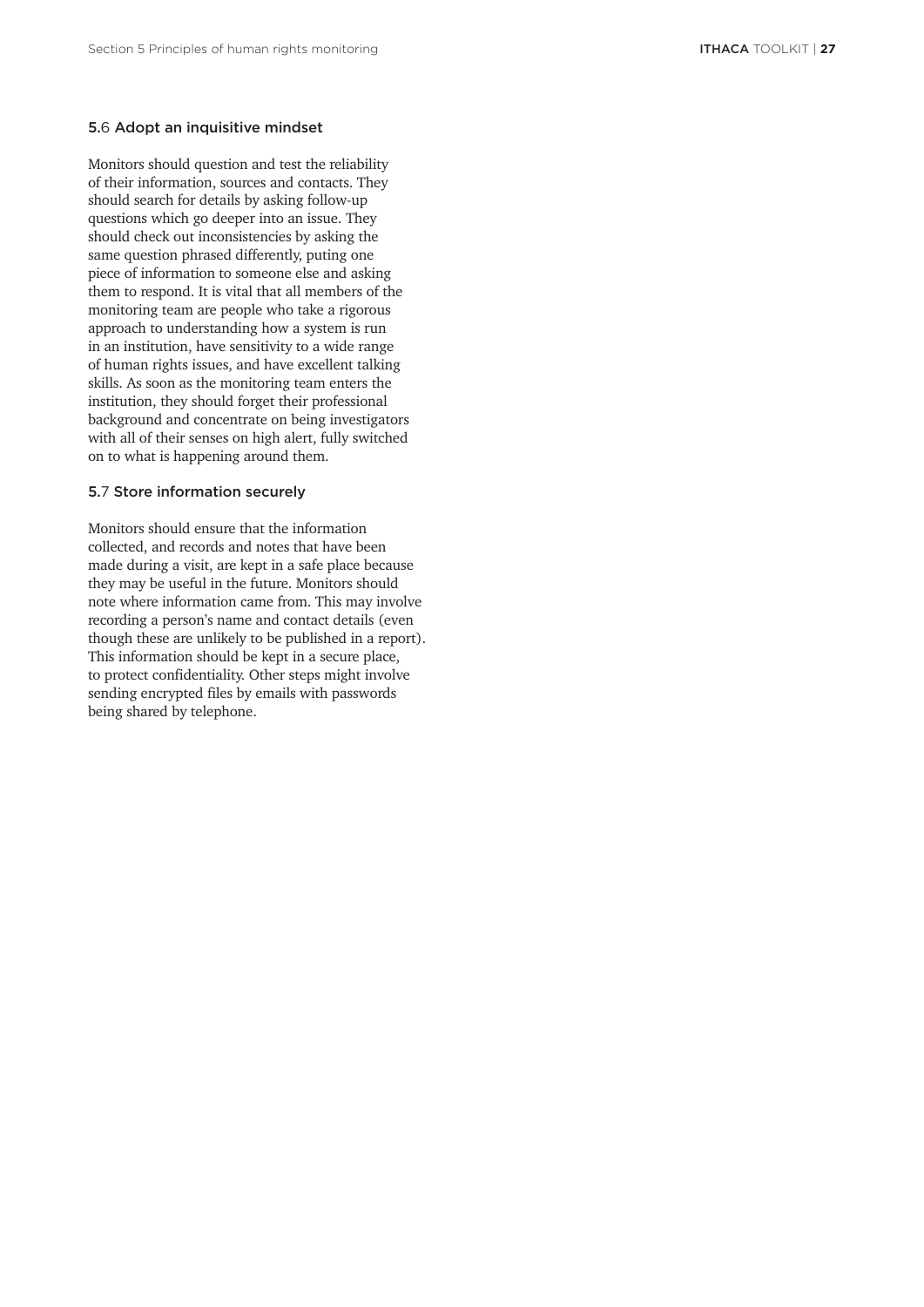### 5.6 Adopt an inquisitive mindset

Monitors should question and test the reliability of their information, sources and contacts. They should search for details by asking follow-up questions which go deeper into an issue. They should check out inconsistencies by asking the same question phrased differently, puting one piece of information to someone else and asking them to respond. It is vital that all members of the monitoring team are people who take a rigorous approach to understanding how a system is run in an institution, have sensitivity to a wide range of human rights issues, and have excellent talking skills. As soon as the monitoring team enters the institution, they should forget their professional background and concentrate on being investigators with all of their senses on high alert, fully switched on to what is happening around them.

### 5.7 Store information securely

Monitors should ensure that the information collected, and records and notes that have been made during a visit, are kept in a safe place because they may be useful in the future. Monitors should note where information came from. This may involve recording a person's name and contact details (even though these are unlikely to be published in a report). This information should be kept in a secure place, to protect confidentiality. Other steps might involve sending encrypted files by emails with passwords being shared by telephone.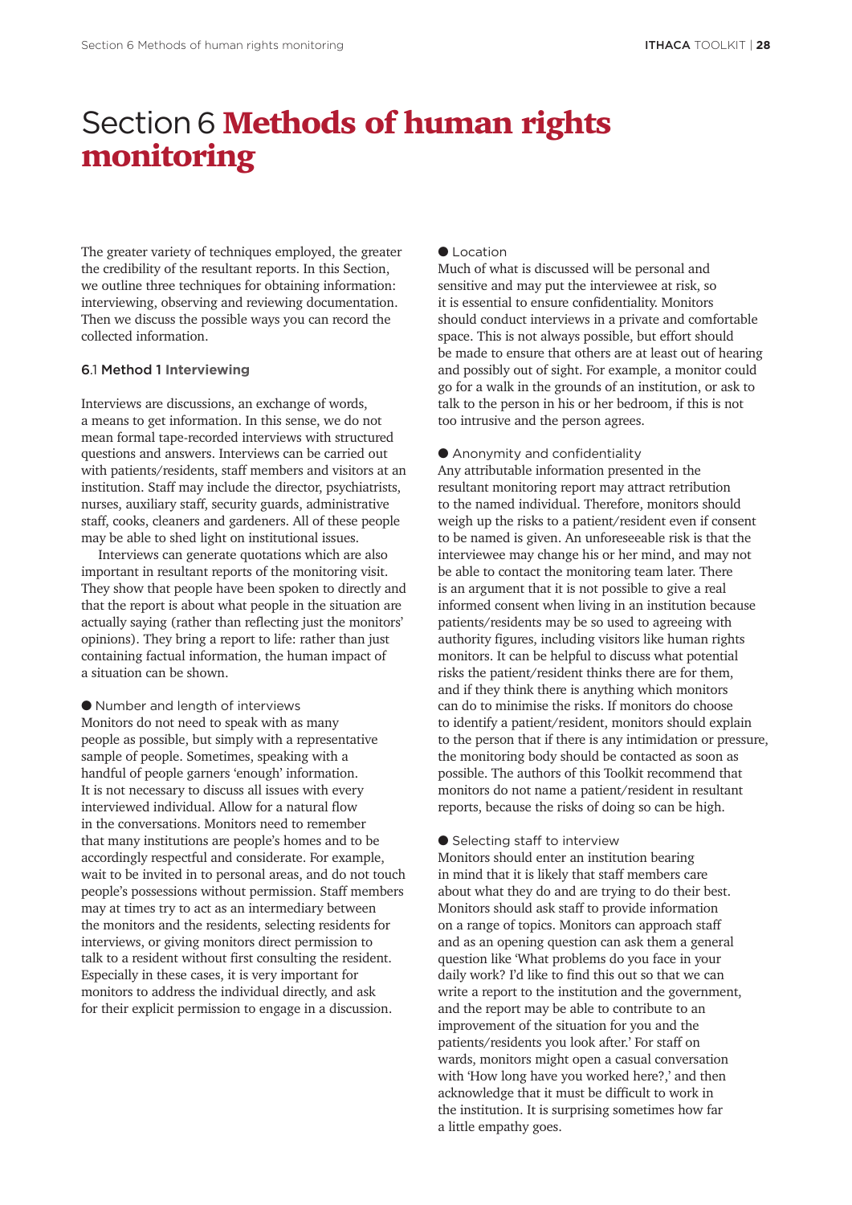# Section 6 **Methods of human rights monitoring**

The greater variety of techniques employed, the greater the credibility of the resultant reports. In this Section, we outline three techniques for obtaining information: interviewing, observing and reviewing documentation. Then we discuss the possible ways you can record the collected information.

## 6.1 Method 1 **Interviewing**

Interviews are discussions, an exchange of words, a means to get information. In this sense, we do not mean formal tape-recorded interviews with structured questions and answers. Interviews can be carried out with patients/residents, staff members and visitors at an institution. Staff may include the director, psychiatrists, nurses, auxiliary staff, security guards, administrative staff, cooks, cleaners and gardeners. All of these people may be able to shed light on institutional issues.

Interviews can generate quotations which are also important in resultant reports of the monitoring visit. They show that people have been spoken to directly and that the report is about what people in the situation are actually saying (rather than reflecting just the monitors' opinions). They bring a report to life: rather than just containing factual information, the human impact of a situation can be shown.

● Number and length of interviews

Monitors do not need to speak with as many people as possible, but simply with a representative sample of people. Sometimes, speaking with a handful of people garners 'enough' information. It is not necessary to discuss all issues with every interviewed individual. Allow for a natural flow in the conversations. Monitors need to remember that many institutions are people's homes and to be accordingly respectful and considerate. For example, wait to be invited in to personal areas, and do not touch people's possessions without permission. Staff members may at times try to act as an intermediary between the monitors and the residents, selecting residents for interviews, or giving monitors direct permission to talk to a resident without first consulting the resident. Especially in these cases, it is very important for monitors to address the individual directly, and ask for their explicit permission to engage in a discussion.

● Location

Much of what is discussed will be personal and sensitive and may put the interviewee at risk, so it is essential to ensure confidentiality. Monitors should conduct interviews in a private and comfortable space. This is not always possible, but effort should be made to ensure that others are at least out of hearing and possibly out of sight. For example, a monitor could go for a walk in the grounds of an institution, or ask to talk to the person in his or her bedroom, if this is not too intrusive and the person agrees.

● Anonymity and confidentiality

Any attributable information presented in the resultant monitoring report may attract retribution to the named individual. Therefore, monitors should weigh up the risks to a patient/resident even if consent to be named is given. An unforeseeable risk is that the interviewee may change his or her mind, and may not be able to contact the monitoring team later. There is an argument that it is not possible to give a real informed consent when living in an institution because patients/residents may be so used to agreeing with authority figures, including visitors like human rights monitors. It can be helpful to discuss what potential risks the patient/resident thinks there are for them, and if they think there is anything which monitors can do to minimise the risks. If monitors do choose to identify a patient/resident, monitors should explain to the person that if there is any intimidation or pressure, the monitoring body should be contacted as soon as possible. The authors of this Toolkit recommend that monitors do not name a patient/resident in resultant reports, because the risks of doing so can be high.

● Selecting staff to interview

Monitors should enter an institution bearing in mind that it is likely that staff members care about what they do and are trying to do their best. Monitors should ask staff to provide information on a range of topics. Monitors can approach staff and as an opening question can ask them a general question like 'What problems do you face in your daily work? I'd like to find this out so that we can write a report to the institution and the government, and the report may be able to contribute to an improvement of the situation for you and the patients/residents you look after.' For staff on wards, monitors might open a casual conversation with 'How long have you worked here?,' and then acknowledge that it must be difficult to work in the institution. It is surprising sometimes how far a little empathy goes.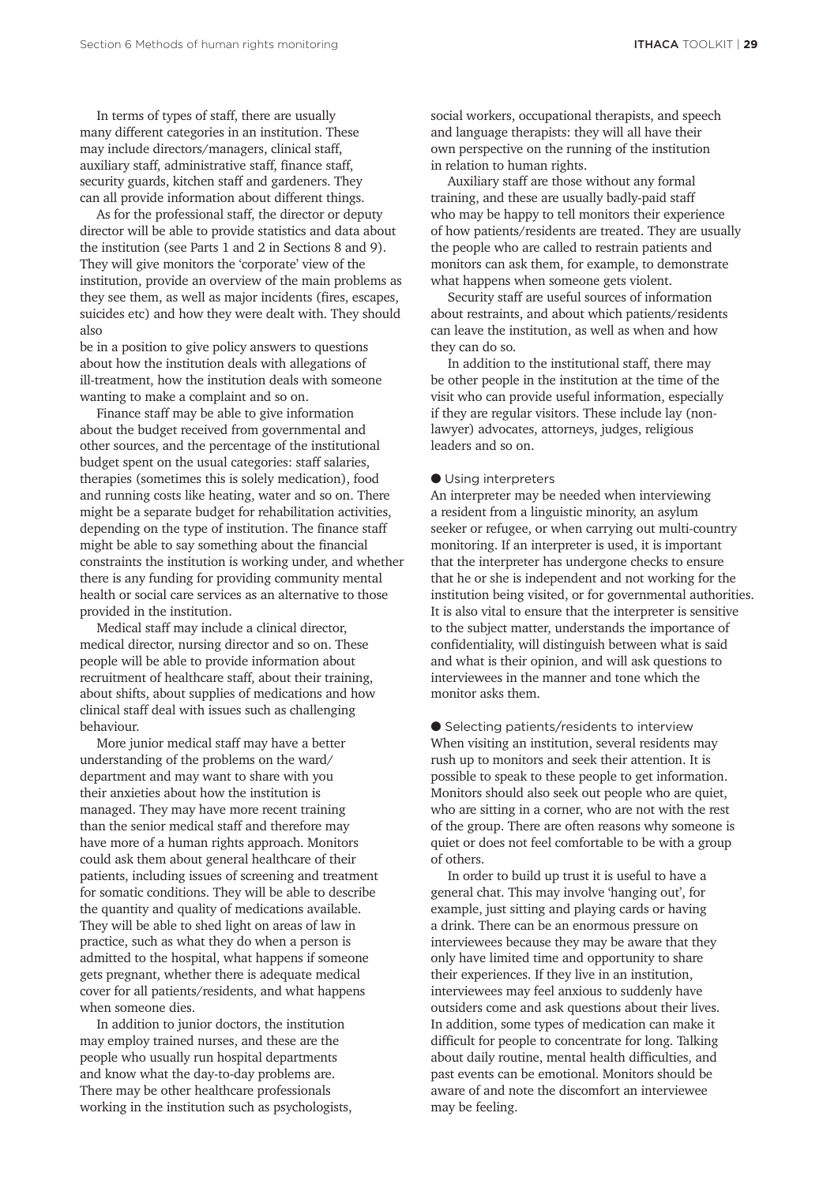In terms of types of staff, there are usually many different categories in an institution. These may include directors/managers, clinical staff, auxiliary staff, administrative staff, finance staff, security guards, kitchen staff and gardeners. They can all provide information about different things.

As for the professional staff, the director or deputy director will be able to provide statistics and data about the institution (see Parts 1 and 2 in Sections 8 and 9). They will give monitors the 'corporate' view of the institution, provide an overview of the main problems as they see them, as well as major incidents (fires, escapes, suicides etc) and how they were dealt with. They should also be in a position to give policy answers to questions about how the institution deals with allegations of ill-treatment, how the institution deals with someone wanting to make a complaint and so on.

Finance staff may be able to give information about the budget received from governmental and other sources, and the percentage of the institutional budget spent on the usual categories: staff salaries, therapies (sometimes this is solely medication), food and running costs like heating, water and so on. There might be a separate budget for rehabilitation activities, depending on the type of institution. The finance staff might be able to say something about the financial constraints the institution is working under, and whether there is any funding for providing community mental health or social care services as an alternative to those provided in the institution.

Medical staff may include a clinical director, medical director, nursing director and so on. These people will be able to provide information about recruitment of healthcare staff, about their training, about shifts, about supplies of medications and how clinical staff deal with issues such as challenging behaviour.

More junior medical staff may have a better understanding of the problems on the ward/department and may want to share with you their anxieties about how the institution is managed. They may have more recent training than the senior medical staff and therefore may have more of a human rights approach. Monitors could ask them about general healthcare of their patients, including issues of screening and treatment for somatic conditions. They will be able to describe the quantity and quality of medications available. They will be able to shed light on areas of law in practice, such as what they do when a person is admitted to the hospital, what happens if someone gets pregnant, whether there is adequate medical cover for all patients/residents, and what happens when someone dies.

In addition to junior doctors, the institution may employ trained nurses, and these are the people who usually run hospital departments and know what the day-to-day problems are. There may be other healthcare professionals working in the institution such as psychologists, social workers, occupational therapists, and speech and language therapists: they will all have their own perspective on the running of the institution in relation to human rights.

Auxiliary staff are those without any formal training, and these are usually badly-paid staff who may be happy to tell monitors their experience of how patients/residents are treated. They are usually the people who are called to restrain patients and monitors can ask them, for example, to demonstrate what happens when someone gets violent.

Security staff are useful sources of information about restraints, and about which patients/residents can leave the institution, as well as when and how they can do so.

In addition to the institutional staff, there may be other people in the institution at the time of the visit who can provide useful information, especially if they are regular visitors. These include lay (non-lawyer) advocates, attorneys, judges, religious leaders and so on.

● Using interpreters

An interpreter may be needed when interviewing a resident from a linguistic minority, an asylum seeker or refugee, or when carrying out multi-country monitoring. If an interpreter is used, it is important that the interpreter has undergone checks to ensure that he or she is independent and not working for the institution being visited, or for governmental authorities. It is also vital to ensure that the interpreter is sensitive to the subject matter, understands the importance of confidentiality, will distinguish between what is said and what is their opinion, and will ask questions to interviewees in the manner and tone which the monitor asks them.

● Selecting patients/residents to interview

When visiting an institution, several residents may rush up to monitors and seek their attention. It is possible to speak to these people to get information. Monitors should also seek out people who are quiet, who are sitting in a corner, who are not with the rest of the group. There are often reasons why someone is quiet or does not feel comfortable to be with a group of others.

In order to build up trust it is useful to have a general chat. This may involve 'hanging out', for example, just sitting and playing cards or having a drink. There can be an enormous pressure on interviewees because they may be aware that they only have limited time and opportunity to share their experiences. If they live in an institution, interviewees may feel anxious to suddenly have outsiders come and ask questions about their lives. In addition, some types of medication can make it difficult for people to concentrate for long. Talking about daily routine, mental health difficulties, and past events can be emotional. Monitors should be aware of and note the discomfort an interviewee may be feeling.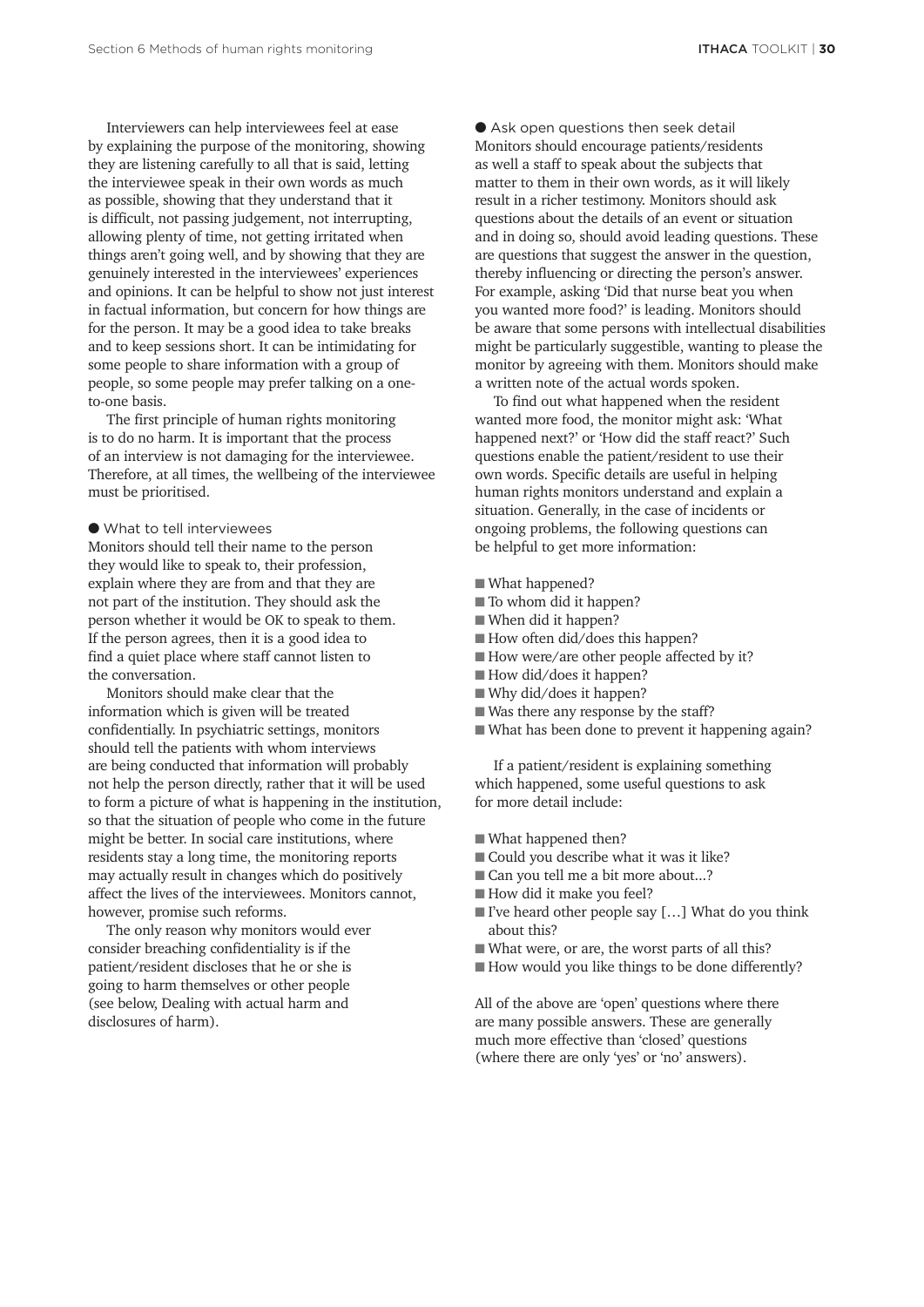Interviewers can help interviewees feel at ease by explaining the purpose of the monitoring, showing they are listening carefully to all that is said, letting the interviewee speak in their own words as much as possible, showing that they understand that it is difficult, not passing judgement, not interrupting, allowing plenty of time, not getting irritated when things aren't going well, and by showing that they are genuinely interested in the interviewees' experiences and opinions. It can be helpful to show not just interest in factual information, but concern for how things are for the person. It may be a good idea to take breaks and to keep sessions short. It can be intimidating for some people to share information with a group of people, so some people may prefer talking on a one-to-one basis.

The first principle of human rights monitoring is to do no harm. It is important that the process of an interview is not damaging for the interviewee. Therefore, at all times, the wellbeing of the interviewee must be prioritised.

### ● What to tell interviewees

Monitors should tell their name to the person they would like to speak to, their profession, explain where they are from and that they are not part of the institution. They should ask the person whether it would be OK to speak to them. If the person agrees, then it is a good idea to find a quiet place where staff cannot listen to the conversation.

Monitors should make clear that the information which is given will be treated confidentially. In psychiatric settings, monitors should tell the patients with whom interviews are being conducted that information will probably not help the person directly, rather that it will be used to form a picture of what is happening in the institution, so that the situation of people who come in the future might be better. In social care institutions, where residents stay a long time, the monitoring reports may actually result in changes which do positively affect the lives of the interviewees. Monitors cannot, however, promise such reforms.

The only reason why monitors would ever consider breaching confidentiality is if the patient/resident discloses that he or she is going to harm themselves or other people (see below, Dealing with actual harm and disclosures of harm).

### ● Ask open questions then seek detail

Monitors should encourage patients/residents as well a staff to speak about the subjects that matter to them in their own words, as it will likely result in a richer testimony. Monitors should ask questions about the details of an event or situation and in doing so, should avoid leading questions. These are questions that suggest the answer in the question, thereby influencing or directing the person's answer. For example, asking 'Did that nurse beat you when you wanted more food?' is leading. Monitors should be aware that some persons with intellectual disabilities might be particularly suggestible, wanting to please the monitor by agreeing with them. Monitors should make a written note of the actual words spoken.

To find out what happened when the resident wanted more food, the monitor might ask: 'What happened next?' or 'How did the staff react?' Such questions enable the patient/resident to use their own words. Specific details are useful in helping human rights monitors understand and explain a situation. Generally, in the case of incidents or ongoing problems, the following questions can be helpful to get more information:

- What happened?
- To whom did it happen?
- When did it happen?
- How often did/does this happen?
- How were/are other people affected by it?
- How did/does it happen?
- Why did/does it happen?
- Was there any response by the staff?
- What has been done to prevent it happening again?

If a patient/resident is explaining something which happened, some useful questions to ask for more detail include:

- What happened then?
- Could you describe what it was it like?
- Can you tell me a bit more about...?
- How did it make you feel?
- I've heard other people say […] What do you think about this?
- What were, or are, the worst parts of all this?
- How would you like things to be done differently?

All of the above are 'open' questions where there are many possible answers. These are generally much more effective than 'closed' questions (where there are only 'yes' or 'no' answers).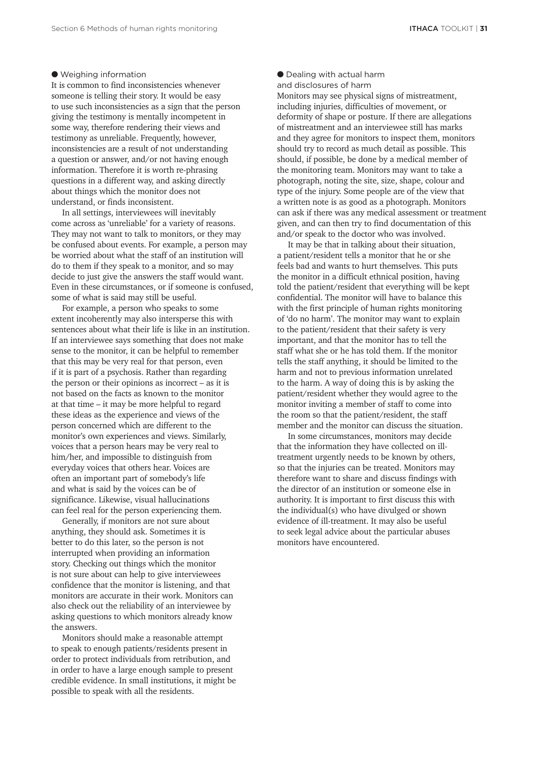### Weighing information

It is common to find inconsistencies whenever someone is telling their story. It would be easy to use such inconsistencies as a sign that the person giving the testimony is mentally incompetent in some way, therefore rendering their views and testimony as unreliable. Frequently, however, inconsistencies are a result of not understanding a question or answer, and/or not having enough information. Therefore it is worth re-phrasing questions in a different way, and asking directly about things which the monitor does not understand, or finds inconsistent.

In all settings, interviewees will inevitably come across as 'unreliable' for a variety of reasons. They may not want to talk to monitors, or they may be confused about events. For example, a person may be worried about what the staff of an institution will do to them if they speak to a monitor, and so may decide to just give the answers the staff would want. Even in these circumstances, or if someone is confused, some of what is said may still be useful.

For example, a person who speaks to some extent incoherently may also intersperse this with sentences about what their life is like in an institution. If an interviewee says something that does not make sense to the monitor, it can be helpful to remember that this may be very real for that person, even if it is part of a psychosis. Rather than regarding the person or their opinions as incorrect – as it is not based on the facts as known to the monitor at that time – it may be more helpful to regard these ideas as the experience and views of the person concerned which are different to the monitor's own experiences and views. Similarly, voices that a person hears may be very real to him/her, and impossible to distinguish from everyday voices that others hear. Voices are often an important part of somebody's life and what is said by the voices can be of significance. Likewise, visual hallucinations can feel real for the person experiencing them.

Generally, if monitors are not sure about anything, they should ask. Sometimes it is better to do this later, so the person is not interrupted when providing an information story. Checking out things which the monitor is not sure about can help to give interviewees confidence that the monitor is listening, and that monitors are accurate in their work. Monitors can also check out the reliability of an interviewee by asking questions to which monitors already know the answers.

Monitors should make a reasonable attempt to speak to enough patients/residents present in order to protect individuals from retribution, and in order to have a large enough sample to present credible evidence. In small institutions, it might be possible to speak with all the residents.

### Dealing with actual harm and disclosures of harm

Monitors may see physical signs of mistreatment, including injuries, difficulties of movement, or deformity of shape or posture. If there are allegations of mistreatment and an interviewee still has marks and they agree for monitors to inspect them, monitors should try to record as much detail as possible. This should, if possible, be done by a medical member of the monitoring team. Monitors may want to take a photograph, noting the site, size, shape, colour and type of the injury. Some people are of the view that a written note is as good as a photograph. Monitors can ask if there was any medical assessment or treatment given, and can then try to find documentation of this and/or speak to the doctor who was involved.

It may be that in talking about their situation, a patient/resident tells a monitor that he or she feels bad and wants to hurt themselves. This puts the monitor in a difficult ethnical position, having told the patient/resident that everything will be kept confidential. The monitor will have to balance this with the first principle of human rights monitoring of 'do no harm'. The monitor may want to explain to the patient/resident that their safety is very important, and that the monitor has to tell the staff what she or he has told them. If the monitor tells the staff anything, it should be limited to the harm and not to previous information unrelated to the harm. A way of doing this is by asking the patient/resident whether they would agree to the monitor inviting a member of staff to come into the room so that the patient/resident, the staff member and the monitor can discuss the situation.

In some circumstances, monitors may decide that the information they have collected on ill-treatment urgently needs to be known by others, so that the injuries can be treated. Monitors may therefore want to share and discuss findings with the director of an institution or someone else in authority. It is important to first discuss this with the individual(s) who have divulged or shown evidence of ill-treatment. It may also be useful to seek legal advice about the particular abuses monitors have encountered.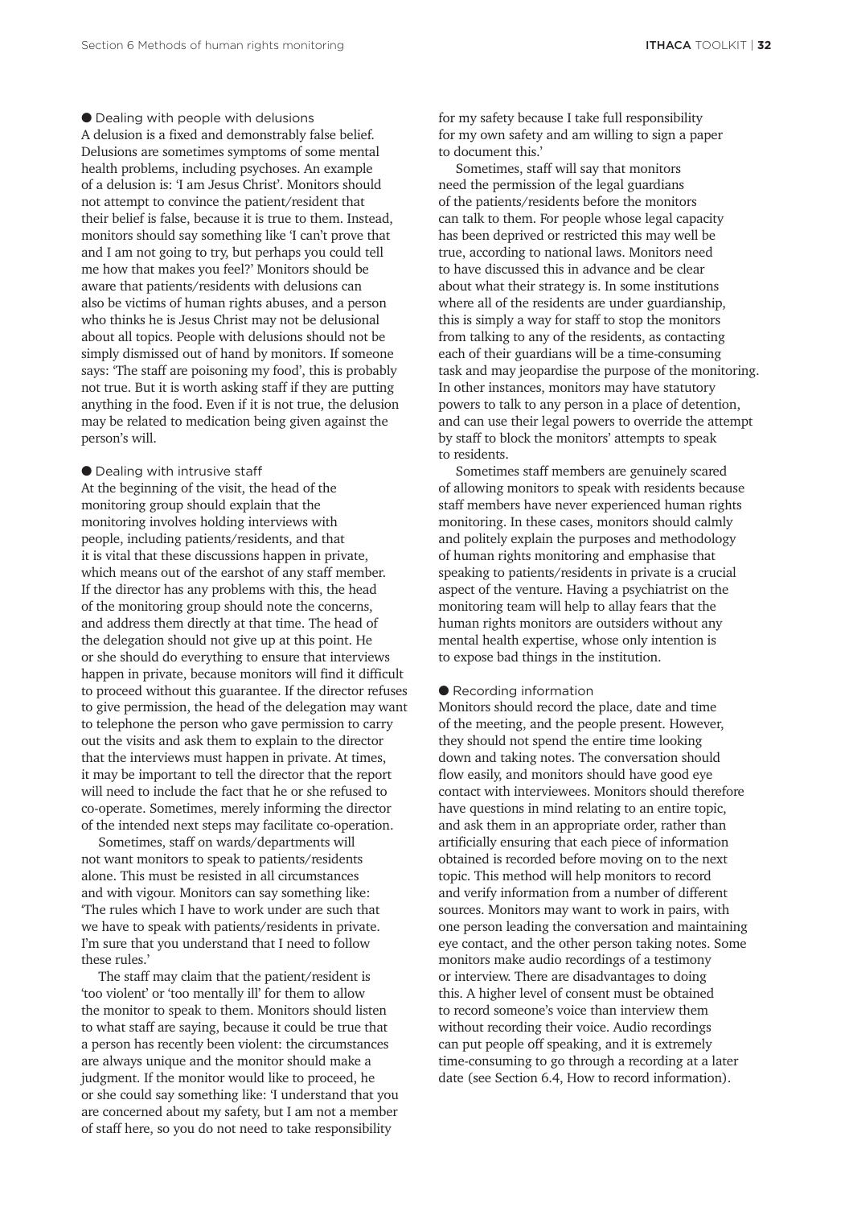● Dealing with people with delusions

A delusion is a fixed and demonstrably false belief. Delusions are sometimes symptoms of some mental health problems, including psychoses. An example of a delusion is: 'I am Jesus Christ'. Monitors should not attempt to convince the patient/resident that their belief is false, because it is true to them. Instead, monitors should say something like 'I can't prove that and I am not going to try, but perhaps you could tell me how that makes you feel?' Monitors should be aware that patients/residents with delusions can also be victims of human rights abuses, and a person who thinks he is Jesus Christ may not be delusional about all topics. People with delusions should not be simply dismissed out of hand by monitors. If someone says: 'The staff are poisoning my food', this is probably not true. But it is worth asking staff if they are putting anything in the food. Even if it is not true, the delusion may be related to medication being given against the person's will.

● Dealing with intrusive staff

At the beginning of the visit, the head of the monitoring group should explain that the monitoring involves holding interviews with people, including patients/residents, and that it is vital that these discussions happen in private, which means out of the earshot of any staff member. If the director has any problems with this, the head of the monitoring group should note the concerns, and address them directly at that time. The head of the delegation should not give up at this point. He or she should do everything to ensure that interviews happen in private, because monitors will find it difficult to proceed without this guarantee. If the director refuses to give permission, the head of the delegation may want to telephone the person who gave permission to carry out the visits and ask them to explain to the director that the interviews must happen in private. At times, it may be important to tell the director that the report will need to include the fact that he or she refused to co-operate. Sometimes, merely informing the director of the intended next steps may facilitate co-operation.

Sometimes, staff on wards/departments will not want monitors to speak to patients/residents alone. This must be resisted in all circumstances and with vigour. Monitors can say something like: 'The rules which I have to work under are such that we have to speak with patients/residents in private. I'm sure that you understand that I need to follow these rules.'

The staff may claim that the patient/resident is 'too violent' or 'too mentally ill' for them to allow the monitor to speak to them. Monitors should listen to what staff are saying, because it could be true that a person has recently been violent: the circumstances are always unique and the monitor should make a judgment. If the monitor would like to proceed, he or she could say something like: 'I understand that you are concerned about my safety, but I am not a member of staff here, so you do not need to take responsibility for my safety because I take full responsibility for my own safety and am willing to sign a paper to document this.'

Sometimes, staff will say that monitors need the permission of the legal guardians of the patients/residents before the monitors can talk to them. For people whose legal capacity has been deprived or restricted this may well be true, according to national laws. Monitors need to have discussed this in advance and be clear about what their strategy is. In some institutions where all of the residents are under guardianship, this is simply a way for staff to stop the monitors from talking to any of the residents, as contacting each of their guardians will be a time-consuming task and may jeopardise the purpose of the monitoring. In other instances, monitors may have statutory powers to talk to any person in a place of detention, and can use their legal powers to override the attempt by staff to block the monitors' attempts to speak to residents.

Sometimes staff members are genuinely scared of allowing monitors to speak with residents because staff members have never experienced human rights monitoring. In these cases, monitors should calmly and politely explain the purposes and methodology of human rights monitoring and emphasise that speaking to patients/residents in private is a crucial aspect of the venture. Having a psychiatrist on the monitoring team will help to allay fears that the human rights monitors are outsiders without any mental health expertise, whose only intention is to expose bad things in the institution.

● Recording information

Monitors should record the place, date and time of the meeting, and the people present. However, they should not spend the entire time looking down and taking notes. The conversation should flow easily, and monitors should have good eye contact with interviewees. Monitors should therefore have questions in mind relating to an entire topic, and ask them in an appropriate order, rather than artificially ensuring that each piece of information obtained is recorded before moving on to the next topic. This method will help monitors to record and verify information from a number of different sources. Monitors may want to work in pairs, with one person leading the conversation and maintaining eye contact, and the other person taking notes. Some monitors make audio recordings of a testimony or interview. There are disadvantages to doing this. A higher level of consent must be obtained to record someone's voice than interview them without recording their voice. Audio recordings can put people off speaking, and it is extremely time-consuming to go through a recording at a later date (see Section 6.4, How to record information).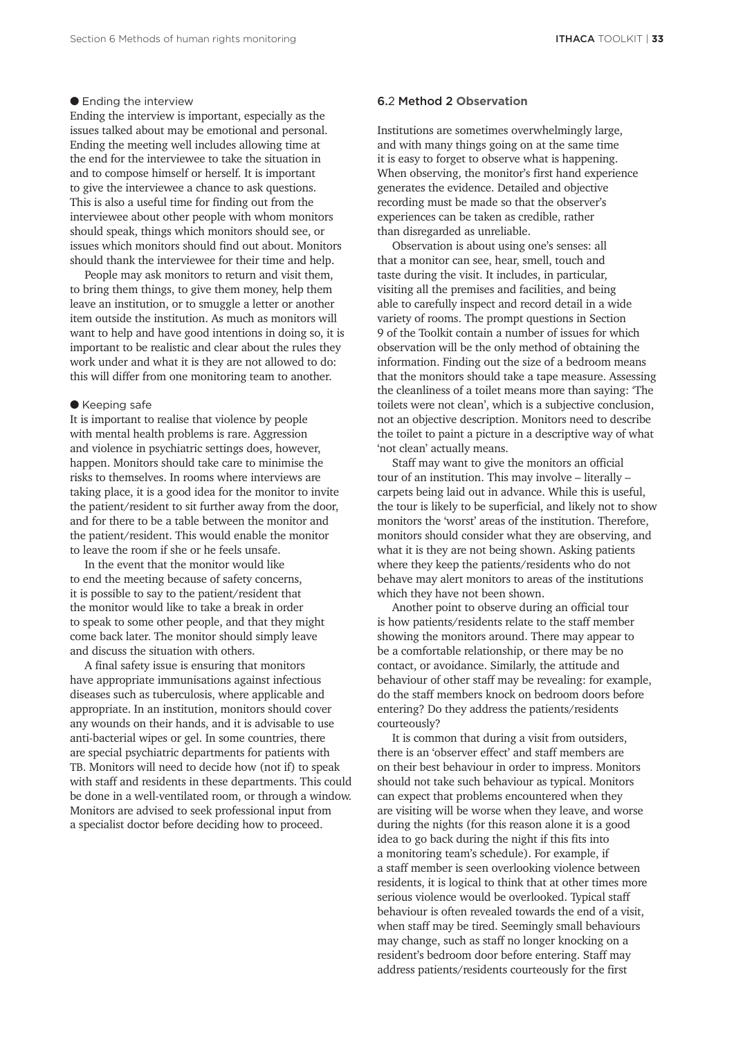● Ending the interview

Ending the interview is important, especially as the issues talked about may be emotional and personal. Ending the meeting well includes allowing time at the end for the interviewee to take the situation in and to compose himself or herself. It is important to give the interviewee a chance to ask questions. This is also a useful time for finding out from the interviewee about other people with whom monitors should speak, things which monitors should see, or issues which monitors should find out about. Monitors should thank the interviewee for their time and help.

People may ask monitors to return and visit them, to bring them things, to give them money, help them leave an institution, or to smuggle a letter or another item outside the institution. As much as monitors will want to help and have good intentions in doing so, it is important to be realistic and clear about the rules they work under and what it is they are not allowed to do: this will differ from one monitoring team to another.

● Keeping safe

It is important to realise that violence by people with mental health problems is rare. Aggression and violence in psychiatric settings does, however, happen. Monitors should take care to minimise the risks to themselves. In rooms where interviews are taking place, it is a good idea for the monitor to invite the patient/resident to sit further away from the door, and for there to be a table between the monitor and the patient/resident. This would enable the monitor to leave the room if she or he feels unsafe.

In the event that the monitor would like to end the meeting because of safety concerns, it is possible to say to the patient/resident that the monitor would like to take a break in order to speak to some other people, and that they might come back later. The monitor should simply leave and discuss the situation with others.

A final safety issue is ensuring that monitors have appropriate immunisations against infectious diseases such as tuberculosis, where applicable and appropriate. In an institution, monitors should cover any wounds on their hands, and it is advisable to use anti-bacterial wipes or gel. In some countries, there are special psychiatric departments for patients with TB. Monitors will need to decide how (not if) to speak with staff and residents in these departments. This could be done in a well-ventilated room, or through a window. Monitors are advised to seek professional input from a specialist doctor before deciding how to proceed.

### 6.2 Method 2 Observation

Institutions are sometimes overwhelmingly large, and with many things going on at the same time it is easy to forget to observe what is happening. When observing, the monitor's first hand experience generates the evidence. Detailed and objective recording must be made so that the observer's experiences can be taken as credible, rather than disregarded as unreliable.

Observation is about using one's senses: all that a monitor can see, hear, smell, touch and taste during the visit. It includes, in particular, visiting all the premises and facilities, and being able to carefully inspect and record detail in a wide variety of rooms. The prompt questions in Section 9 of the Toolkit contain a number of issues for which observation will be the only method of obtaining the information. Finding out the size of a bedroom means that the monitors should take a tape measure. Assessing the cleanliness of a toilet means more than saying: 'The toilets were not clean', which is a subjective conclusion, not an objective description. Monitors need to describe the toilet to paint a picture in a descriptive way of what 'not clean' actually means.

Staff may want to give the monitors an official tour of an institution. This may involve – literally – carpets being laid out in advance. While this is useful, the tour is likely to be superficial, and likely not to show monitors the 'worst' areas of the institution. Therefore, monitors should consider what they are observing, and what it is they are not being shown. Asking patients where they keep the patients/residents who do not behave may alert monitors to areas of the institutions which they have not been shown.

Another point to observe during an official tour is how patients/residents relate to the staff member showing the monitors around. There may appear to be a comfortable relationship, or there may be no contact, or avoidance. Similarly, the attitude and behaviour of other staff may be revealing: for example, do the staff members knock on bedroom doors before entering? Do they address the patients/residents courteously?

It is common that during a visit from outsiders, there is an 'observer effect' and staff members are on their best behaviour in order to impress. Monitors should not take such behaviour as typical. Monitors can expect that problems encountered when they are visiting will be worse when they leave, and worse during the nights (for this reason alone it is a good idea to go back during the night if this fits into a monitoring team's schedule). For example, if a staff member is seen overlooking violence between residents, it is logical to think that at other times more serious violence would be overlooked. Typical staff behaviour is often revealed towards the end of a visit, when staff may be tired. Seemingly small behaviours may change, such as staff no longer knocking on a resident's bedroom door before entering. Staff may address patients/residents courteously for the first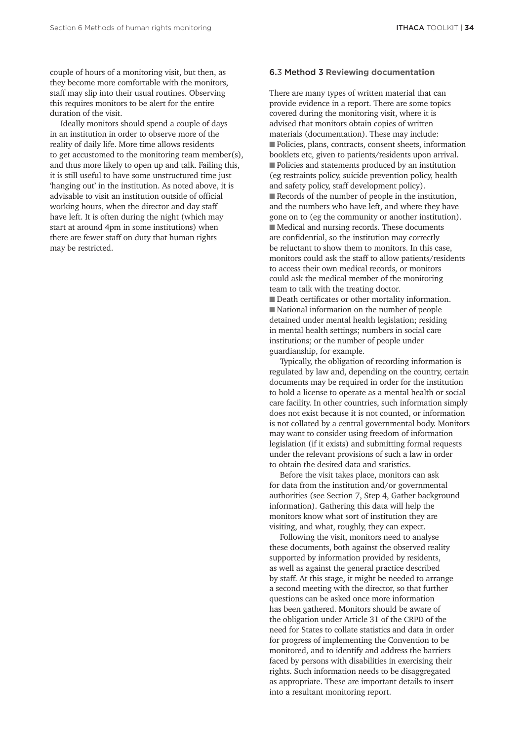couple of hours of a monitoring visit, but then, as they become more comfortable with the monitors, staff may slip into their usual routines. Observing this requires monitors to be alert for the entire duration of the visit.

Ideally monitors should spend a couple of days in an institution in order to observe more of the reality of daily life. More time allows residents to get accustomed to the monitoring team member(s), and thus more likely to open up and talk. Failing this, it is still useful to have some unstructured time just 'hanging out' in the institution. As noted above, it is advisable to visit an institution outside of official working hours, when the director and day staff have left. It is often during the night (which may start at around 4pm in some institutions) when there are fewer staff on duty that human rights may be restricted.

### 6.3 Method 3 Reviewing documentation

There are many types of written material that can provide evidence in a report. There are some topics covered during the monitoring visit, where it is advised that monitors obtain copies of written materials (documentation). These may include:

- Policies, plans, contracts, consent sheets, information booklets etc, given to patients/residents upon arrival.
- Policies and statements produced by an institution (eg restraints policy, suicide prevention policy, health and safety policy, staff development policy).
- Records of the number of people in the institution, and the numbers who have left, and where they have gone on to (eg the community or another institution).
- Medical and nursing records. These documents are confidential, so the institution may correctly be reluctant to show them to monitors. In this case, monitors could ask the staff to allow patients/residents to access their own medical records, or monitors could ask the medical member of the monitoring team to talk with the treating doctor.
- Death certificates or other mortality information.
- National information on the number of people detained under mental health legislation; residing in mental health settings; numbers in social care institutions; or the number of people under guardianship, for example.

Typically, the obligation of recording information is regulated by law and, depending on the country, certain documents may be required in order for the institution to hold a license to operate as a mental health or social care facility. In other countries, such information simply does not exist because it is not counted, or information is not collated by a central governmental body. Monitors may want to consider using freedom of information legislation (if it exists) and submitting formal requests under the relevant provisions of such a law in order to obtain the desired data and statistics.

Before the visit takes place, monitors can ask for data from the institution and/or governmental authorities (see Section 7, Step 4, Gather background information). Gathering this data will help the monitors know what sort of institution they are visiting, and what, roughly, they can expect.

Following the visit, monitors need to analyse these documents, both against the observed reality supported by information provided by residents, as well as against the general practice described by staff. At this stage, it might be needed to arrange a second meeting with the director, so that further questions can be asked once more information has been gathered. Monitors should be aware of the obligation under Article 31 of the CRPD of the need for States to collate statistics and data in order for progress of implementing the Convention to be monitored, and to identify and address the barriers faced by persons with disabilities in exercising their rights. Such information needs to be disaggregated as appropriate. These are important details to insert into a resultant monitoring report.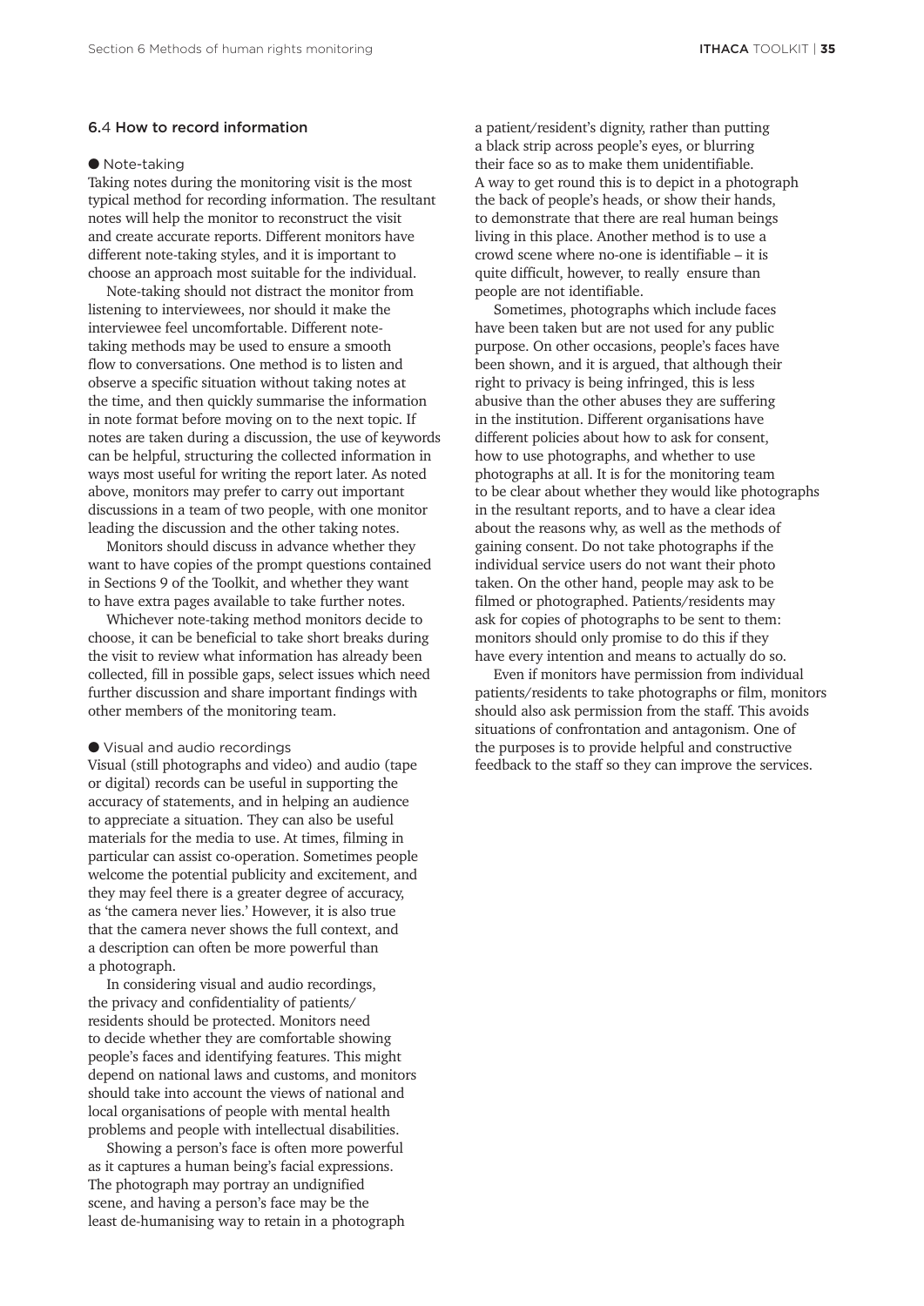## 6.4 How to record information

● Note-taking

Taking notes during the monitoring visit is the most typical method for recording information. The resultant notes will help the monitor to reconstruct the visit and create accurate reports. Different monitors have different note-taking styles, and it is important to choose an approach most suitable for the individual.

Note-taking should not distract the monitor from listening to interviewees, nor should it make the interviewee feel uncomfortable. Different note-taking methods may be used to ensure a smooth flow to conversations. One method is to listen and observe a specific situation without taking notes at the time, and then quickly summarise the information in note format before moving on to the next topic. If notes are taken during a discussion, the use of keywords can be helpful, structuring the collected information in ways most useful for writing the report later. As noted above, monitors may prefer to carry out important discussions in a team of two people, with one monitor leading the discussion and the other taking notes.

Monitors should discuss in advance whether they want to have copies of the prompt questions contained in Sections 9 of the Toolkit, and whether they want to have extra pages available to take further notes.

Whichever note-taking method monitors decide to choose, it can be beneficial to take short breaks during the visit to review what information has already been collected, fill in possible gaps, select issues which need further discussion and share important findings with other members of the monitoring team.

● Visual and audio recordings

Visual (still photographs and video) and audio (tape or digital) records can be useful in supporting the accuracy of statements, and in helping an audience to appreciate a situation. They can also be useful materials for the media to use. At times, filming in particular can assist co-operation. Sometimes people welcome the potential publicity and excitement, and they may feel there is a greater degree of accuracy, as 'the camera never lies.' However, it is also true that the camera never shows the full context, and a description can often be more powerful than a photograph.

In considering visual and audio recordings, the privacy and confidentiality of patients/residents should be protected. Monitors need to decide whether they are comfortable showing people's faces and identifying features. This might depend on national laws and customs, and monitors should take into account the views of national and local organisations of people with mental health problems and people with intellectual disabilities.

Showing a person's face is often more powerful as it captures a human being's facial expressions. The photograph may portray an undignified scene, and having a person's face may be the least de-humanising way to retain in a photograph a patient/resident's dignity, rather than putting a black strip across people's eyes, or blurring their face so as to make them unidentifiable. A way to get round this is to depict in a photograph the back of people's heads, or show their hands, to demonstrate that there are real human beings living in this place. Another method is to use a crowd scene where no-one is identifiable – it is quite difficult, however, to really ensure than people are not identifiable.

Sometimes, photographs which include faces have been taken but are not used for any public purpose. On other occasions, people's faces have been shown, and it is argued, that although their right to privacy is being infringed, this is less abusive than the other abuses they are suffering in the institution. Different organisations have different policies about how to ask for consent, how to use photographs, and whether to use photographs at all. It is for the monitoring team to be clear about whether they would like photographs in the resultant reports, and to have a clear idea about the reasons why, as well as the methods of gaining consent. Do not take photographs if the individual service users do not want their photo taken. On the other hand, people may ask to be filmed or photographed. Patients/residents may ask for copies of photographs to be sent to them: monitors should only promise to do this if they have every intention and means to actually do so.

Even if monitors have permission from individual patients/residents to take photographs or film, monitors should also ask permission from the staff. This avoids situations of confrontation and antagonism. One of the purposes is to provide helpful and constructive feedback to the staff so they can improve the services.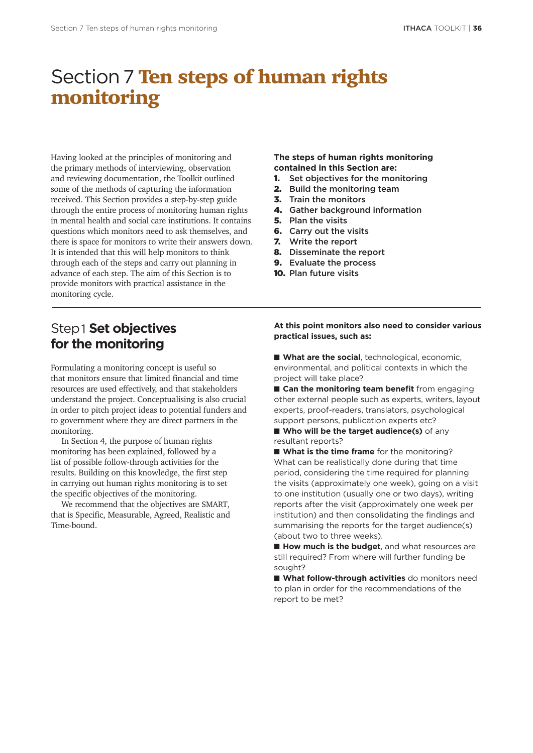# Section 7 **Ten steps of human rights monitoring**

Having looked at the principles of monitoring and the primary methods of interviewing, observation and reviewing documentation, the Toolkit outlined some of the methods of capturing the information received. This Section provides a step-by-step guide through the entire process of monitoring human rights in mental health and social care institutions. It contains questions which monitors need to ask themselves, and there is space for monitors to write their answers down. It is intended that this will help monitors to think through each of the steps and carry out planning in advance of each step. The aim of this Section is to provide monitors with practical assistance in the monitoring cycle.

**The steps of human rights monitoring contained in this Section are:**

1. Set objectives for the monitoring
2. Build the monitoring team
3. Train the monitors
4. Gather background information
5. Plan the visits
6. Carry out the visits
7. Write the report
8. Disseminate the report
9. Evaluate the process
10. Plan future visits

## Step 1 **Set objectives for the monitoring**

Formulating a monitoring concept is useful so that monitors ensure that limited financial and time resources are used effectively, and that stakeholders understand the project. Conceptualising is also crucial in order to pitch project ideas to potential funders and to government where they are direct partners in the monitoring.

In Section 4, the purpose of human rights monitoring has been explained, followed by a list of possible follow-through activities for the results. Building on this knowledge, the first step in carrying out human rights monitoring is to set the specific objectives of the monitoring.

We recommend that the objectives are SMART, that is Specific, Measurable, Agreed, Realistic and Time-bound.

**At this point monitors also need to consider various practical issues, such as:**

- **What are the social**, technological, economic, environmental, and political contexts in which the project will take place?
- **Can the monitoring team benefit** from engaging other external people such as experts, writers, layout experts, proof-readers, translators, psychological support persons, publication experts etc?
- **Who will be the target audience(s)** of any resultant reports?
- **What is the time frame** for the monitoring? What can be realistically done during that time period, considering the time required for planning the visits (approximately one week), going on a visit to one institution (usually one or two days), writing reports after the visit (approximately one week per institution) and then consolidating the findings and summarising the reports for the target audience(s) (about two to three weeks).
- **How much is the budget**, and what resources are still required? From where will further funding be sought?
- **What follow-through activities** do monitors need to plan in order for the recommendations of the report to be met?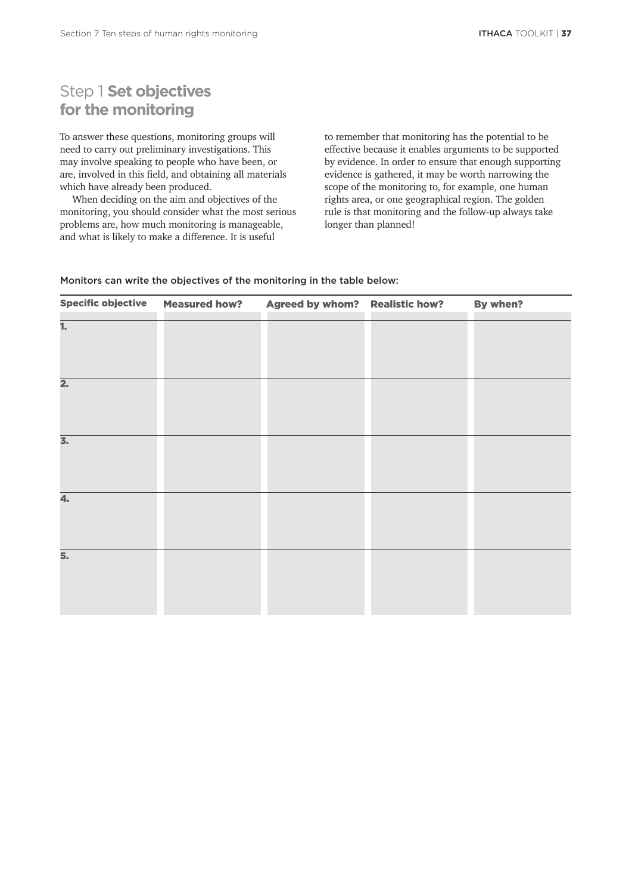## Step 1 **Set objectives for the monitoring**

To answer these questions, monitoring groups will need to carry out preliminary investigations. This may involve speaking to people who have been, or are, involved in this field, and obtaining all materials which have already been produced.

When deciding on the aim and objectives of the monitoring, you should consider what the most serious problems are, how much monitoring is manageable, and what is likely to make a difference. It is useful to remember that monitoring has the potential to be effective because it enables arguments to be supported by evidence. In order to ensure that enough supporting evidence is gathered, it may be worth narrowing the scope of the monitoring to, for example, one human rights area, or one geographical region. The golden rule is that monitoring and the follow-up always take longer than planned!

Monitors can write the objectives of the monitoring in the table below:

| Specific objective | Measured how? | Agreed by whom? | Realistic how? | By when? |
|---|---|---|---|---|
| 1. | | | | |
| 2. | | | | |
| 3. | | | | |
| 4. | | | | |
| 5. | | | | |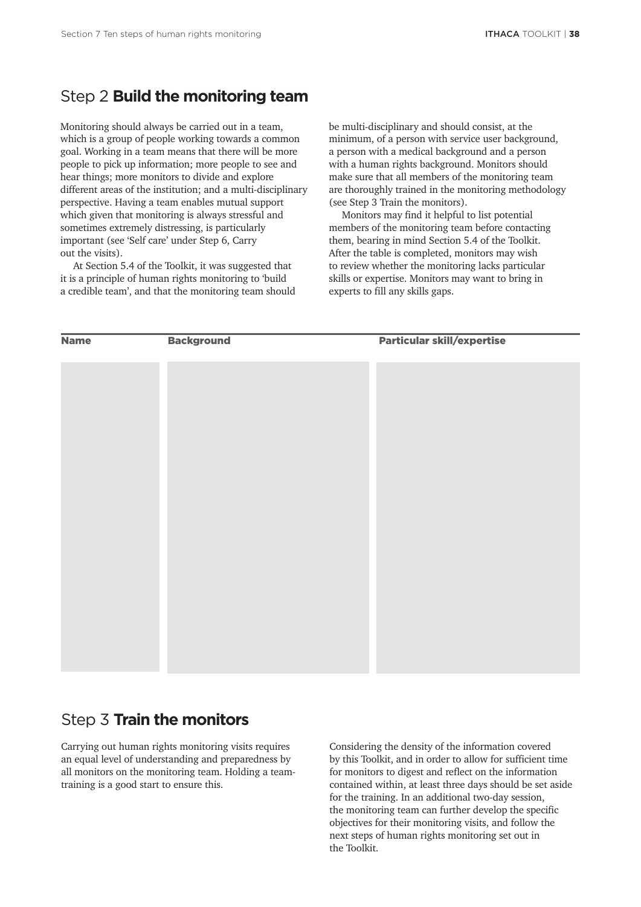## Step 2 **Build the monitoring team**

Monitoring should always be carried out in a team, which is a group of people working towards a common goal. Working in a team means that there will be more people to pick up information; more people to see and hear things; more monitors to divide and explore different areas of the institution; and a multi-disciplinary perspective. Having a team enables mutual support which given that monitoring is always stressful and sometimes extremely distressing, is particularly important (see 'Self care' under Step 6, Carry out the visits).

At Section 5.4 of the Toolkit, it was suggested that it is a principle of human rights monitoring to 'build a credible team', and that the monitoring team should be multi-disciplinary and should consist, at the minimum, of a person with service user background, a person with a medical background and a person with a human rights background. Monitors should make sure that all members of the monitoring team are thoroughly trained in the monitoring methodology (see Step 3 Train the monitors).

Monitors may find it helpful to list potential members of the monitoring team before contacting them, bearing in mind Section 5.4 of the Toolkit. After the table is completed, monitors may wish to review whether the monitoring lacks particular skills or expertise. Monitors may want to bring in experts to fill any skills gaps.

| Name | Background | Particular skill/expertise |
|---|---|---|
| | | |

## Step 3 **Train the monitors**

Carrying out human rights monitoring visits requires an equal level of understanding and preparedness by all monitors on the monitoring team. Holding a team-training is a good start to ensure this.

Considering the density of the information covered by this Toolkit, and in order to allow for sufficient time for monitors to digest and reflect on the information contained within, at least three days should be set aside for the training. In an additional two-day session, the monitoring team can further develop the specific objectives for their monitoring visits, and follow the next steps of human rights monitoring set out in the Toolkit.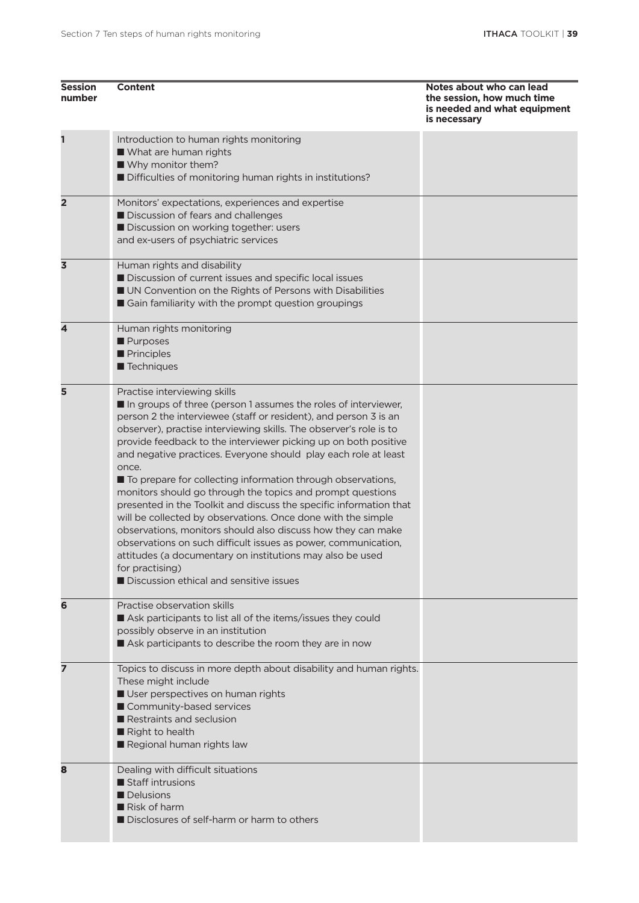| Session number | Content | Notes about who can lead the session, how much time is needed and what equipment is necessary |
|---|---|---|
| 1 | Introduction to human rights monitoring<br>■ What are human rights<br>■ Why monitor them?<br>■ Difficulties of monitoring human rights in institutions? | |
| 2 | Monitors' expectations, experiences and expertise<br>■ Discussion of fears and challenges<br>■ Discussion on working together: users and ex-users of psychiatric services | |
| 3 | Human rights and disability<br>■ Discussion of current issues and specific local issues<br>■ UN Convention on the Rights of Persons with Disabilities<br>■ Gain familiarity with the prompt question groupings | |
| 4 | Human rights monitoring<br>■ Purposes<br>■ Principles<br>■ Techniques | |
| 5 | Practise interviewing skills<br>■ In groups of three (person 1 assumes the roles of interviewer, person 2 the interviewee (staff or resident), and person 3 is an observer), practise interviewing skills. The observer's role is to provide feedback to the interviewer picking up on both positive and negative practices. Everyone should play each role at least once.<br>■ To prepare for collecting information through observations, monitors should go through the topics and prompt questions presented in the Toolkit and discuss the specific information that will be collected by observations. Once done with the simple observations, monitors should also discuss how they can make observations on such difficult issues as power, communication, attitudes (a documentary on institutions may also be used for practising)<br>■ Discussion ethical and sensitive issues | |
| 6 | Practise observation skills<br>■ Ask participants to list all of the items/issues they could possibly observe in an institution<br>■ Ask participants to describe the room they are in now | |
| 7 | Topics to discuss in more depth about disability and human rights. These might include<br>■ User perspectives on human rights<br>■ Community-based services<br>■ Restraints and seclusion<br>■ Right to health<br>■ Regional human rights law | |
| 8 | Dealing with difficult situations<br>■ Staff intrusions<br>■ Delusions<br>■ Risk of harm<br>■ Disclosures of self-harm or harm to others | |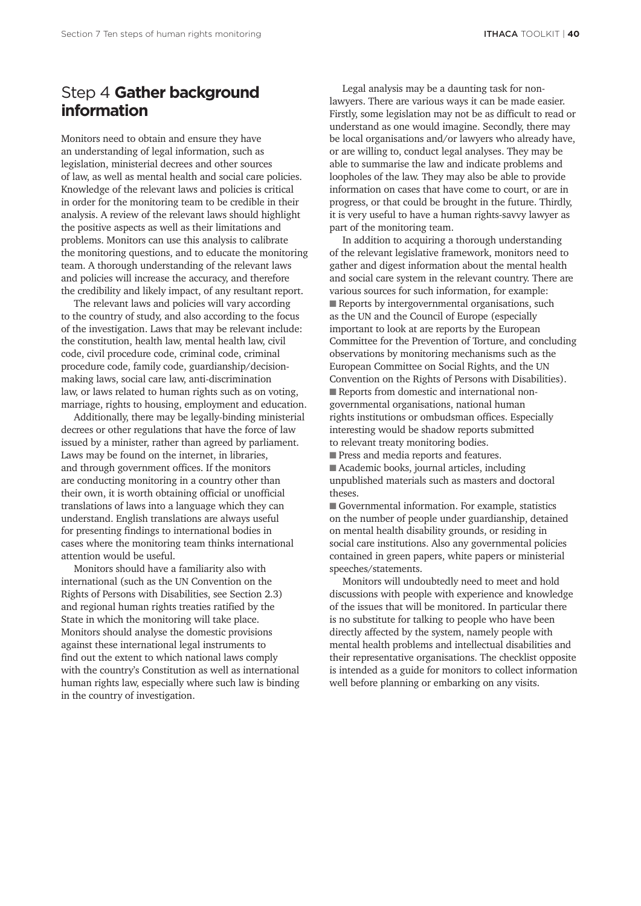## Step 4 **Gather background information**

Monitors need to obtain and ensure they have an understanding of legal information, such as legislation, ministerial decrees and other sources of law, as well as mental health and social care policies. Knowledge of the relevant laws and policies is critical in order for the monitoring team to be credible in their analysis. A review of the relevant laws should highlight the positive aspects as well as their limitations and problems. Monitors can use this analysis to calibrate the monitoring questions, and to educate the monitoring team. A thorough understanding of the relevant laws and policies will increase the accuracy, and therefore the credibility and likely impact, of any resultant report.

The relevant laws and policies will vary according to the country of study, and also according to the focus of the investigation. Laws that may be relevant include: the constitution, health law, mental health law, civil code, civil procedure code, criminal code, criminal procedure code, family code, guardianship/decision-making laws, social care law, anti-discrimination law, or laws related to human rights such as on voting, marriage, rights to housing, employment and education.

Additionally, there may be legally-binding ministerial decrees or other regulations that have the force of law issued by a minister, rather than agreed by parliament. Laws may be found on the internet, in libraries, and through government offices. If the monitors are conducting monitoring in a country other than their own, it is worth obtaining official or unofficial translations of laws into a language which they can understand. English translations are always useful for presenting findings to international bodies in cases where the monitoring team thinks international attention would be useful.

Monitors should have a familiarity also with international (such as the UN Convention on the Rights of Persons with Disabilities, see Section 2.3) and regional human rights treaties ratified by the State in which the monitoring will take place. Monitors should analyse the domestic provisions against these international legal instruments to find out the extent to which national laws comply with the country's Constitution as well as international human rights law, especially where such law is binding in the country of investigation.

Legal analysis may be a daunting task for non-lawyers. There are various ways it can be made easier. Firstly, some legislation may not be as difficult to read or understand as one would imagine. Secondly, there may be local organisations and/or lawyers who already have, or are willing to, conduct legal analyses. They may be able to summarise the law and indicate problems and loopholes of the law. They may also be able to provide information on cases that have come to court, or are in progress, or that could be brought in the future. Thirdly, it is very useful to have a human rights-savvy lawyer as part of the monitoring team.

In addition to acquiring a thorough understanding of the relevant legislative framework, monitors need to gather and digest information about the mental health and social care system in the relevant country. There are various sources for such information, for example:

- Reports by intergovernmental organisations, such as the UN and the Council of Europe (especially important to look at are reports by the European Committee for the Prevention of Torture, and concluding observations by monitoring mechanisms such as the European Committee on Social Rights, and the UN Convention on the Rights of Persons with Disabilities).
- Reports from domestic and international non-governmental organisations, national human rights institutions or ombudsman offices. Especially interesting would be shadow reports submitted to relevant treaty monitoring bodies.
- Press and media reports and features.
- Academic books, journal articles, including unpublished materials such as masters and doctoral theses.
- Governmental information. For example, statistics on the number of people under guardianship, detained on mental health disability grounds, or residing in social care institutions. Also any governmental policies contained in green papers, white papers or ministerial speeches/statements.

Monitors will undoubtedly need to meet and hold discussions with people with experience and knowledge of the issues that will be monitored. In particular there is no substitute for talking to people who have been directly affected by the system, namely people with mental health problems and intellectual disabilities and their representative organisations. The checklist opposite is intended as a guide for monitors to collect information well before planning or embarking on any visits.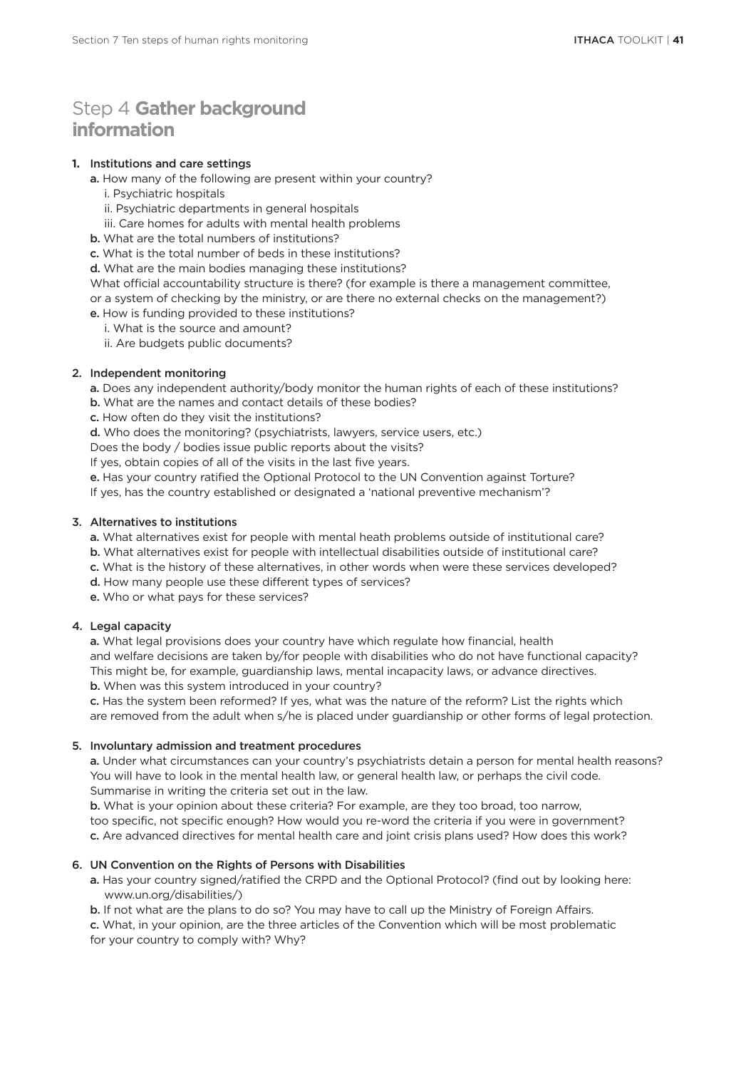# Step 4 **Gather background information**

1. **Institutions and care settings**
   - **a.** How many of the following are present within your country?
     - i. Psychiatric hospitals
     - ii. Psychiatric departments in general hospitals
     - iii. Care homes for adults with mental health problems
   - **b.** What are the total numbers of institutions?
   - **c.** What is the total number of beds in these institutions?
   - **d.** What are the main bodies managing these institutions?
     What official accountability structure is there? (for example is there a management committee, or a system of checking by the ministry, or are there no external checks on the management?)
   - **e.** How is funding provided to these institutions?
     - i. What is the source and amount?
     - ii. Are budgets public documents?

2. **Independent monitoring**
   - **a.** Does any independent authority/body monitor the human rights of each of these institutions?
   - **b.** What are the names and contact details of these bodies?
   - **c.** How often do they visit the institutions?
   - **d.** Who does the monitoring? (psychiatrists, lawyers, service users, etc.)
     Does the body / bodies issue public reports about the visits?
     If yes, obtain copies of all of the visits in the last five years.
   - **e.** Has your country ratified the Optional Protocol to the UN Convention against Torture?
     If yes, has the country established or designated a 'national preventive mechanism'?

3. **Alternatives to institutions**
   - **a.** What alternatives exist for people with mental heath problems outside of institutional care?
   - **b.** What alternatives exist for people with intellectual disabilities outside of institutional care?
   - **c.** What is the history of these alternatives, in other words when were these services developed?
   - **d.** How many people use these different types of services?
   - **e.** Who or what pays for these services?

4. **Legal capacity**
   - **a.** What legal provisions does your country have which regulate how financial, health and welfare decisions are taken by/for people with disabilities who do not have functional capacity? This might be, for example, guardianship laws, mental incapacity laws, or advance directives.
   - **b.** When was this system introduced in your country?
   - **c.** Has the system been reformed? If yes, what was the nature of the reform? List the rights which are removed from the adult when s/he is placed under guardianship or other forms of legal protection.

5. **Involuntary admission and treatment procedures**
   - **a.** Under what circumstances can your country's psychiatrists detain a person for mental health reasons? You will have to look in the mental health law, or general health law, or perhaps the civil code. Summarise in writing the criteria set out in the law.
   - **b.** What is your opinion about these criteria? For example, are they too broad, too narrow, too specific, not specific enough? How would you re-word the criteria if you were in government?
   - **c.** Are advanced directives for mental health care and joint crisis plans used? How does this work?

6. **UN Convention on the Rights of Persons with Disabilities**
   - **a.** Has your country signed/ratified the CRPD and the Optional Protocol? (find out by looking here: www.un.org/disabilities/)
   - **b.** If not what are the plans to do so? You may have to call up the Ministry of Foreign Affairs.
   - **c.** What, in your opinion, are the three articles of the Convention which will be most problematic for your country to comply with? Why?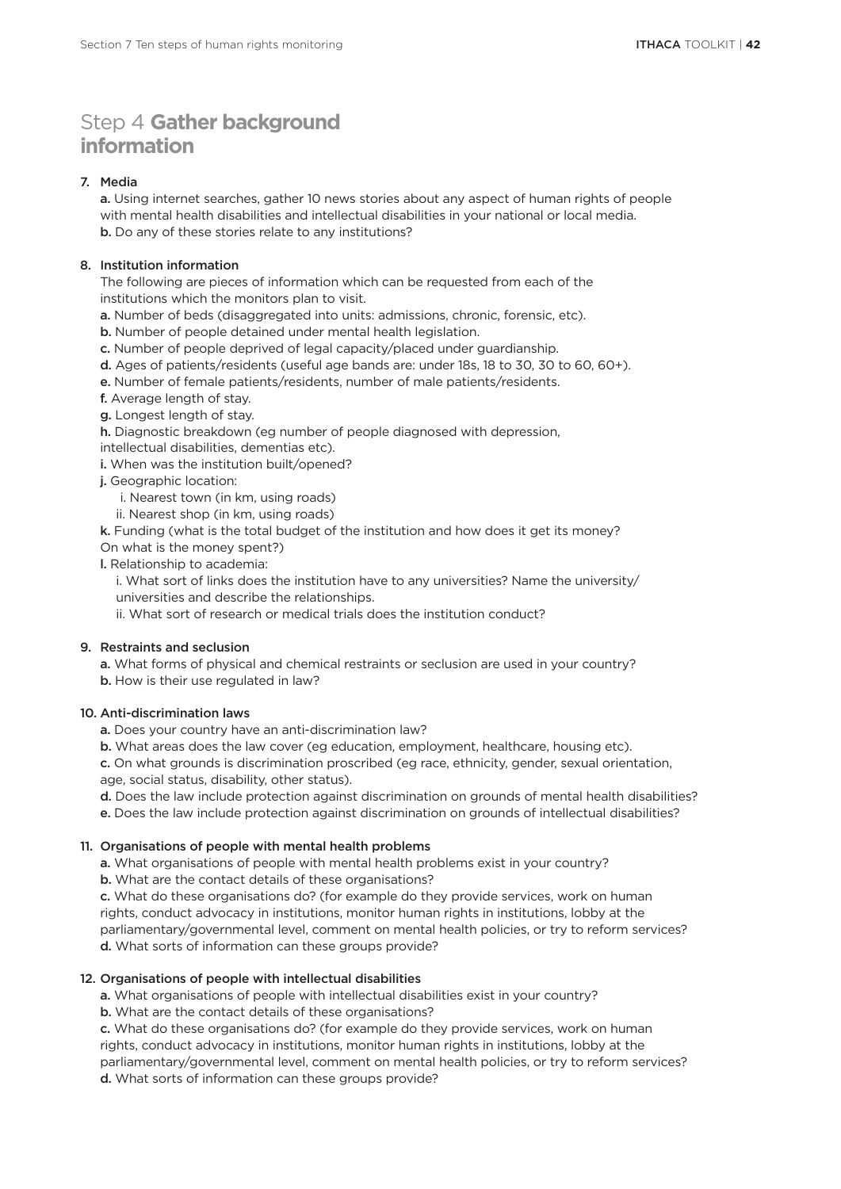# Step 4 **Gather background information**

7. **Media**

   **a.** Using internet searches, gather 10 news stories about any aspect of human rights of people with mental health disabilities and intellectual disabilities in your national or local media.
   **b.** Do any of these stories relate to any institutions?

8. **Institution information**

   The following are pieces of information which can be requested from each of the institutions which the monitors plan to visit.

   **a.** Number of beds (disaggregated into units: admissions, chronic, forensic, etc).
   **b.** Number of people detained under mental health legislation.
   **c.** Number of people deprived of legal capacity/placed under guardianship.
   **d.** Ages of patients/residents (useful age bands are: under 18s, 18 to 30, 30 to 60, 60+).
   **e.** Number of female patients/residents, number of male patients/residents.
   **f.** Average length of stay.
   **g.** Longest length of stay.
   **h.** Diagnostic breakdown (eg number of people diagnosed with depression, intellectual disabilities, dementias etc).
   **i.** When was the institution built/opened?
   **j.** Geographic location:
      i. Nearest town (in km, using roads)
      ii. Nearest shop (in km, using roads)
   **k.** Funding (what is the total budget of the institution and how does it get its money? On what is the money spent?)
   **l.** Relationship to academia:
      i. What sort of links does the institution have to any universities? Name the university/universities and describe the relationships.
      ii. What sort of research or medical trials does the institution conduct?

9. **Restraints and seclusion**

   **a.** What forms of physical and chemical restraints or seclusion are used in your country?
   **b.** How is their use regulated in law?

10. **Anti-discrimination laws**

    **a.** Does your country have an anti-discrimination law?
    **b.** What areas does the law cover (eg education, employment, healthcare, housing etc).
    **c.** On what grounds is discrimination proscribed (eg race, ethnicity, gender, sexual orientation, age, social status, disability, other status).
    **d.** Does the law include protection against discrimination on grounds of mental health disabilities?
    **e.** Does the law include protection against discrimination on grounds of intellectual disabilities?

11. **Organisations of people with mental health problems**

    **a.** What organisations of people with mental health problems exist in your country?
    **b.** What are the contact details of these organisations?
    **c.** What do these organisations do? (for example do they provide services, work on human rights, conduct advocacy in institutions, monitor human rights in institutions, lobby at the parliamentary/governmental level, comment on mental health policies, or try to reform services?
    **d.** What sorts of information can these groups provide?

12. **Organisations of people with intellectual disabilities**

    **a.** What organisations of people with intellectual disabilities exist in your country?
    **b.** What are the contact details of these organisations?
    **c.** What do these organisations do? (for example do they provide services, work on human rights, conduct advocacy in institutions, monitor human rights in institutions, lobby at the parliamentary/governmental level, comment on mental health policies, or try to reform services?
    **d.** What sorts of information can these groups provide?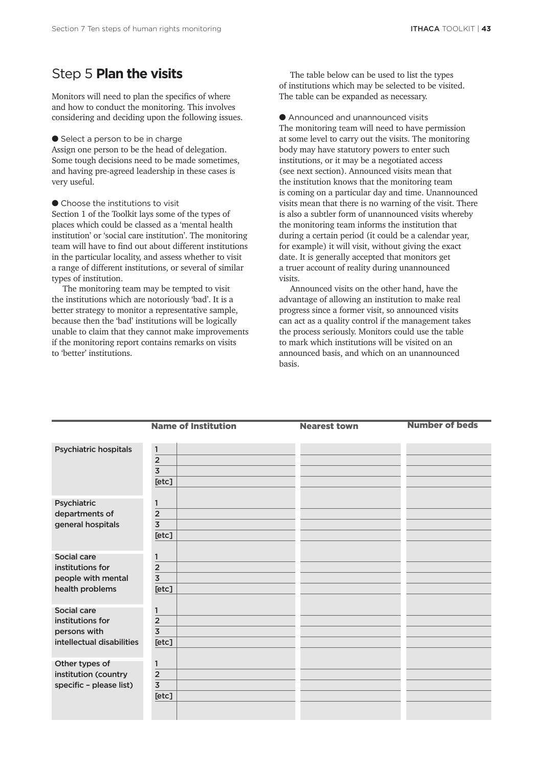## Step 5 **Plan the visits**

Monitors will need to plan the specifics of where and how to conduct the monitoring. This involves considering and deciding upon the following issues.

● Select a person to be in charge
Assign one person to be the head of delegation. Some tough decisions need to be made sometimes, and having pre-agreed leadership in these cases is very useful.

● Choose the institutions to visit
Section 1 of the Toolkit lays some of the types of places which could be classed as a 'mental health institution' or 'social care institution'. The monitoring team will have to find out about different institutions in the particular locality, and assess whether to visit a range of different institutions, or several of similar types of institution.

The monitoring team may be tempted to visit the institutions which are notoriously 'bad'. It is a better strategy to monitor a representative sample, because then the 'bad' institutions will be logically unable to claim that they cannot make improvements if the monitoring report contains remarks on visits to 'better' institutions.

The table below can be used to list the types of institutions which may be selected to be visited. The table can be expanded as necessary.

● Announced and unannounced visits
The monitoring team will need to have permission at some level to carry out the visits. The monitoring body may have statutory powers to enter such institutions, or it may be a negotiated access (see next section). Announced visits mean that the institution knows that the monitoring team is coming on a particular day and time. Unannounced visits mean that there is no warning of the visit. There is also a subtler form of unannounced visits whereby the monitoring team informs the institution that during a certain period (it could be a calendar year, for example) it will visit, without giving the exact date. It is generally accepted that monitors get a truer account of reality during unannounced visits.

Announced visits on the other hand, have the advantage of allowing an institution to make real progress since a former visit, so announced visits can act as a quality control if the management takes the process seriously. Monitors could use the table to mark which institutions will be visited on an announced basis, and which on an unannounced basis.

| | | Name of Institution | Nearest town | Number of beds |
|---|---|---|---|---|
| Psychiatric hospitals | 1 | | | |
| | 2 | | | |
| | 3 | | | |
| | [etc] | | | |
| Psychiatric departments of general hospitals | 1 | | | |
| | 2 | | | |
| | 3 | | | |
| | [etc] | | | |
| Social care institutions for people with mental health problems | 1 | | | |
| | 2 | | | |
| | 3 | | | |
| | [etc] | | | |
| Social care institutions for persons with intellectual disabilities | 1 | | | |
| | 2 | | | |
| | 3 | | | |
| | [etc] | | | |
| Other types of institution (country specific – please list) | 1 | | | |
| | 2 | | | |
| | 3 | | | |
| | [etc] | | | |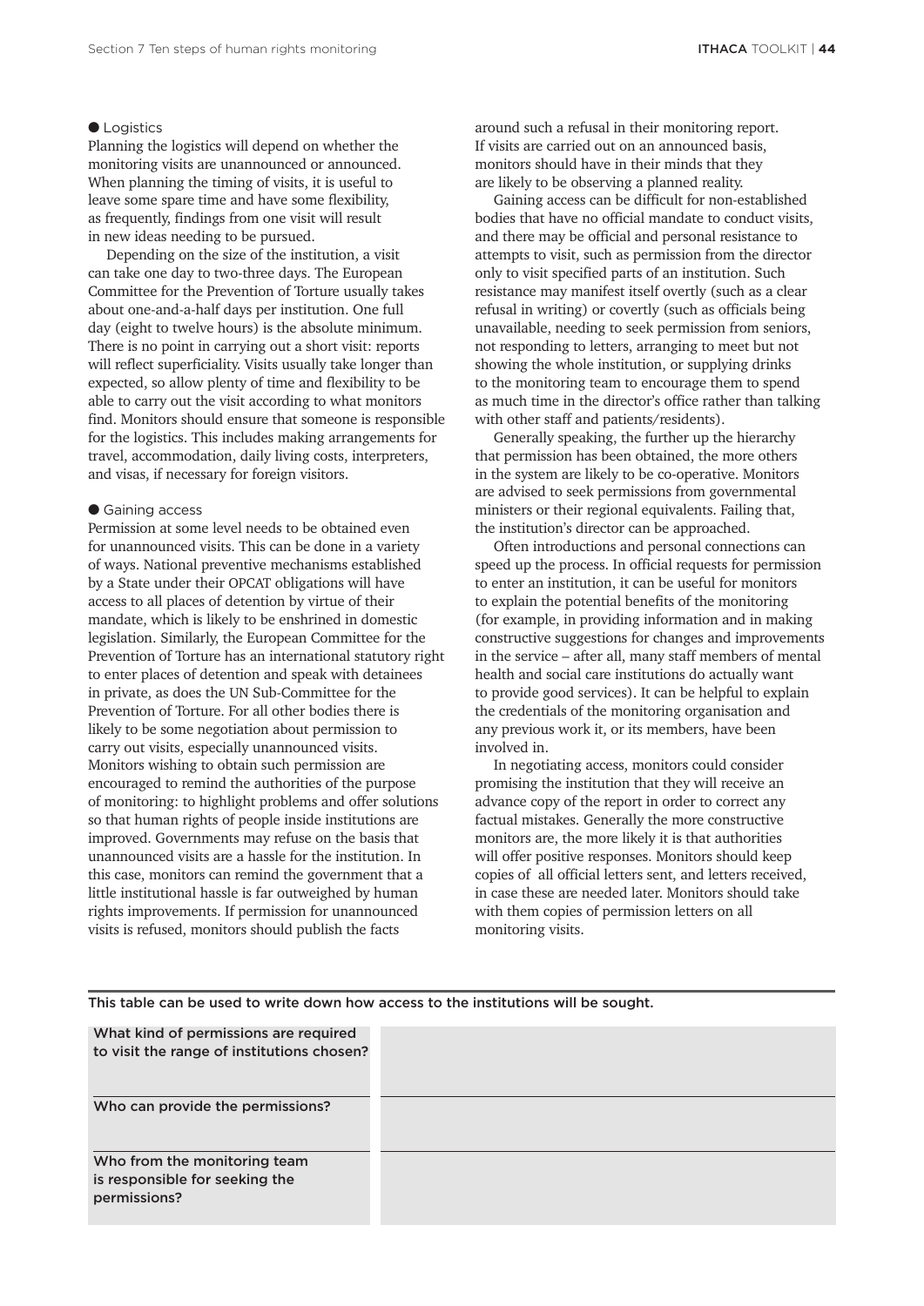● Logistics

Planning the logistics will depend on whether the monitoring visits are unannounced or announced. When planning the timing of visits, it is useful to leave some spare time and have some flexibility, as frequently, findings from one visit will result in new ideas needing to be pursued.

Depending on the size of the institution, a visit can take one day to two-three days. The European Committee for the Prevention of Torture usually takes about one-and-a-half days per institution. One full day (eight to twelve hours) is the absolute minimum. There is no point in carrying out a short visit: reports will reflect superficiality. Visits usually take longer than expected, so allow plenty of time and flexibility to be able to carry out the visit according to what monitors find. Monitors should ensure that someone is responsible for the logistics. This includes making arrangements for travel, accommodation, daily living costs, interpreters, and visas, if necessary for foreign visitors.

● Gaining access

Permission at some level needs to be obtained even for unannounced visits. This can be done in a variety of ways. National preventive mechanisms established by a State under their OPCAT obligations will have access to all places of detention by virtue of their mandate, which is likely to be enshrined in domestic legislation. Similarly, the European Committee for the Prevention of Torture has an international statutory right to enter places of detention and speak with detainees in private, as does the UN Sub-Committee for the Prevention of Torture. For all other bodies there is likely to be some negotiation about permission to carry out visits, especially unannounced visits. Monitors wishing to obtain such permission are encouraged to remind the authorities of the purpose of monitoring: to highlight problems and offer solutions so that human rights of people inside institutions are improved. Governments may refuse on the basis that unannounced visits are a hassle for the institution. In this case, monitors can remind the government that a little institutional hassle is far outweighed by human rights improvements. If permission for unannounced visits is refused, monitors should publish the facts around such a refusal in their monitoring report. If visits are carried out on an announced basis, monitors should have in their minds that they are likely to be observing a planned reality.

Gaining access can be difficult for non-established bodies that have no official mandate to conduct visits, and there may be official and personal resistance to attempts to visit, such as permission from the director only to visit specified parts of an institution. Such resistance may manifest itself overtly (such as a clear refusal in writing) or covertly (such as officials being unavailable, needing to seek permission from seniors, not responding to letters, arranging to meet but not showing the whole institution, or supplying drinks to the monitoring team to encourage them to spend as much time in the director's office rather than talking with other staff and patients/residents).

Generally speaking, the further up the hierarchy that permission has been obtained, the more others in the system are likely to be co-operative. Monitors are advised to seek permissions from governmental ministers or their regional equivalents. Failing that, the institution's director can be approached.

Often introductions and personal connections can speed up the process. In official requests for permission to enter an institution, it can be useful for monitors to explain the potential benefits of the monitoring (for example, in providing information and in making constructive suggestions for changes and improvements in the service – after all, many staff members of mental health and social care institutions do actually want to provide good services). It can be helpful to explain the credentials of the monitoring organisation and any previous work it, or its members, have been involved in.

In negotiating access, monitors could consider promising the institution that they will receive an advance copy of the report in order to correct any factual mistakes. Generally the more constructive monitors are, the more likely it is that authorities will offer positive responses. Monitors should keep copies of all official letters sent, and letters received, in case these are needed later. Monitors should take with them copies of permission letters on all monitoring visits.

This table can be used to write down how access to the institutions will be sought.

| | |
|---|---|
| What kind of permissions are required to visit the range of institutions chosen? | |
| Who can provide the permissions? | |
| Who from the monitoring team is responsible for seeking the permissions? | |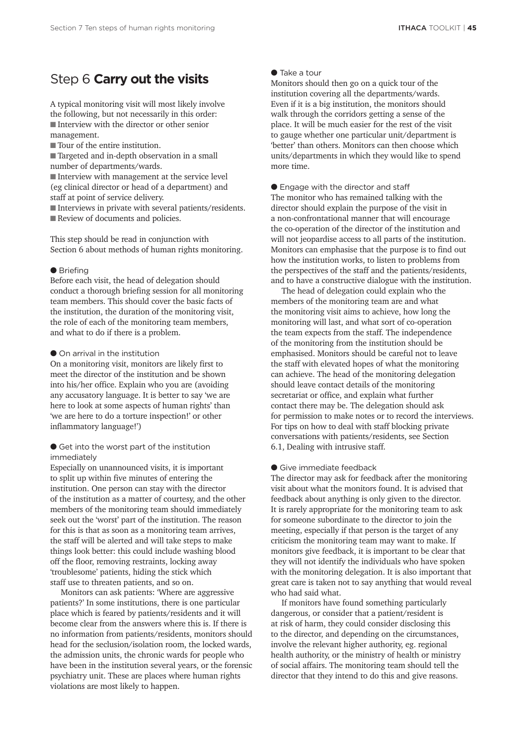## Step 6 **Carry out the visits**

A typical monitoring visit will most likely involve the following, but not necessarily in this order:

- Interview with the director or other senior management.
- Tour of the entire institution.
- Targeted and in-depth observation in a small number of departments/wards.
- Interview with management at the service level (eg clinical director or head of a department) and staff at point of service delivery.
- Interviews in private with several patients/residents.
- Review of documents and policies.

This step should be read in conjunction with Section 6 about methods of human rights monitoring.

### Briefing

Before each visit, the head of delegation should conduct a thorough briefing session for all monitoring team members. This should cover the basic facts of the institution, the duration of the monitoring visit, the role of each of the monitoring team members, and what to do if there is a problem.

### On arrival in the institution

On a monitoring visit, monitors are likely first to meet the director of the institution and be shown into his/her office. Explain who you are (avoiding any accusatory language. It is better to say 'we are here to look at some aspects of human rights' than 'we are here to do a torture inspection!' or other inflammatory language!')

### Get into the worst part of the institution immediately

Especially on unannounced visits, it is important to split up within five minutes of entering the institution. One person can stay with the director of the institution as a matter of courtesy, and the other members of the monitoring team should immediately seek out the 'worst' part of the institution. The reason for this is that as soon as a monitoring team arrives, the staff will be alerted and will take steps to make things look better: this could include washing blood off the floor, removing restraints, locking away 'troublesome' patients, hiding the stick which staff use to threaten patients, and so on.

Monitors can ask patients: 'Where are aggressive patients?' In some institutions, there is one particular place which is feared by patients/residents and it will become clear from the answers where this is. If there is no information from patients/residents, monitors should head for the seclusion/isolation room, the locked wards, the admission units, the chronic wards for people who have been in the institution several years, or the forensic psychiatry unit. These are places where human rights violations are most likely to happen.

### Take a tour

Monitors should then go on a quick tour of the institution covering all the departments/wards. Even if it is a big institution, the monitors should walk through the corridors getting a sense of the place. It will be much easier for the rest of the visit to gauge whether one particular unit/department is 'better' than others. Monitors can then choose which units/departments in which they would like to spend more time.

### Engage with the director and staff

The monitor who has remained talking with the director should explain the purpose of the visit in a non-confrontational manner that will encourage the co-operation of the director of the institution and will not jeopardise access to all parts of the institution. Monitors can emphasise that the purpose is to find out how the institution works, to listen to problems from the perspectives of the staff and the patients/residents, and to have a constructive dialogue with the institution.

The head of delegation could explain who the members of the monitoring team are and what the monitoring visit aims to achieve, how long the monitoring will last, and what sort of co-operation the team expects from the staff. The independence of the monitoring from the institution should be emphasised. Monitors should be careful not to leave the staff with elevated hopes of what the monitoring can achieve. The head of the monitoring delegation should leave contact details of the monitoring secretariat or office, and explain what further contact there may be. The delegation should ask for permission to make notes or to record the interviews. For tips on how to deal with staff blocking private conversations with patients/residents, see Section 6.1, Dealing with intrusive staff.

### Give immediate feedback

The director may ask for feedback after the monitoring visit about what the monitors found. It is advised that feedback about anything is only given to the director. It is rarely appropriate for the monitoring team to ask for someone subordinate to the director to join the meeting, especially if that person is the target of any criticism the monitoring team may want to make. If monitors give feedback, it is important to be clear that they will not identify the individuals who have spoken with the monitoring delegation. It is also important that great care is taken not to say anything that would reveal who had said what.

If monitors have found something particularly dangerous, or consider that a patient/resident is at risk of harm, they could consider disclosing this to the director, and depending on the circumstances, involve the relevant higher authority, eg. regional health authority, or the ministry of health or ministry of social affairs. The monitoring team should tell the director that they intend to do this and give reasons.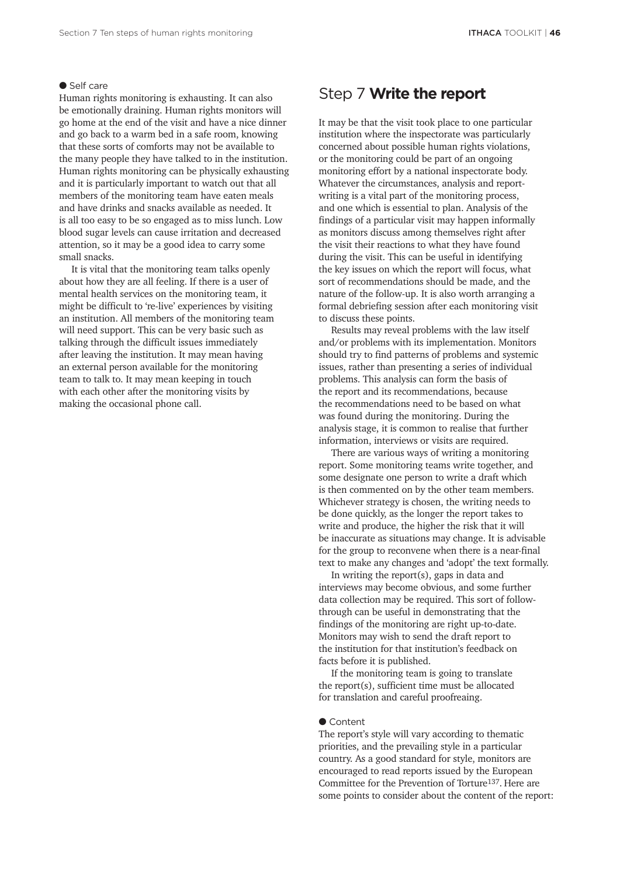● Self care

Human rights monitoring is exhausting. It can also be emotionally draining. Human rights monitors will go home at the end of the visit and have a nice dinner and go back to a warm bed in a safe room, knowing that these sorts of comforts may not be available to the many people they have talked to in the institution. Human rights monitoring can be physically exhausting and it is particularly important to watch out that all members of the monitoring team have eaten meals and have drinks and snacks available as needed. It is all too easy to be so engaged as to miss lunch. Low blood sugar levels can cause irritation and decreased attention, so it may be a good idea to carry some small snacks.

It is vital that the monitoring team talks openly about how they are all feeling. If there is a user of mental health services on the monitoring team, it might be difficult to 're-live' experiences by visiting an institution. All members of the monitoring team will need support. This can be very basic such as talking through the difficult issues immediately after leaving the institution. It may mean having an external person available for the monitoring team to talk to. It may mean keeping in touch with each other after the monitoring visits by making the occasional phone call.

## Step 7 **Write the report**

It may be that the visit took place to one particular institution where the inspectorate was particularly concerned about possible human rights violations, or the monitoring could be part of an ongoing monitoring effort by a national inspectorate body. Whatever the circumstances, analysis and report-writing is a vital part of the monitoring process, and one which is essential to plan. Analysis of the findings of a particular visit may happen informally as monitors discuss among themselves right after the visit their reactions to what they have found during the visit. This can be useful in identifying the key issues on which the report will focus, what sort of recommendations should be made, and the nature of the follow-up. It is also worth arranging a formal debriefing session after each monitoring visit to discuss these points.

Results may reveal problems with the law itself and/or problems with its implementation. Monitors should try to find patterns of problems and systemic issues, rather than presenting a series of individual problems. This analysis can form the basis of the report and its recommendations, because the recommendations need to be based on what was found during the monitoring. During the analysis stage, it is common to realise that further information, interviews or visits are required.

There are various ways of writing a monitoring report. Some monitoring teams write together, and some designate one person to write a draft which is then commented on by the other team members. Whichever strategy is chosen, the writing needs to be done quickly, as the longer the report takes to write and produce, the higher the risk that it will be inaccurate as situations may change. It is advisable for the group to reconvene when there is a near-final text to make any changes and 'adopt' the text formally.

In writing the report(s), gaps in data and interviews may become obvious, and some further data collection may be required. This sort of follow-through can be useful in demonstrating that the findings of the monitoring are right up-to-date. Monitors may wish to send the draft report to the institution for that institution's feedback on facts before it is published.

If the monitoring team is going to translate the report(s), sufficient time must be allocated for translation and careful proofreaing.

● Content

The report's style will vary according to thematic priorities, and the prevailing style in a particular country. As a good standard for style, monitors are encouraged to read reports issued by the European Committee for the Prevention of Torture[137]. Here are some points to consider about the content of the report: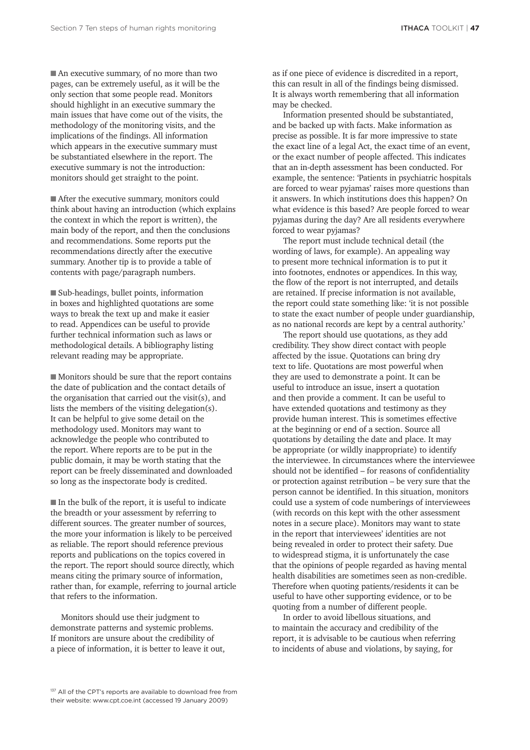■ An executive summary, of no more than two pages, can be extremely useful, as it will be the only section that some people read. Monitors should highlight in an executive summary the main issues that have come out of the visits, the methodology of the monitoring visits, and the implications of the findings. All information which appears in the executive summary must be substantiated elsewhere in the report. The executive summary is not the introduction: monitors should get straight to the point.

■ After the executive summary, monitors could think about having an introduction (which explains the context in which the report is written), the main body of the report, and then the conclusions and recommendations. Some reports put the recommendations directly after the executive summary. Another tip is to provide a table of contents with page/paragraph numbers.

■ Sub-headings, bullet points, information in boxes and highlighted quotations are some ways to break the text up and make it easier to read. Appendices can be useful to provide further technical information such as laws or methodological details. A bibliography listing relevant reading may be appropriate.

■ Monitors should be sure that the report contains the date of publication and the contact details of the organisation that carried out the visit(s), and lists the members of the visiting delegation(s). It can be helpful to give some detail on the methodology used. Monitors may want to acknowledge the people who contributed to the report. Where reports are to be put in the public domain, it may be worth stating that the report can be freely disseminated and downloaded so long as the inspectorate body is credited.

■ In the bulk of the report, it is useful to indicate the breadth or your assessment by referring to different sources. The greater number of sources, the more your information is likely to be perceived as reliable. The report should reference previous reports and publications on the topics covered in the report. The report should source directly, which means citing the primary source of information, rather than, for example, referring to journal article that refers to the information.

Monitors should use their judgment to demonstrate patterns and systemic problems. If monitors are unsure about the credibility of a piece of information, it is better to leave it out, as if one piece of evidence is discredited in a report, this can result in all of the findings being dismissed. It is always worth remembering that all information may be checked.

Information presented should be substantiated, and be backed up with facts. Make information as precise as possible. It is far more impressive to state the exact line of a legal Act, the exact time of an event, or the exact number of people affected. This indicates that an in-depth assessment has been conducted. For example, the sentence: 'Patients in psychiatric hospitals are forced to wear pyjamas' raises more questions than it answers. In which institutions does this happen? On what evidence is this based? Are people forced to wear pyjamas during the day? Are all residents everywhere forced to wear pyjamas?

The report must include technical detail (the wording of laws, for example). An appealing way to present more technical information is to put it into footnotes, endnotes or appendices. In this way, the flow of the report is not interrupted, and details are retained. If precise information is not available, the report could state something like: 'it is not possible to state the exact number of people under guardianship, as no national records are kept by a central authority.'

The report should use quotations, as they add credibility. They show direct contact with people affected by the issue. Quotations can bring dry text to life. Quotations are most powerful when they are used to demonstrate a point. It can be useful to introduce an issue, insert a quotation and then provide a comment. It can be useful to have extended quotations and testimony as they provide human interest. This is sometimes effective at the beginning or end of a section. Source all quotations by detailing the date and place. It may be appropriate (or wildly inappropriate) to identify the interviewee. In circumstances where the interviewee should not be identified – for reasons of confidentiality or protection against retribution – be very sure that the person cannot be identified. In this situation, monitors could use a system of code numberings of interviewees (with records on this kept with the other assessment notes in a secure place). Monitors may want to state in the report that interviewees' identities are not being revealed in order to protect their safety. Due to widespread stigma, it is unfortunately the case that the opinions of people regarded as having mental health disabilities are sometimes seen as non-credible. Therefore when quoting patients/residents it can be useful to have other supporting evidence, or to be quoting from a number of different people.

In order to avoid libellous situations, and to maintain the accuracy and credibility of the report, it is advisable to be cautious when referring to incidents of abuse and violations, by saying, for

[137] All of the CPT's reports are available to download free from their website: www.cpt.coe.int (accessed 19 January 2009)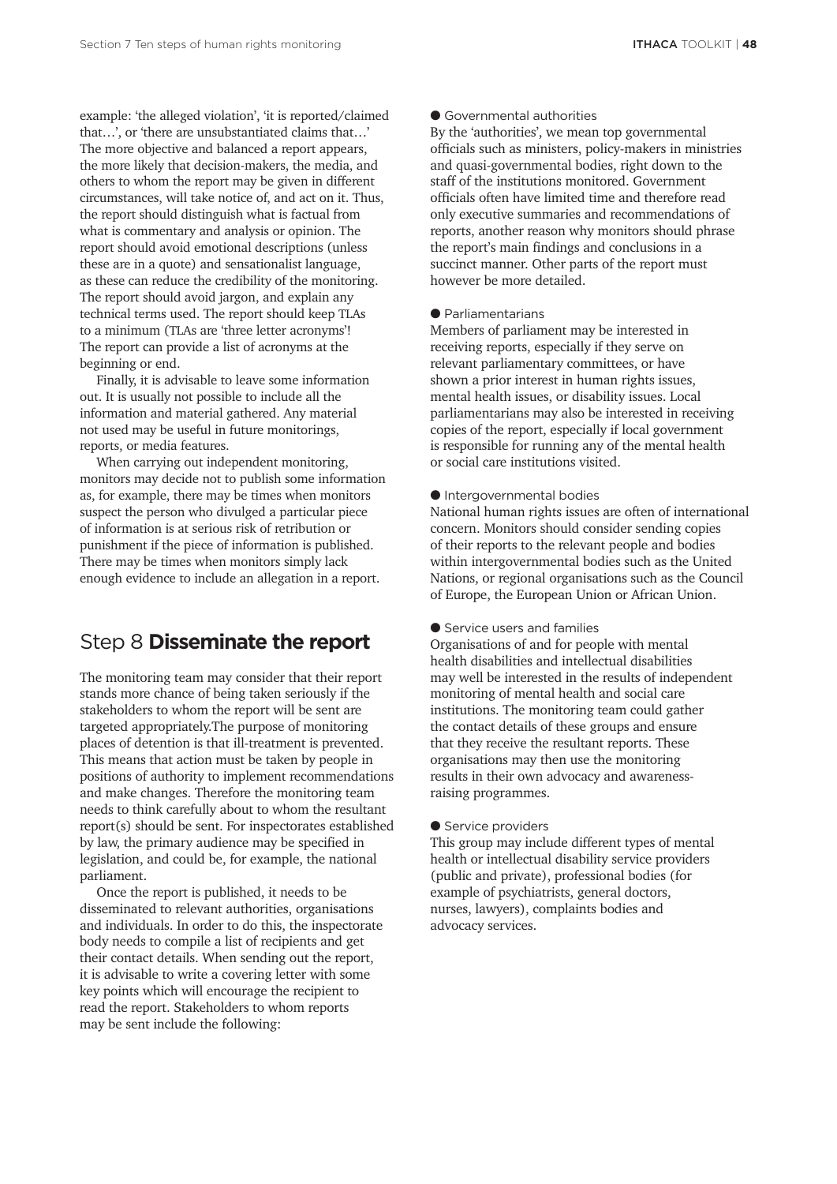example: 'the alleged violation', 'it is reported/claimed that…', or 'there are unsubstantiated claims that…' The more objective and balanced a report appears, the more likely that decision-makers, the media, and others to whom the report may be given in different circumstances, will take notice of, and act on it. Thus, the report should distinguish what is factual from what is commentary and analysis or opinion. The report should avoid emotional descriptions (unless these are in a quote) and sensationalist language, as these can reduce the credibility of the monitoring. The report should avoid jargon, and explain any technical terms used. The report should keep TLAs to a minimum (TLAs are 'three letter acronyms'! The report can provide a list of acronyms at the beginning or end.

Finally, it is advisable to leave some information out. It is usually not possible to include all the information and material gathered. Any material not used may be useful in future monitorings, reports, or media features.

When carrying out independent monitoring, monitors may decide not to publish some information as, for example, there may be times when monitors suspect the person who divulged a particular piece of information is at serious risk of retribution or punishment if the piece of information is published. There may be times when monitors simply lack enough evidence to include an allegation in a report.

## Step 8 **Disseminate the report**

The monitoring team may consider that their report stands more chance of being taken seriously if the stakeholders to whom the report will be sent are targeted appropriately.The purpose of monitoring places of detention is that ill-treatment is prevented. This means that action must be taken by people in positions of authority to implement recommendations and make changes. Therefore the monitoring team needs to think carefully about to whom the resultant report(s) should be sent. For inspectorates established by law, the primary audience may be specified in legislation, and could be, for example, the national parliament.

Once the report is published, it needs to be disseminated to relevant authorities, organisations and individuals. In order to do this, the inspectorate body needs to compile a list of recipients and get their contact details. When sending out the report, it is advisable to write a covering letter with some key points which will encourage the recipient to read the report. Stakeholders to whom reports may be sent include the following:

- Governmental authorities

By the 'authorities', we mean top governmental officials such as ministers, policy-makers in ministries and quasi-governmental bodies, right down to the staff of the institutions monitored. Government officials often have limited time and therefore read only executive summaries and recommendations of reports, another reason why monitors should phrase the report's main findings and conclusions in a succinct manner. Other parts of the report must however be more detailed.

- Parliamentarians

Members of parliament may be interested in receiving reports, especially if they serve on relevant parliamentary committees, or have shown a prior interest in human rights issues, mental health issues, or disability issues. Local parliamentarians may also be interested in receiving copies of the report, especially if local government is responsible for running any of the mental health or social care institutions visited.

- Intergovernmental bodies

National human rights issues are often of international concern. Monitors should consider sending copies of their reports to the relevant people and bodies within intergovernmental bodies such as the United Nations, or regional organisations such as the Council of Europe, the European Union or African Union.

- Service users and families

Organisations of and for people with mental health disabilities and intellectual disabilities may well be interested in the results of independent monitoring of mental health and social care institutions. The monitoring team could gather the contact details of these groups and ensure that they receive the resultant reports. These organisations may then use the monitoring results in their own advocacy and awareness-raising programmes.

- Service providers

This group may include different types of mental health or intellectual disability service providers (public and private), professional bodies (for example of psychiatrists, general doctors, nurses, lawyers), complaints bodies and advocacy services.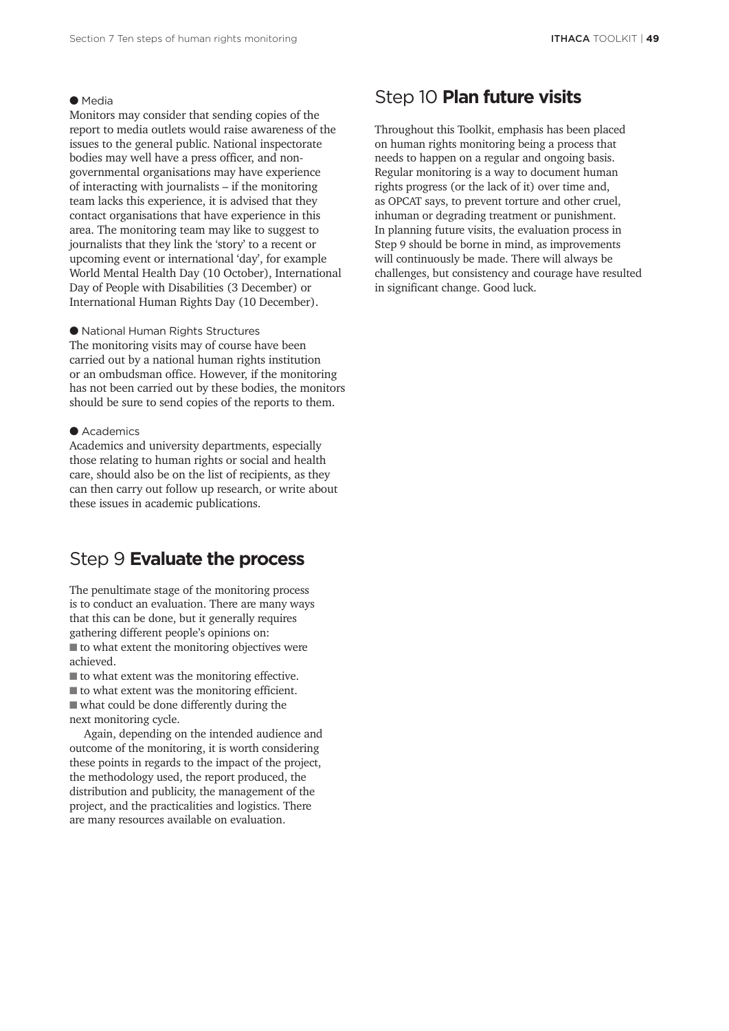● Media

Monitors may consider that sending copies of the report to media outlets would raise awareness of the issues to the general public. National inspectorate bodies may well have a press officer, and non-governmental organisations may have experience of interacting with journalists – if the monitoring team lacks this experience, it is advised that they contact organisations that have experience in this area. The monitoring team may like to suggest to journalists that they link the 'story' to a recent or upcoming event or international 'day', for example World Mental Health Day (10 October), International Day of People with Disabilities (3 December) or International Human Rights Day (10 December).

● National Human Rights Structures

The monitoring visits may of course have been carried out by a national human rights institution or an ombudsman office. However, if the monitoring has not been carried out by these bodies, the monitors should be sure to send copies of the reports to them.

● Academics

Academics and university departments, especially those relating to human rights or social and health care, should also be on the list of recipients, as they can then carry out follow up research, or write about these issues in academic publications.

## Step 9 **Evaluate the process**

The penultimate stage of the monitoring process is to conduct an evaluation. There are many ways that this can be done, but it generally requires gathering different people's opinions on:

- to what extent the monitoring objectives were achieved.
- to what extent was the monitoring effective.
- to what extent was the monitoring efficient.
- what could be done differently during the next monitoring cycle.

Again, depending on the intended audience and outcome of the monitoring, it is worth considering these points in regards to the impact of the project, the methodology used, the report produced, the distribution and publicity, the management of the project, and the practicalities and logistics. There are many resources available on evaluation.

## Step 10 **Plan future visits**

Throughout this Toolkit, emphasis has been placed on human rights monitoring being a process that needs to happen on a regular and ongoing basis. Regular monitoring is a way to document human rights progress (or the lack of it) over time and, as OPCAT says, to prevent torture and other cruel, inhuman or degrading treatment or punishment. In planning future visits, the evaluation process in Step 9 should be borne in mind, as improvements will continuously be made. There will always be challenges, but consistency and courage have resulted in significant change. Good luck.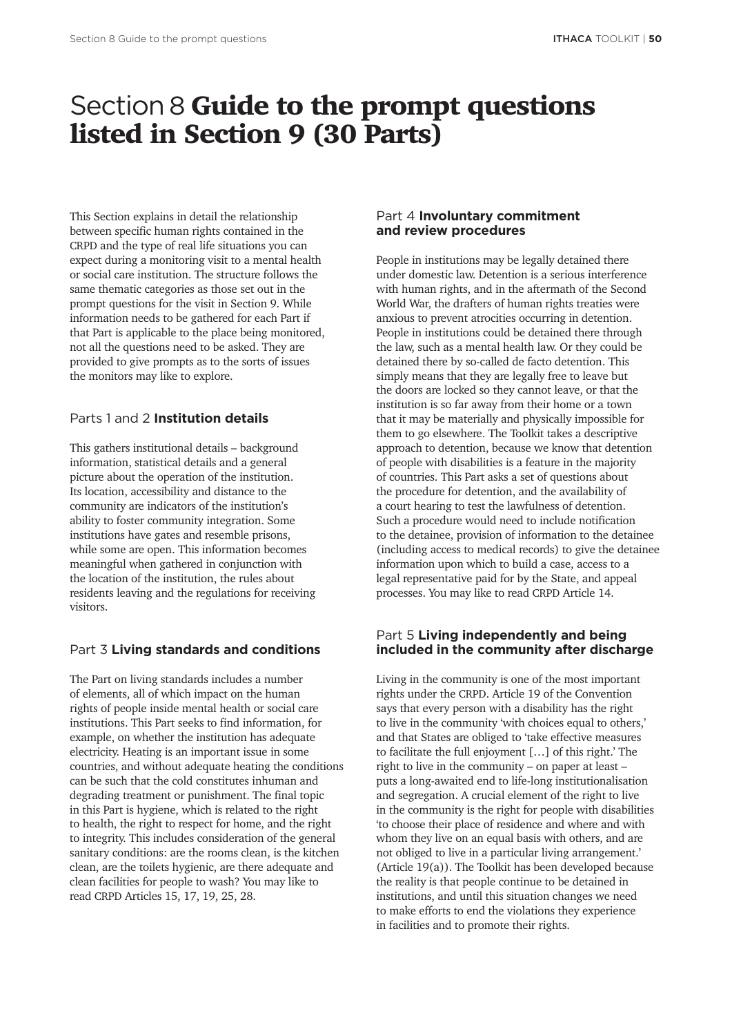# Section 8 **Guide to the prompt questions listed in Section 9 (30 Parts)**

This Section explains in detail the relationship between specific human rights contained in the CRPD and the type of real life situations you can expect during a monitoring visit to a mental health or social care institution. The structure follows the same thematic categories as those set out in the prompt questions for the visit in Section 9. While information needs to be gathered for each Part if that Part is applicable to the place being monitored, not all the questions need to be asked. They are provided to give prompts as to the sorts of issues the monitors may like to explore.

## Parts 1 and 2 **Institution details**

This gathers institutional details – background information, statistical details and a general picture about the operation of the institution. Its location, accessibility and distance to the community are indicators of the institution's ability to foster community integration. Some institutions have gates and resemble prisons, while some are open. This information becomes meaningful when gathered in conjunction with the location of the institution, the rules about residents leaving and the regulations for receiving visitors.

## Part 3 **Living standards and conditions**

The Part on living standards includes a number of elements, all of which impact on the human rights of people inside mental health or social care institutions. This Part seeks to find information, for example, on whether the institution has adequate electricity. Heating is an important issue in some countries, and without adequate heating the conditions can be such that the cold constitutes inhuman and degrading treatment or punishment. The final topic in this Part is hygiene, which is related to the right to health, the right to respect for home, and the right to integrity. This includes consideration of the general sanitary conditions: are the rooms clean, is the kitchen clean, are the toilets hygienic, are there adequate and clean facilities for people to wash? You may like to read CRPD Articles 15, 17, 19, 25, 28.

## Part 4 **Involuntary commitment and review procedures**

People in institutions may be legally detained there under domestic law. Detention is a serious interference with human rights, and in the aftermath of the Second World War, the drafters of human rights treaties were anxious to prevent atrocities occurring in detention. People in institutions could be detained there through the law, such as a mental health law. Or they could be detained there by so-called de facto detention. This simply means that they are legally free to leave but the doors are locked so they cannot leave, or that the institution is so far away from their home or a town that it may be materially and physically impossible for them to go elsewhere. The Toolkit takes a descriptive approach to detention, because we know that detention of people with disabilities is a feature in the majority of countries. This Part asks a set of questions about the procedure for detention, and the availability of a court hearing to test the lawfulness of detention. Such a procedure would need to include notification to the detainee, provision of information to the detainee (including access to medical records) to give the detainee information upon which to build a case, access to a legal representative paid for by the State, and appeal processes. You may like to read CRPD Article 14.

## Part 5 **Living independently and being included in the community after discharge**

Living in the community is one of the most important rights under the CRPD. Article 19 of the Convention says that every person with a disability has the right to live in the community 'with choices equal to others,' and that States are obliged to 'take effective measures to facilitate the full enjoyment […] of this right.' The right to live in the community – on paper at least – puts a long-awaited end to life-long institutionalisation and segregation. A crucial element of the right to live in the community is the right for people with disabilities 'to choose their place of residence and where and with whom they live on an equal basis with others, and are not obliged to live in a particular living arrangement.' (Article 19(a)). The Toolkit has been developed because the reality is that people continue to be detained in institutions, and until this situation changes we need to make efforts to end the violations they experience in facilities and to promote their rights.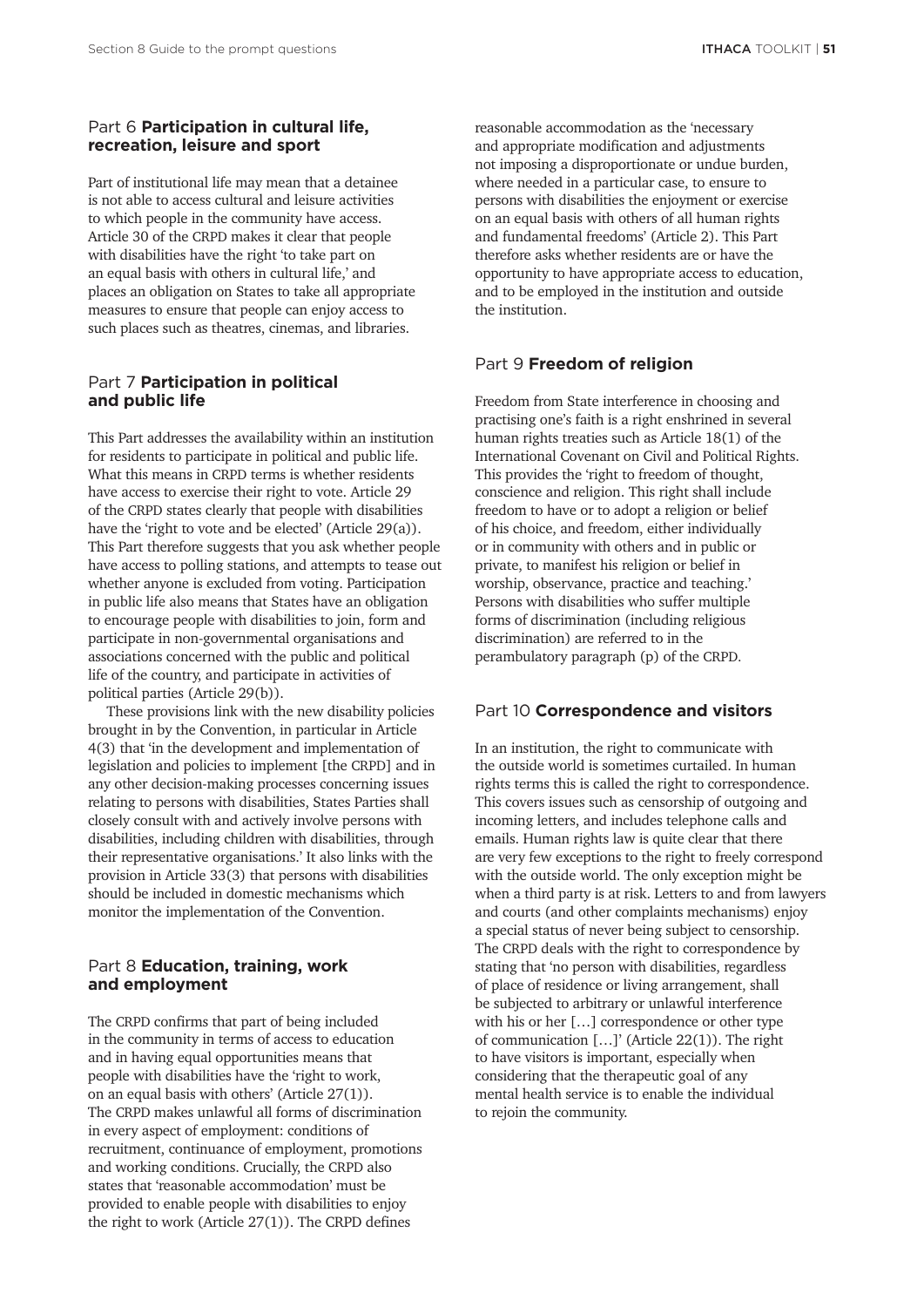## Part 6 **Participation in cultural life, recreation, leisure and sport**

Part of institutional life may mean that a detainee is not able to access cultural and leisure activities to which people in the community have access. Article 30 of the CRPD makes it clear that people with disabilities have the right 'to take part on an equal basis with others in cultural life,' and places an obligation on States to take all appropriate measures to ensure that people can enjoy access to such places such as theatres, cinemas, and libraries.

## Part 7 **Participation in political and public life**

This Part addresses the availability within an institution for residents to participate in political and public life. What this means in CRPD terms is whether residents have access to exercise their right to vote. Article 29 of the CRPD states clearly that people with disabilities have the 'right to vote and be elected' (Article 29(a)). This Part therefore suggests that you ask whether people have access to polling stations, and attempts to tease out whether anyone is excluded from voting. Participation in public life also means that States have an obligation to encourage people with disabilities to join, form and participate in non-governmental organisations and associations concerned with the public and political life of the country, and participate in activities of political parties (Article 29(b)).

These provisions link with the new disability policies brought in by the Convention, in particular in Article 4(3) that 'in the development and implementation of legislation and policies to implement [the CRPD] and in any other decision-making processes concerning issues relating to persons with disabilities, States Parties shall closely consult with and actively involve persons with disabilities, including children with disabilities, through their representative organisations.' It also links with the provision in Article 33(3) that persons with disabilities should be included in domestic mechanisms which monitor the implementation of the Convention.

## Part 8 **Education, training, work and employment**

The CRPD confirms that part of being included in the community in terms of access to education and in having equal opportunities means that people with disabilities have the 'right to work, on an equal basis with others' (Article 27(1)). The CRPD makes unlawful all forms of discrimination in every aspect of employment: conditions of recruitment, continuance of employment, promotions and working conditions. Crucially, the CRPD also states that 'reasonable accommodation' must be provided to enable people with disabilities to enjoy the right to work (Article 27(1)). The CRPD defines reasonable accommodation as the 'necessary and appropriate modification and adjustments not imposing a disproportionate or undue burden, where needed in a particular case, to ensure to persons with disabilities the enjoyment or exercise on an equal basis with others of all human rights and fundamental freedoms' (Article 2). This Part therefore asks whether residents are or have the opportunity to have appropriate access to education, and to be employed in the institution and outside the institution.

## Part 9 **Freedom of religion**

Freedom from State interference in choosing and practising one's faith is a right enshrined in several human rights treaties such as Article 18(1) of the International Covenant on Civil and Political Rights. This provides the 'right to freedom of thought, conscience and religion. This right shall include freedom to have or to adopt a religion or belief of his choice, and freedom, either individually or in community with others and in public or private, to manifest his religion or belief in worship, observance, practice and teaching.' Persons with disabilities who suffer multiple forms of discrimination (including religious discrimination) are referred to in the perambulatory paragraph (p) of the CRPD.

## Part 10 **Correspondence and visitors**

In an institution, the right to communicate with the outside world is sometimes curtailed. In human rights terms this is called the right to correspondence. This covers issues such as censorship of outgoing and incoming letters, and includes telephone calls and emails. Human rights law is quite clear that there are very few exceptions to the right to freely correspond with the outside world. The only exception might be when a third party is at risk. Letters to and from lawyers and courts (and other complaints mechanisms) enjoy a special status of never being subject to censorship. The CRPD deals with the right to correspondence by stating that 'no person with disabilities, regardless of place of residence or living arrangement, shall be subjected to arbitrary or unlawful interference with his or her […] correspondence or other type of communication […]' (Article 22(1)). The right to have visitors is important, especially when considering that the therapeutic goal of any mental health service is to enable the individual to rejoin the community.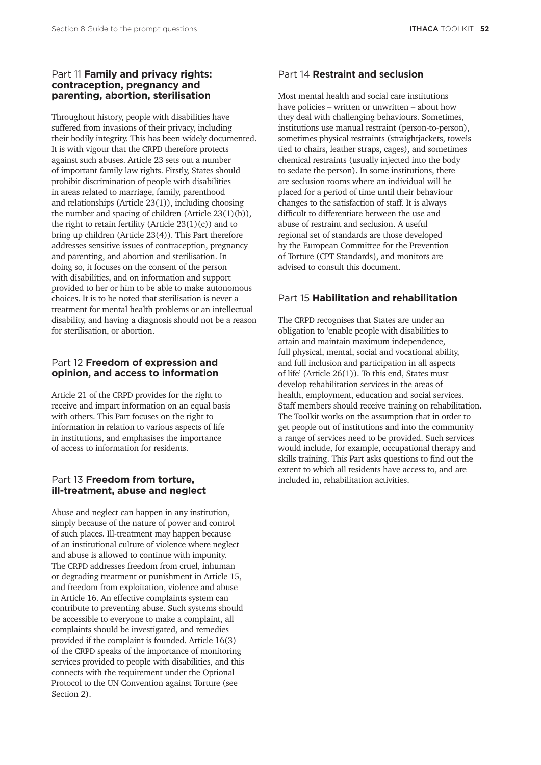## Part 11 **Family and privacy rights: contraception, pregnancy and parenting, abortion, sterilisation**

Throughout history, people with disabilities have suffered from invasions of their privacy, including their bodily integrity. This has been widely documented. It is with vigour that the CRPD therefore protects against such abuses. Article 23 sets out a number of important family law rights. Firstly, States should prohibit discrimination of people with disabilities in areas related to marriage, family, parenthood and relationships (Article 23(1)), including choosing the number and spacing of children (Article 23(1)(b)), the right to retain fertility (Article 23(1)(c)) and to bring up children (Article 23(4)). This Part therefore addresses sensitive issues of contraception, pregnancy and parenting, and abortion and sterilisation. In doing so, it focuses on the consent of the person with disabilities, and on information and support provided to her or him to be able to make autonomous choices. It is to be noted that sterilisation is never a treatment for mental health problems or an intellectual disability, and having a diagnosis should not be a reason for sterilisation, or abortion.

## Part 12 **Freedom of expression and opinion, and access to information**

Article 21 of the CRPD provides for the right to receive and impart information on an equal basis with others. This Part focuses on the right to information in relation to various aspects of life in institutions, and emphasises the importance of access to information for residents.

## Part 13 **Freedom from torture, ill-treatment, abuse and neglect**

Abuse and neglect can happen in any institution, simply because of the nature of power and control of such places. Ill-treatment may happen because of an institutional culture of violence where neglect and abuse is allowed to continue with impunity. The CRPD addresses freedom from cruel, inhuman or degrading treatment or punishment in Article 15, and freedom from exploitation, violence and abuse in Article 16. An effective complaints system can contribute to preventing abuse. Such systems should be accessible to everyone to make a complaint, all complaints should be investigated, and remedies provided if the complaint is founded. Article 16(3) of the CRPD speaks of the importance of monitoring services provided to people with disabilities, and this connects with the requirement under the Optional Protocol to the UN Convention against Torture (see Section 2).

## Part 14 **Restraint and seclusion**

Most mental health and social care institutions have policies – written or unwritten – about how they deal with challenging behaviours. Sometimes, institutions use manual restraint (person-to-person), sometimes physical restraints (straightjackets, towels tied to chairs, leather straps, cages), and sometimes chemical restraints (usually injected into the body to sedate the person). In some institutions, there are seclusion rooms where an individual will be placed for a period of time until their behaviour changes to the satisfaction of staff. It is always difficult to differentiate between the use and abuse of restraint and seclusion. A useful regional set of standards are those developed by the European Committee for the Prevention of Torture (CPT Standards), and monitors are advised to consult this document.

## Part 15 **Habilitation and rehabilitation**

The CRPD recognises that States are under an obligation to 'enable people with disabilities to attain and maintain maximum independence, full physical, mental, social and vocational ability, and full inclusion and participation in all aspects of life' (Article 26(1)). To this end, States must develop rehabilitation services in the areas of health, employment, education and social services. Staff members should receive training on rehabilitation. The Toolkit works on the assumption that in order to get people out of institutions and into the community a range of services need to be provided. Such services would include, for example, occupational therapy and skills training. This Part asks questions to find out the extent to which all residents have access to, and are included in, rehabilitation activities.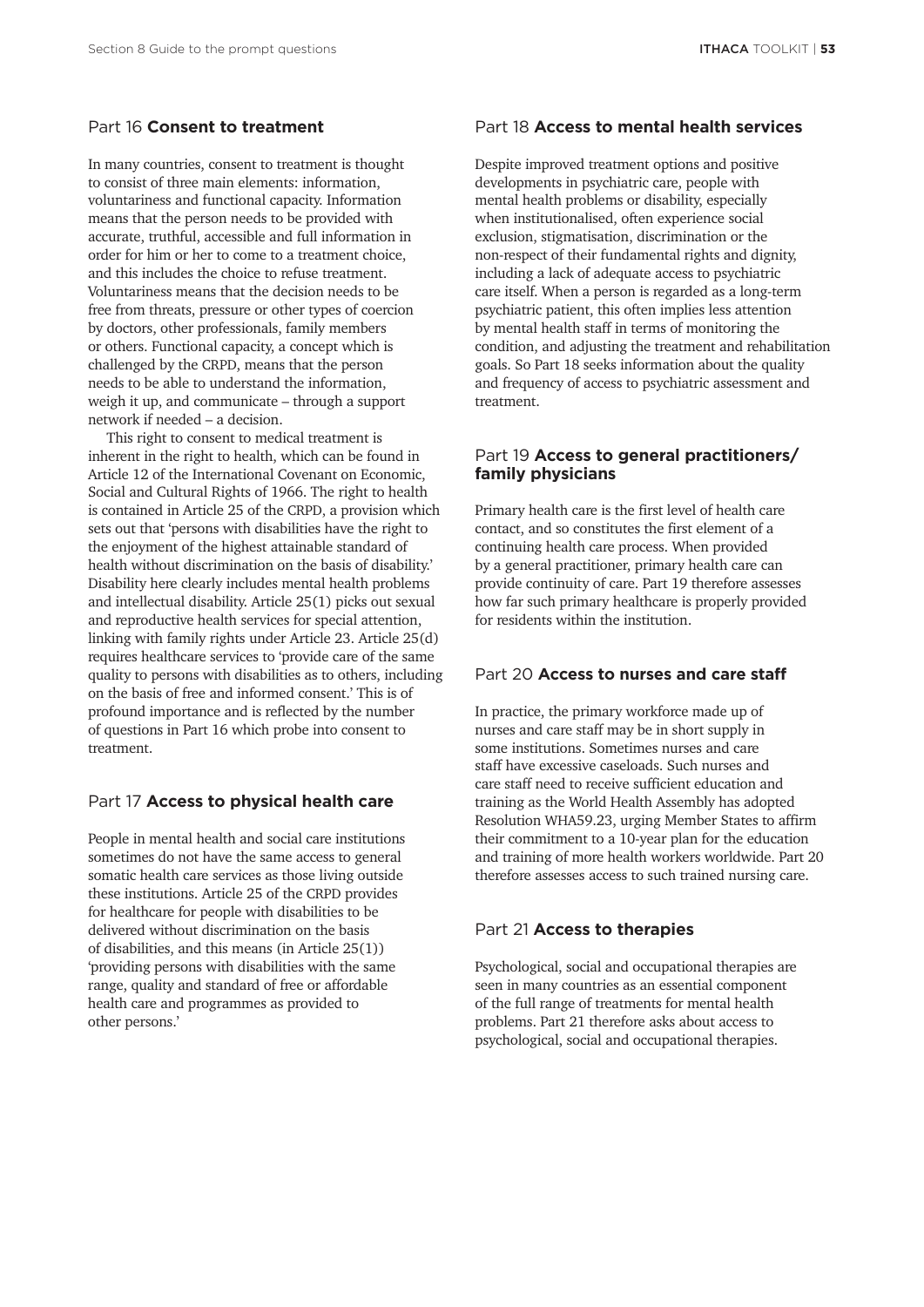## Part 16 **Consent to treatment**

In many countries, consent to treatment is thought to consist of three main elements: information, voluntariness and functional capacity. Information means that the person needs to be provided with accurate, truthful, accessible and full information in order for him or her to come to a treatment choice, and this includes the choice to refuse treatment. Voluntariness means that the decision needs to be free from threats, pressure or other types of coercion by doctors, other professionals, family members or others. Functional capacity, a concept which is challenged by the CRPD, means that the person needs to be able to understand the information, weigh it up, and communicate – through a support network if needed – a decision.

This right to consent to medical treatment is inherent in the right to health, which can be found in Article 12 of the International Covenant on Economic, Social and Cultural Rights of 1966. The right to health is contained in Article 25 of the CRPD, a provision which sets out that 'persons with disabilities have the right to the enjoyment of the highest attainable standard of health without discrimination on the basis of disability.' Disability here clearly includes mental health problems and intellectual disability. Article 25(1) picks out sexual and reproductive health services for special attention, linking with family rights under Article 23. Article 25(d) requires healthcare services to 'provide care of the same quality to persons with disabilities as to others, including on the basis of free and informed consent.' This is of profound importance and is reflected by the number of questions in Part 16 which probe into consent to treatment.

## Part 17 **Access to physical health care**

People in mental health and social care institutions sometimes do not have the same access to general somatic health care services as those living outside these institutions. Article 25 of the CRPD provides for healthcare for people with disabilities to be delivered without discrimination on the basis of disabilities, and this means (in Article 25(1)) 'providing persons with disabilities with the same range, quality and standard of free or affordable health care and programmes as provided to other persons.'

## Part 18 **Access to mental health services**

Despite improved treatment options and positive developments in psychiatric care, people with mental health problems or disability, especially when institutionalised, often experience social exclusion, stigmatisation, discrimination or the non-respect of their fundamental rights and dignity, including a lack of adequate access to psychiatric care itself. When a person is regarded as a long-term psychiatric patient, this often implies less attention by mental health staff in terms of monitoring the condition, and adjusting the treatment and rehabilitation goals. So Part 18 seeks information about the quality and frequency of access to psychiatric assessment and treatment.

## Part 19 **Access to general practitioners/ family physicians**

Primary health care is the first level of health care contact, and so constitutes the first element of a continuing health care process. When provided by a general practitioner, primary health care can provide continuity of care. Part 19 therefore assesses how far such primary healthcare is properly provided for residents within the institution.

## Part 20 **Access to nurses and care staff**

In practice, the primary workforce made up of nurses and care staff may be in short supply in some institutions. Sometimes nurses and care staff have excessive caseloads. Such nurses and care staff need to receive sufficient education and training as the World Health Assembly has adopted Resolution WHA59.23, urging Member States to affirm their commitment to a 10-year plan for the education and training of more health workers worldwide. Part 20 therefore assesses access to such trained nursing care.

## Part 21 **Access to therapies**

Psychological, social and occupational therapies are seen in many countries as an essential component of the full range of treatments for mental health problems. Part 21 therefore asks about access to psychological, social and occupational therapies.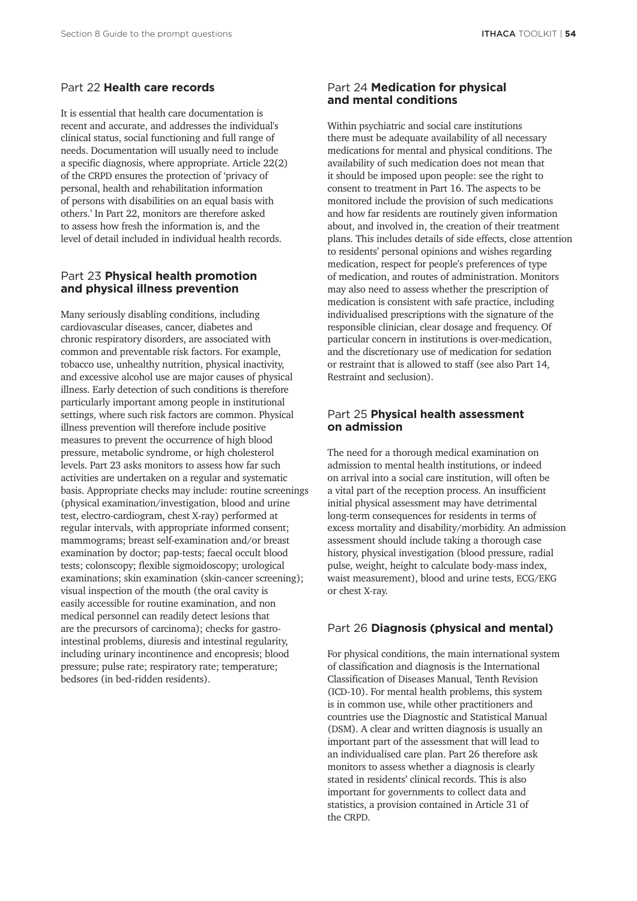## Part 22 **Health care records**

It is essential that health care documentation is recent and accurate, and addresses the individual's clinical status, social functioning and full range of needs. Documentation will usually need to include a specific diagnosis, where appropriate. Article 22(2) of the CRPD ensures the protection of 'privacy of personal, health and rehabilitation information of persons with disabilities on an equal basis with others.' In Part 22, monitors are therefore asked to assess how fresh the information is, and the level of detail included in individual health records.

## Part 23 **Physical health promotion and physical illness prevention**

Many seriously disabling conditions, including cardiovascular diseases, cancer, diabetes and chronic respiratory disorders, are associated with common and preventable risk factors. For example, tobacco use, unhealthy nutrition, physical inactivity, and excessive alcohol use are major causes of physical illness. Early detection of such conditions is therefore particularly important among people in institutional settings, where such risk factors are common. Physical illness prevention will therefore include positive measures to prevent the occurrence of high blood pressure, metabolic syndrome, or high cholesterol levels. Part 23 asks monitors to assess how far such activities are undertaken on a regular and systematic basis. Appropriate checks may include: routine screenings (physical examination/investigation, blood and urine test, electro-cardiogram, chest X-ray) performed at regular intervals, with appropriate informed consent; mammograms; breast self-examination and/or breast examination by doctor; pap-tests; faecal occult blood tests; colonscopy; flexible sigmoidoscopy; urological examinations; skin examination (skin-cancer screening); visual inspection of the mouth (the oral cavity is easily accessible for routine examination, and non medical personnel can readily detect lesions that are the precursors of carcinoma); checks for gastro-intestinal problems, diuresis and intestinal regularity, including urinary incontinence and encopresis; blood pressure; pulse rate; respiratory rate; temperature; bedsores (in bed-ridden residents).

## Part 24 **Medication for physical and mental conditions**

Within psychiatric and social care institutions there must be adequate availability of all necessary medications for mental and physical conditions. The availability of such medication does not mean that it should be imposed upon people: see the right to consent to treatment in Part 16. The aspects to be monitored include the provision of such medications and how far residents are routinely given information about, and involved in, the creation of their treatment plans. This includes details of side effects, close attention to residents' personal opinions and wishes regarding medication, respect for people's preferences of type of medication, and routes of administration. Monitors may also need to assess whether the prescription of medication is consistent with safe practice, including individualised prescriptions with the signature of the responsible clinician, clear dosage and frequency. Of particular concern in institutions is over-medication, and the discretionary use of medication for sedation or restraint that is allowed to staff (see also Part 14, Restraint and seclusion).

## Part 25 **Physical health assessment on admission**

The need for a thorough medical examination on admission to mental health institutions, or indeed on arrival into a social care institution, will often be a vital part of the reception process. An insufficient initial physical assessment may have detrimental long-term consequences for residents in terms of excess mortality and disability/morbidity. An admission assessment should include taking a thorough case history, physical investigation (blood pressure, radial pulse, weight, height to calculate body-mass index, waist measurement), blood and urine tests, ECG/EKG or chest X-ray.

## Part 26 **Diagnosis (physical and mental)**

For physical conditions, the main international system of classification and diagnosis is the International Classification of Diseases Manual, Tenth Revision (ICD-10). For mental health problems, this system is in common use, while other practitioners and countries use the Diagnostic and Statistical Manual (DSM). A clear and written diagnosis is usually an important part of the assessment that will lead to an individualised care plan. Part 26 therefore ask monitors to assess whether a diagnosis is clearly stated in residents' clinical records. This is also important for governments to collect data and statistics, a provision contained in Article 31 of the CRPD.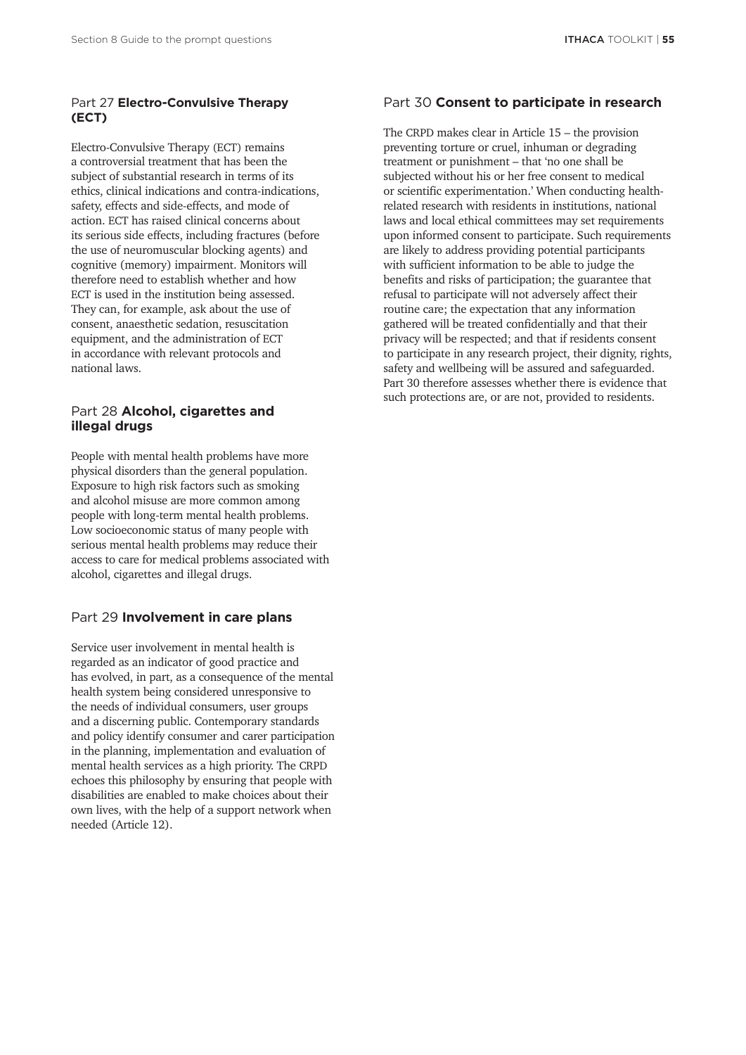## Part 27 **Electro-Convulsive Therapy (ECT)**

Electro-Convulsive Therapy (ECT) remains a controversial treatment that has been the subject of substantial research in terms of its ethics, clinical indications and contra-indications, safety, effects and side-effects, and mode of action. ECT has raised clinical concerns about its serious side effects, including fractures (before the use of neuromuscular blocking agents) and cognitive (memory) impairment. Monitors will therefore need to establish whether and how ECT is used in the institution being assessed. They can, for example, ask about the use of consent, anaesthetic sedation, resuscitation equipment, and the administration of ECT in accordance with relevant protocols and national laws.

## Part 28 **Alcohol, cigarettes and illegal drugs**

People with mental health problems have more physical disorders than the general population. Exposure to high risk factors such as smoking and alcohol misuse are more common among people with long-term mental health problems. Low socioeconomic status of many people with serious mental health problems may reduce their access to care for medical problems associated with alcohol, cigarettes and illegal drugs.

## Part 29 **Involvement in care plans**

Service user involvement in mental health is regarded as an indicator of good practice and has evolved, in part, as a consequence of the mental health system being considered unresponsive to the needs of individual consumers, user groups and a discerning public. Contemporary standards and policy identify consumer and carer participation in the planning, implementation and evaluation of mental health services as a high priority. The CRPD echoes this philosophy by ensuring that people with disabilities are enabled to make choices about their own lives, with the help of a support network when needed (Article 12).

## Part 30 **Consent to participate in research**

The CRPD makes clear in Article 15 – the provision preventing torture or cruel, inhuman or degrading treatment or punishment – that 'no one shall be subjected without his or her free consent to medical or scientific experimentation.' When conducting health-related research with residents in institutions, national laws and local ethical committees may set requirements upon informed consent to participate. Such requirements are likely to address providing potential participants with sufficient information to be able to judge the benefits and risks of participation; the guarantee that refusal to participate will not adversely affect their routine care; the expectation that any information gathered will be treated confidentially and that their privacy will be respected; and that if residents consent to participate in any research project, their dignity, rights, safety and wellbeing will be assured and safeguarded. Part 30 therefore assesses whether there is evidence that such protections are, or are not, provided to residents.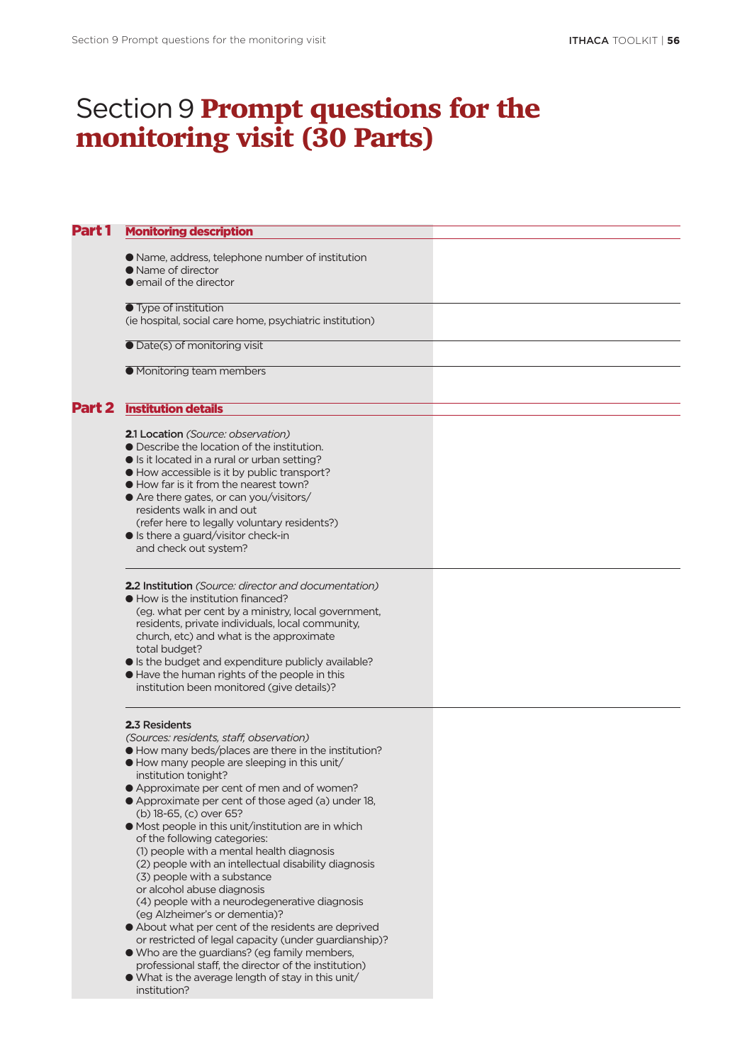# Section 9 **Prompt questions for the monitoring visit (30 Parts)**

## Part 1 Monitoring description

- Name, address, telephone number of institution
- Name of director
- email of the director

- Type of institution
(ie hospital, social care home, psychiatric institution)

- Date(s) of monitoring visit

- Monitoring team members

## Part 2 Institution details

**2.1 Location** *(Source: observation)*
- Describe the location of the institution.
- Is it located in a rural or urban setting?
- How accessible is it by public transport?
- How far is it from the nearest town?
- Are there gates, or can you/visitors/ residents walk in and out (refer here to legally voluntary residents?)
- Is there a guard/visitor check-in and check out system?

**2.2 Institution** *(Source: director and documentation)*
- How is the institution financed? (eg. what per cent by a ministry, local government, residents, private individuals, local community, church, etc) and what is the approximate total budget?
- Is the budget and expenditure publicly available?
- Have the human rights of the people in this institution been monitored (give details)?

**2.3 Residents**
*(Sources: residents, staff, observation)*
- How many beds/places are there in the institution?
- How many people are sleeping in this unit/ institution tonight?
- Approximate per cent of men and of women?
- Approximate per cent of those aged (a) under 18, (b) 18-65, (c) over 65?
- Most people in this unit/institution are in which of the following categories:
  (1) people with a mental health diagnosis
  (2) people with an intellectual disability diagnosis
  (3) people with a substance or alcohol abuse diagnosis
  (4) people with a neurodegenerative diagnosis (eg Alzheimer's or dementia)?
- About what per cent of the residents are deprived or restricted of legal capacity (under guardianship)?
- Who are the guardians? (eg family members, professional staff, the director of the institution)
- What is the average length of stay in this unit/ institution?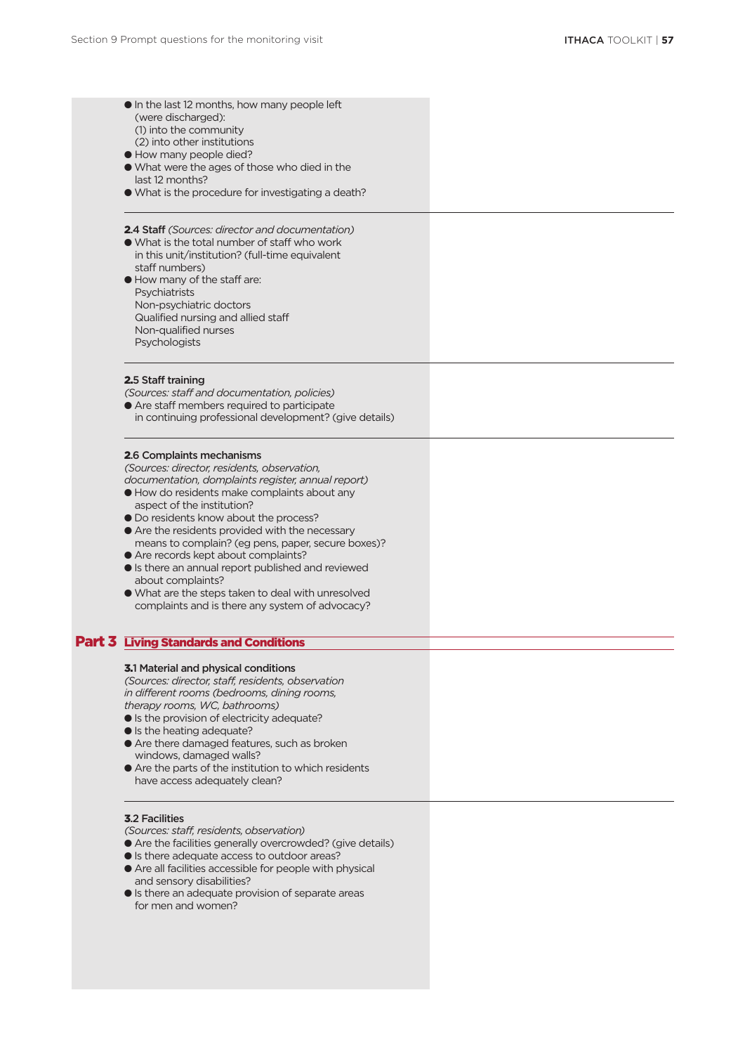- In the last 12 months, how many people left (were discharged):
  (1) into the community
  (2) into other institutions
- How many people died?
- What were the ages of those who died in the last 12 months?
- What is the procedure for investigating a death?

### 2.4 Staff *(Sources: director and documentation)*

- What is the total number of staff who work in this unit/institution? (full-time equivalent staff numbers)
- How many of the staff are:
  Psychiatrists
  Non-psychiatric doctors
  Qualified nursing and allied staff
  Non-qualified nurses
  Psychologists

### 2.5 Staff training

*(Sources: staff and documentation, policies)*

- Are staff members required to participate in continuing professional development? (give details)

### 2.6 Complaints mechanisms

*(Sources: director, residents, observation, documentation, domplaints register, annual report)*

- How do residents make complaints about any aspect of the institution?
- Do residents know about the process?
- Are the residents provided with the necessary means to complain? (eg pens, paper, secure boxes)?
- Are records kept about complaints?
- Is there an annual report published and reviewed about complaints?
- What are the steps taken to deal with unresolved complaints and is there any system of advocacy?

## Part 3 Living Standards and Conditions

### 3.1 Material and physical conditions

*(Sources: director, staff, residents, observation in different rooms (bedrooms, dining rooms, therapy rooms, WC, bathrooms)*

- Is the provision of electricity adequate?
- Is the heating adequate?
- Are there damaged features, such as broken windows, damaged walls?
- Are the parts of the institution to which residents have access adequately clean?

### 3.2 Facilities

*(Sources: staff, residents, observation)*

- Are the facilities generally overcrowded? (give details)
- Is there adequate access to outdoor areas?
- Are all facilities accessible for people with physical and sensory disabilities?
- Is there an adequate provision of separate areas for men and women?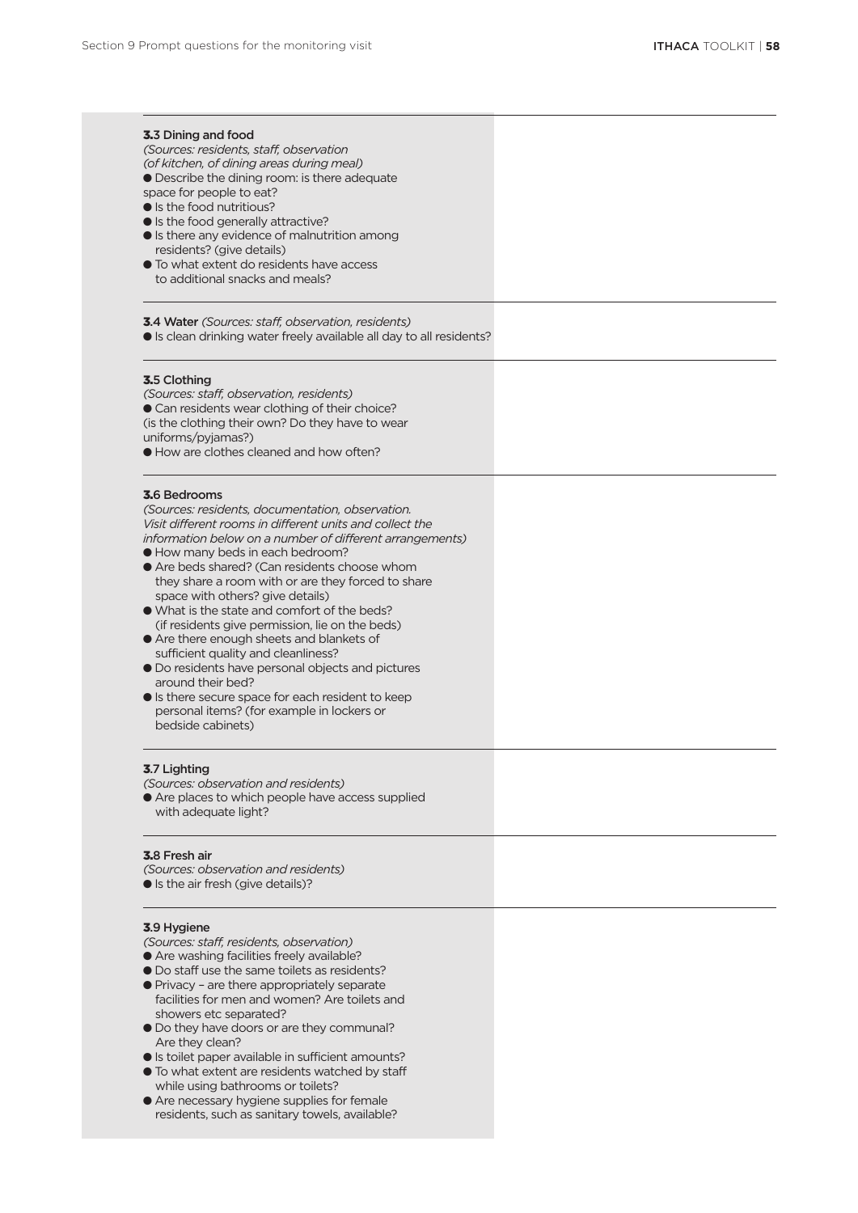### 3.3 Dining and food

*(Sources: residents, staff, observation (of kitchen, of dining areas during meal)*

- Describe the dining room: is there adequate space for people to eat?
- Is the food nutritious?
- Is the food generally attractive?
- Is there any evidence of malnutrition among residents? (give details)
- To what extent do residents have access to additional snacks and meals?

### 3.4 Water *(Sources: staff, observation, residents)*

- Is clean drinking water freely available all day to all residents?

### 3.5 Clothing

*(Sources: staff, observation, residents)*

- Can residents wear clothing of their choice? (is the clothing their own? Do they have to wear uniforms/pyjamas?)
- How are clothes cleaned and how often?

### 3.6 Bedrooms

*(Sources: residents, documentation, observation. Visit different rooms in different units and collect the information below on a number of different arrangements)*

- How many beds in each bedroom?
- Are beds shared? (Can residents choose whom they share a room with or are they forced to share space with others? give details)
- What is the state and comfort of the beds? (if residents give permission, lie on the beds)
- Are there enough sheets and blankets of sufficient quality and cleanliness?
- Do residents have personal objects and pictures around their bed?
- Is there secure space for each resident to keep personal items? (for example in lockers or bedside cabinets)

### 3.7 Lighting

*(Sources: observation and residents)*

- Are places to which people have access supplied with adequate light?

### 3.8 Fresh air

*(Sources: observation and residents)*

- Is the air fresh (give details)?

### 3.9 Hygiene

*(Sources: staff, residents, observation)*

- Are washing facilities freely available?
- Do staff use the same toilets as residents?
- Privacy – are there appropriately separate facilities for men and women? Are toilets and showers etc separated?
- Do they have doors or are they communal? Are they clean?
- Is toilet paper available in sufficient amounts?
- To what extent are residents watched by staff while using bathrooms or toilets?
- Are necessary hygiene supplies for female residents, such as sanitary towels, available?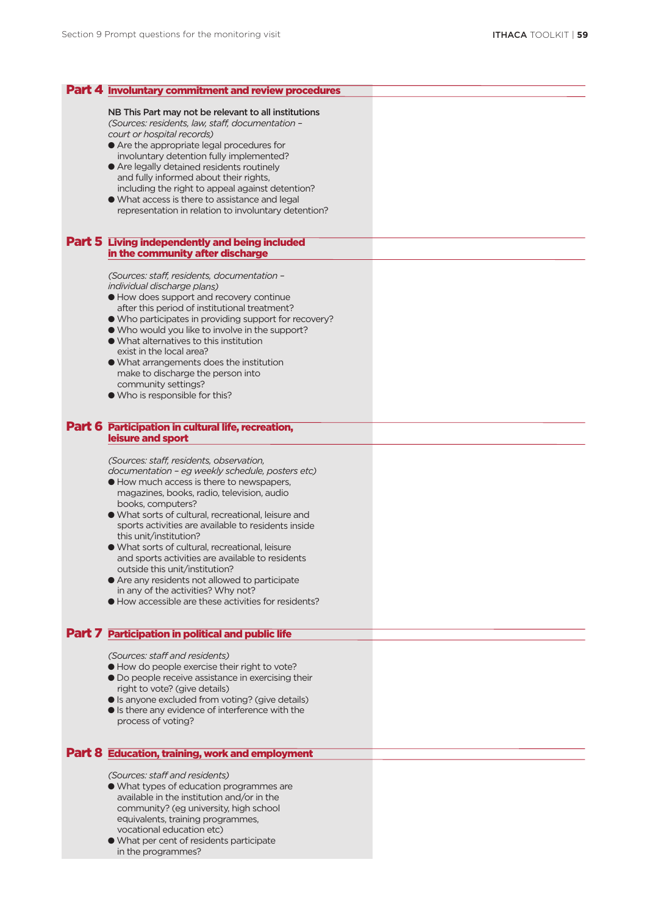## Part 4 Involuntary commitment and review procedures

NB This Part may not be relevant to all institutions
*(Sources: residents, law, staff, documentation – court or hospital records)*

- Are the appropriate legal procedures for involuntary detention fully implemented?
- Are legally detained residents routinely and fully informed about their rights, including the right to appeal against detention?
- What access is there to assistance and legal representation in relation to involuntary detention?

## Part 5 Living independently and being included in the community after discharge

*(Sources: staff, residents, documentation – individual discharge plans)*

- How does support and recovery continue after this period of institutional treatment?
- Who participates in providing support for recovery?
- Who would you like to involve in the support?
- What alternatives to this institution exist in the local area?
- What arrangements does the institution make to discharge the person into community settings?
- Who is responsible for this?

## Part 6 Participation in cultural life, recreation, leisure and sport

*(Sources: staff, residents, observation, documentation – eg weekly schedule, posters etc)*

- How much access is there to newspapers, magazines, books, radio, television, audio books, computers?
- What sorts of cultural, recreational, leisure and sports activities are available to residents inside this unit/institution?
- What sorts of cultural, recreational, leisure and sports activities are available to residents outside this unit/institution?
- Are any residents not allowed to participate in any of the activities? Why not?
- How accessible are these activities for residents?

## Part 7 Participation in political and public life

*(Sources: staff and residents)*

- How do people exercise their right to vote?
- Do people receive assistance in exercising their right to vote? (give details)
- Is anyone excluded from voting? (give details)
- Is there any evidence of interference with the process of voting?

## Part 8 Education, training, work and employment

*(Sources: staff and residents)*

- What types of education programmes are available in the institution and/or in the community? (eg university, high school equivalents, training programmes, vocational education etc)
- What per cent of residents participate in the programmes?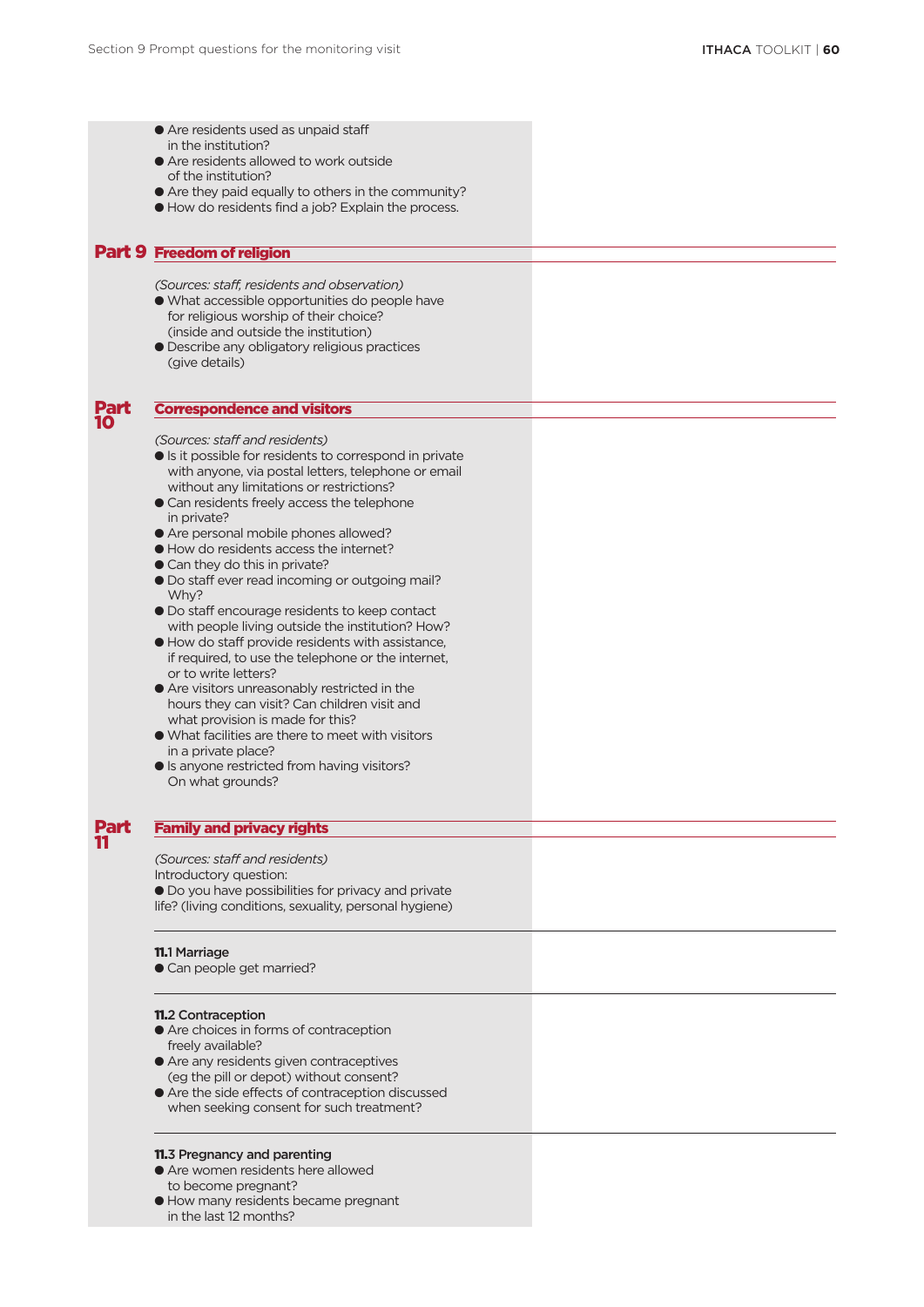- Are residents used as unpaid staff in the institution?
- Are residents allowed to work outside of the institution?
- Are they paid equally to others in the community?
- How do residents find a job? Explain the process.

## Part 9 Freedom of religion

*(Sources: staff, residents and observation)*

- What accessible opportunities do people have for religious worship of their choice? (inside and outside the institution)
- Describe any obligatory religious practices (give details)

## Part 10 Correspondence and visitors

*(Sources: staff and residents)*

- Is it possible for residents to correspond in private with anyone, via postal letters, telephone or email without any limitations or restrictions?
- Can residents freely access the telephone in private?
- Are personal mobile phones allowed?
- How do residents access the internet?
- Can they do this in private?
- Do staff ever read incoming or outgoing mail? Why?
- Do staff encourage residents to keep contact with people living outside the institution? How?
- How do staff provide residents with assistance, if required, to use the telephone or the internet, or to write letters?
- Are visitors unreasonably restricted in the hours they can visit? Can children visit and what provision is made for this?
- What facilities are there to meet with visitors in a private place?
- Is anyone restricted from having visitors? On what grounds?

## Part 11 Family and privacy rights

*(Sources: staff and residents)*

Introductory question:

- Do you have possibilities for privacy and private life? (living conditions, sexuality, personal hygiene)

### 11.1 Marriage

- Can people get married?

### 11.2 Contraception

- Are choices in forms of contraception freely available?
- Are any residents given contraceptives (eg the pill or depot) without consent?
- Are the side effects of contraception discussed when seeking consent for such treatment?

### 11.3 Pregnancy and parenting

- Are women residents here allowed to become pregnant?
- How many residents became pregnant in the last 12 months?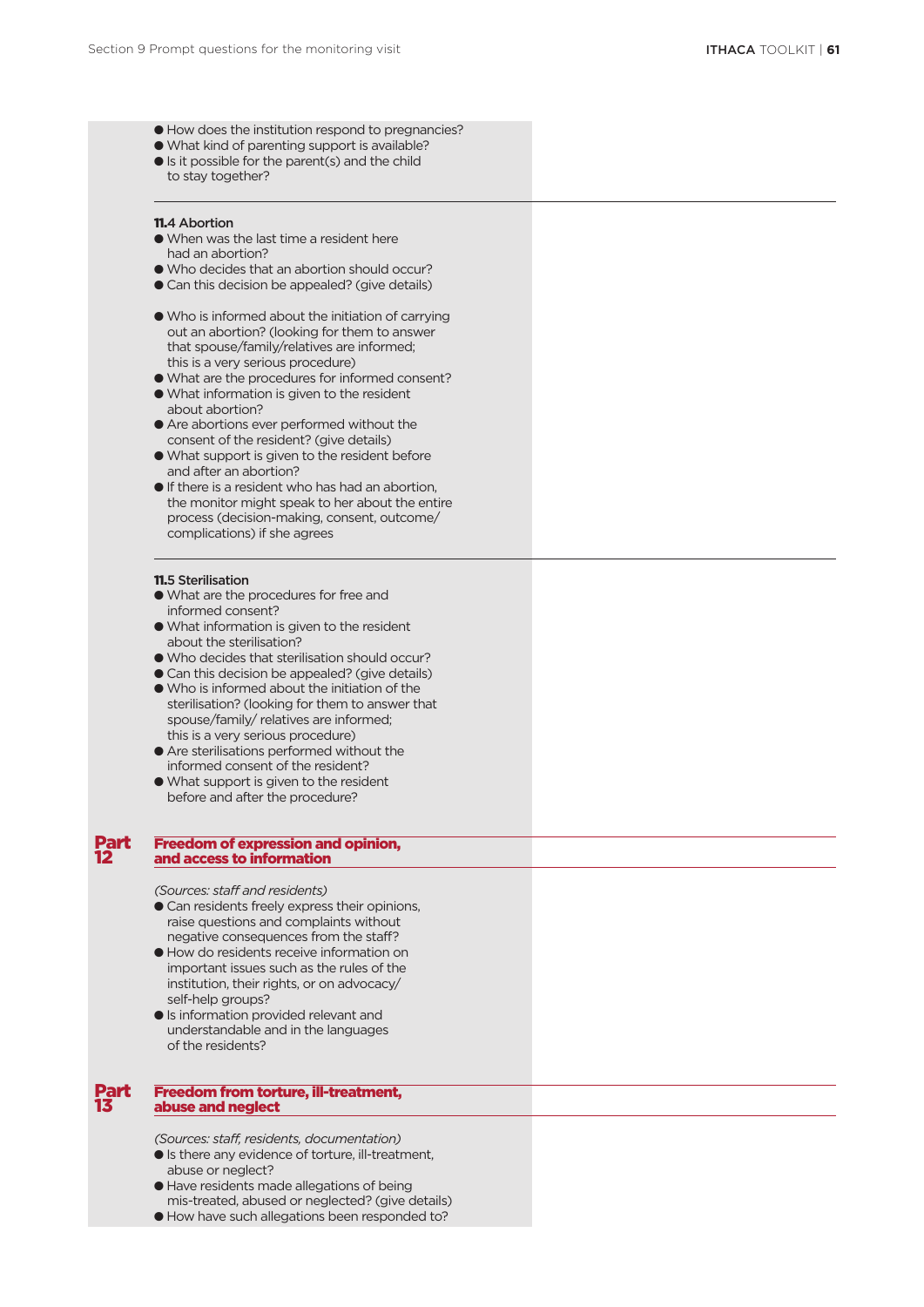- How does the institution respond to pregnancies?
- What kind of parenting support is available?
- Is it possible for the parent(s) and the child to stay together?

**11.4 Abortion**

- When was the last time a resident here had an abortion?
- Who decides that an abortion should occur?
- Can this decision be appealed? (give details)

- Who is informed about the initiation of carrying out an abortion? (looking for them to answer that spouse/family/relatives are informed; this is a very serious procedure)
- What are the procedures for informed consent?
- What information is given to the resident about abortion?
- Are abortions ever performed without the consent of the resident? (give details)
- What support is given to the resident before and after an abortion?
- If there is a resident who has had an abortion, the monitor might speak to her about the entire process (decision-making, consent, outcome/complications) if she agrees

**11.5 Sterilisation**

- What are the procedures for free and informed consent?
- What information is given to the resident about the sterilisation?
- Who decides that sterilisation should occur?
- Can this decision be appealed? (give details)
- Who is informed about the initiation of the sterilisation? (looking for them to answer that spouse/family/ relatives are informed; this is a very serious procedure)
- Are sterilisations performed without the informed consent of the resident?
- What support is given to the resident before and after the procedure?

## Part 12 Freedom of expression and opinion, and access to information

*(Sources: staff and residents)*

- Can residents freely express their opinions, raise questions and complaints without negative consequences from the staff?
- How do residents receive information on important issues such as the rules of the institution, their rights, or on advocacy/self-help groups?
- Is information provided relevant and understandable and in the languages of the residents?

## Part 13 Freedom from torture, ill-treatment, abuse and neglect

*(Sources: staff, residents, documentation)*

- Is there any evidence of torture, ill-treatment, abuse or neglect?
- Have residents made allegations of being mis-treated, abused or neglected? (give details)
- How have such allegations been responded to?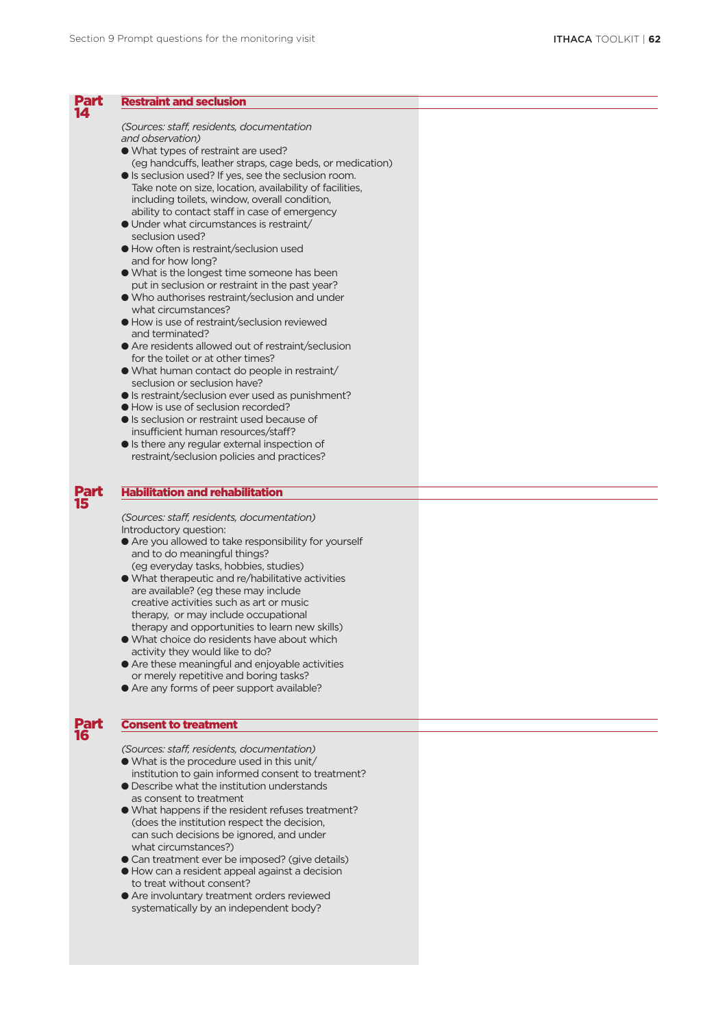## Part 14 Restraint and seclusion

*(Sources: staff, residents, documentation and observation)*

- What types of restraint are used? (eg handcuffs, leather straps, cage beds, or medication)
- Is seclusion used? If yes, see the seclusion room. Take note on size, location, availability of facilities, including toilets, window, overall condition, ability to contact staff in case of emergency
- Under what circumstances is restraint/seclusion used?
- How often is restraint/seclusion used and for how long?
- What is the longest time someone has been put in seclusion or restraint in the past year?
- Who authorises restraint/seclusion and under what circumstances?
- How is use of restraint/seclusion reviewed and terminated?
- Are residents allowed out of restraint/seclusion for the toilet or at other times?
- What human contact do people in restraint/seclusion or seclusion have?
- Is restraint/seclusion ever used as punishment?
- How is use of seclusion recorded?
- Is seclusion or restraint used because of insufficient human resources/staff?
- Is there any regular external inspection of restraint/seclusion policies and practices?

## Part 15 Habilitation and rehabilitation

*(Sources: staff, residents, documentation)*

Introductory question:

- Are you allowed to take responsibility for yourself and to do meaningful things? (eg everyday tasks, hobbies, studies)
- What therapeutic and re/habilitative activities are available? (eg these may include creative activities such as art or music therapy, or may include occupational therapy and opportunities to learn new skills)
- What choice do residents have about which activity they would like to do?
- Are these meaningful and enjoyable activities or merely repetitive and boring tasks?
- Are any forms of peer support available?

## Part 16 Consent to treatment

*(Sources: staff, residents, documentation)*

- What is the procedure used in this unit/institution to gain informed consent to treatment?
- Describe what the institution understands as consent to treatment
- What happens if the resident refuses treatment? (does the institution respect the decision, can such decisions be ignored, and under what circumstances?)
- Can treatment ever be imposed? (give details)
- How can a resident appeal against a decision to treat without consent?
- Are involuntary treatment orders reviewed systematically by an independent body?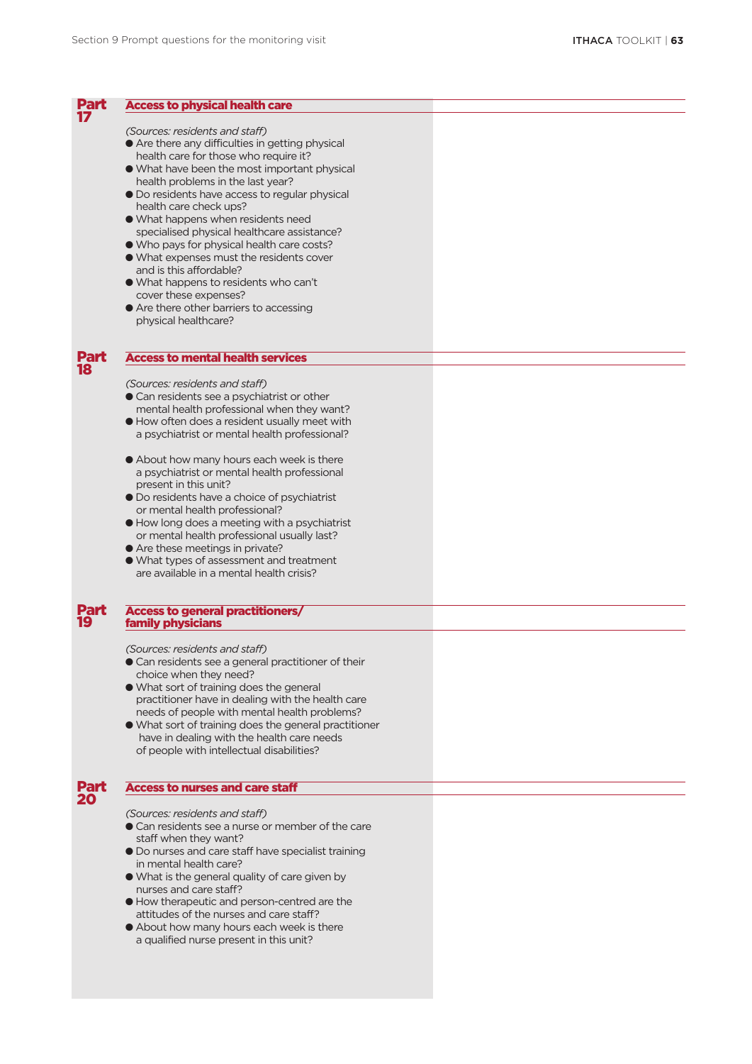## Part 17 Access to physical health care

*(Sources: residents and staff)*

- Are there any difficulties in getting physical health care for those who require it?
- What have been the most important physical health problems in the last year?
- Do residents have access to regular physical health care check ups?
- What happens when residents need specialised physical healthcare assistance?
- Who pays for physical health care costs?
- What expenses must the residents cover and is this affordable?
- What happens to residents who can't cover these expenses?
- Are there other barriers to accessing physical healthcare?

## Part 18 Access to mental health services

*(Sources: residents and staff)*

- Can residents see a psychiatrist or other mental health professional when they want?
- How often does a resident usually meet with a psychiatrist or mental health professional?
- About how many hours each week is there a psychiatrist or mental health professional present in this unit?
- Do residents have a choice of psychiatrist or mental health professional?
- How long does a meeting with a psychiatrist or mental health professional usually last?
- Are these meetings in private?
- What types of assessment and treatment are available in a mental health crisis?

## Part 19 Access to general practitioners/family physicians

*(Sources: residents and staff)*

- Can residents see a general practitioner of their choice when they need?
- What sort of training does the general practitioner have in dealing with the health care needs of people with mental health problems?
- What sort of training does the general practitioner have in dealing with the health care needs of people with intellectual disabilities?

## Part 20 Access to nurses and care staff

*(Sources: residents and staff)*

- Can residents see a nurse or member of the care staff when they want?
- Do nurses and care staff have specialist training in mental health care?
- What is the general quality of care given by nurses and care staff?
- How therapeutic and person-centred are the attitudes of the nurses and care staff?
- About how many hours each week is there a qualified nurse present in this unit?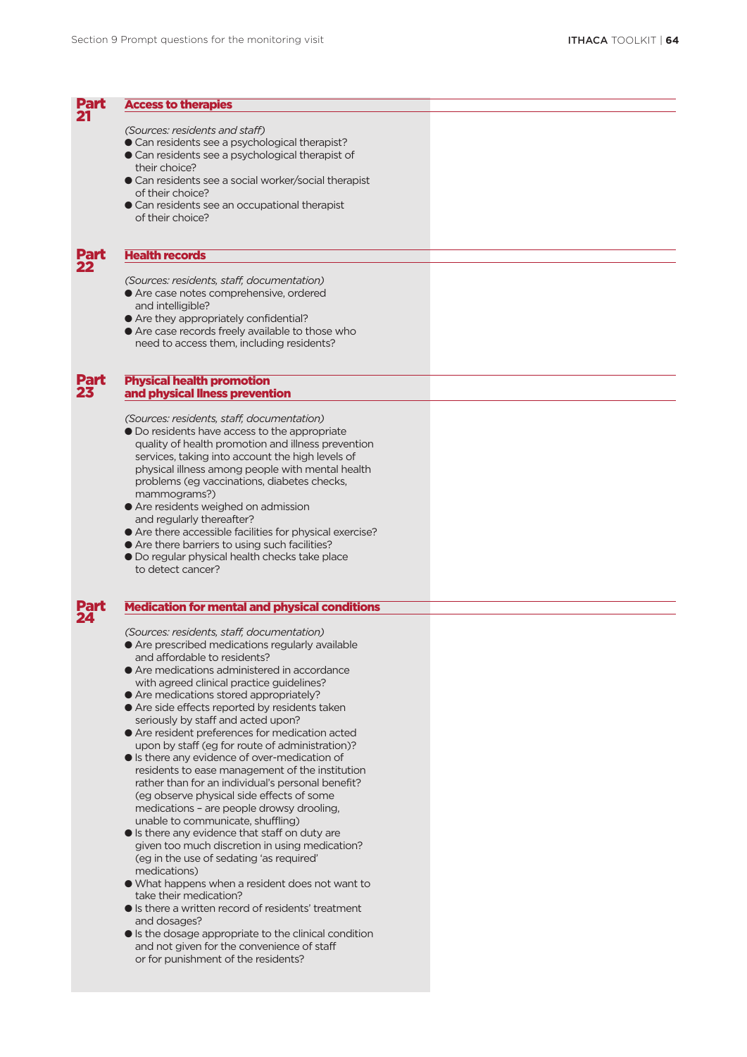## Part 21 Access to therapies

*(Sources: residents and staff)*

- Can residents see a psychological therapist?
- Can residents see a psychological therapist of their choice?
- Can residents see a social worker/social therapist of their choice?
- Can residents see an occupational therapist of their choice?

## Part 22 Health records

*(Sources: residents, staff, documentation)*

- Are case notes comprehensive, ordered and intelligible?
- Are they appropriately confidential?
- Are case records freely available to those who need to access them, including residents?

## Part 23 Physical health promotion and physical llness prevention

*(Sources: residents, staff, documentation)*

- Do residents have access to the appropriate quality of health promotion and illness prevention services, taking into account the high levels of physical illness among people with mental health problems (eg vaccinations, diabetes checks, mammograms?)
- Are residents weighed on admission and regularly thereafter?
- Are there accessible facilities for physical exercise?
- Are there barriers to using such facilities?
- Do regular physical health checks take place to detect cancer?

## Part 24 Medication for mental and physical conditions

*(Sources: residents, staff, documentation)*

- Are prescribed medications regularly available and affordable to residents?
- Are medications administered in accordance with agreed clinical practice guidelines?
- Are medications stored appropriately?
- Are side effects reported by residents taken seriously by staff and acted upon?
- Are resident preferences for medication acted upon by staff (eg for route of administration)?
- Is there any evidence of over-medication of residents to ease management of the institution rather than for an individual's personal benefit? (eg observe physical side effects of some medications – are people drowsy drooling, unable to communicate, shuffling)
- Is there any evidence that staff on duty are given too much discretion in using medication? (eg in the use of sedating 'as required' medications)
- What happens when a resident does not want to take their medication?
- Is there a written record of residents' treatment and dosages?
- Is the dosage appropriate to the clinical condition and not given for the convenience of staff or for punishment of the residents?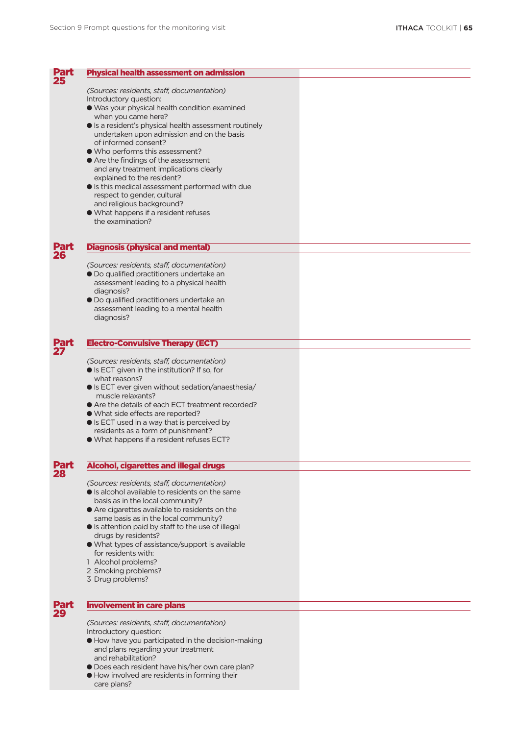## Part 25 Physical health assessment on admission

*(Sources: residents, staff, documentation)*

Introductory question:

- Was your physical health condition examined when you came here?
- Is a resident's physical health assessment routinely undertaken upon admission and on the basis of informed consent?
- Who performs this assessment?
- Are the findings of the assessment and any treatment implications clearly explained to the resident?
- Is this medical assessment performed with due respect to gender, cultural and religious background?
- What happens if a resident refuses the examination?

## Part 26 Diagnosis (physical and mental)

*(Sources: residents, staff, documentation)*

- Do qualified practitioners undertake an assessment leading to a physical health diagnosis?
- Do qualified practitioners undertake an assessment leading to a mental health diagnosis?

## Part 27 Electro-Convulsive Therapy (ECT)

*(Sources: residents, staff, documentation)*

- Is ECT given in the institution? If so, for what reasons?
- Is ECT ever given without sedation/anaesthesia/ muscle relaxants?
- Are the details of each ECT treatment recorded?
- What side effects are reported?
- Is ECT used in a way that is perceived by residents as a form of punishment?
- What happens if a resident refuses ECT?

## Part 28 Alcohol, cigarettes and illegal drugs

*(Sources: residents, staff, documentation)*

- Is alcohol available to residents on the same basis as in the local community?
- Are cigarettes available to residents on the same basis as in the local community?
- Is attention paid by staff to the use of illegal drugs by residents?
- What types of assistance/support is available for residents with:

1. Alcohol problems?
2. Smoking problems?
3. Drug problems?

## Part 29 Involvement in care plans

*(Sources: residents, staff, documentation)*

Introductory question:

- How have you participated in the decision-making and plans regarding your treatment and rehabilitation?
- Does each resident have his/her own care plan?
- How involved are residents in forming their care plans?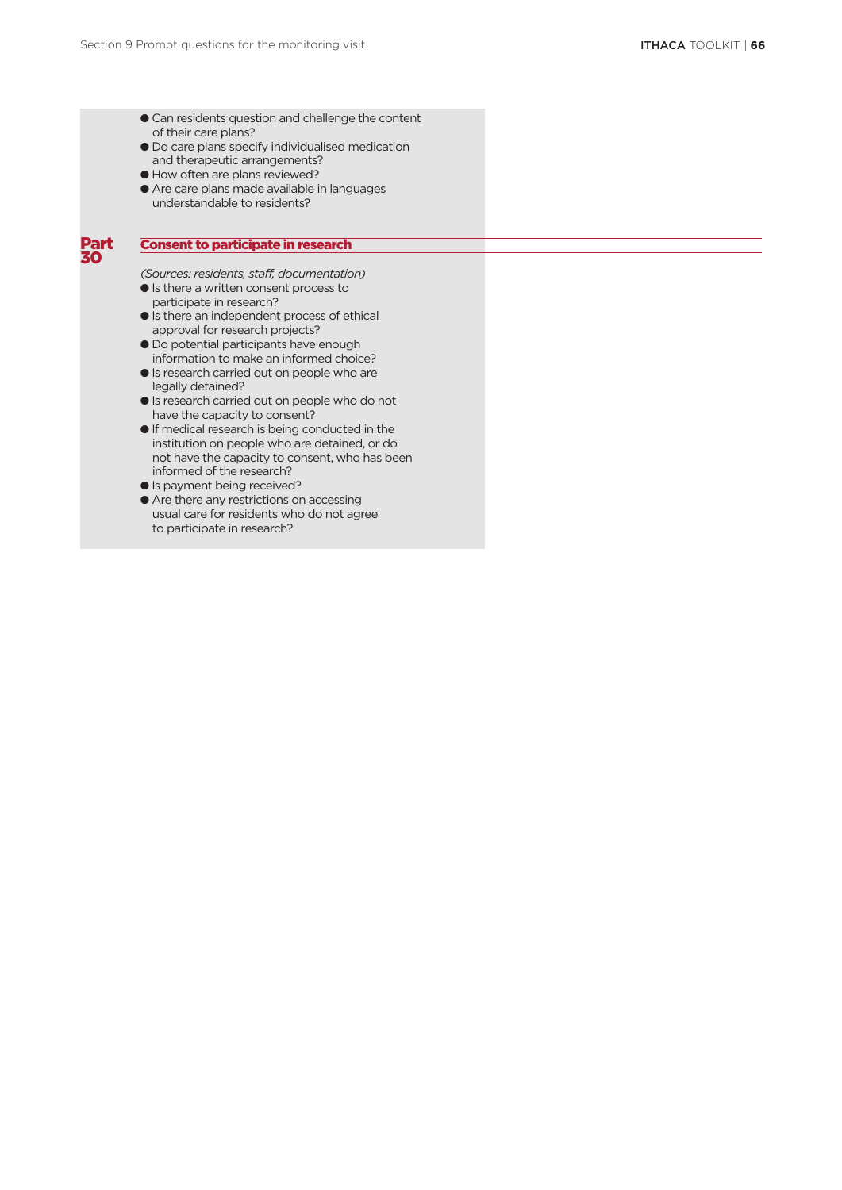- Can residents question and challenge the content of their care plans?
- Do care plans specify individualised medication and therapeutic arrangements?
- How often are plans reviewed?
- Are care plans made available in languages understandable to residents?

## Part 30 Consent to participate in research

*(Sources: residents, staff, documentation)*

- Is there a written consent process to participate in research?
- Is there an independent process of ethical approval for research projects?
- Do potential participants have enough information to make an informed choice?
- Is research carried out on people who are legally detained?
- Is research carried out on people who do not have the capacity to consent?
- If medical research is being conducted in the institution on people who are detained, or do not have the capacity to consent, who has been informed of the research?
- Is payment being received?
- Are there any restrictions on accessing usual care for residents who do not agree to participate in research?